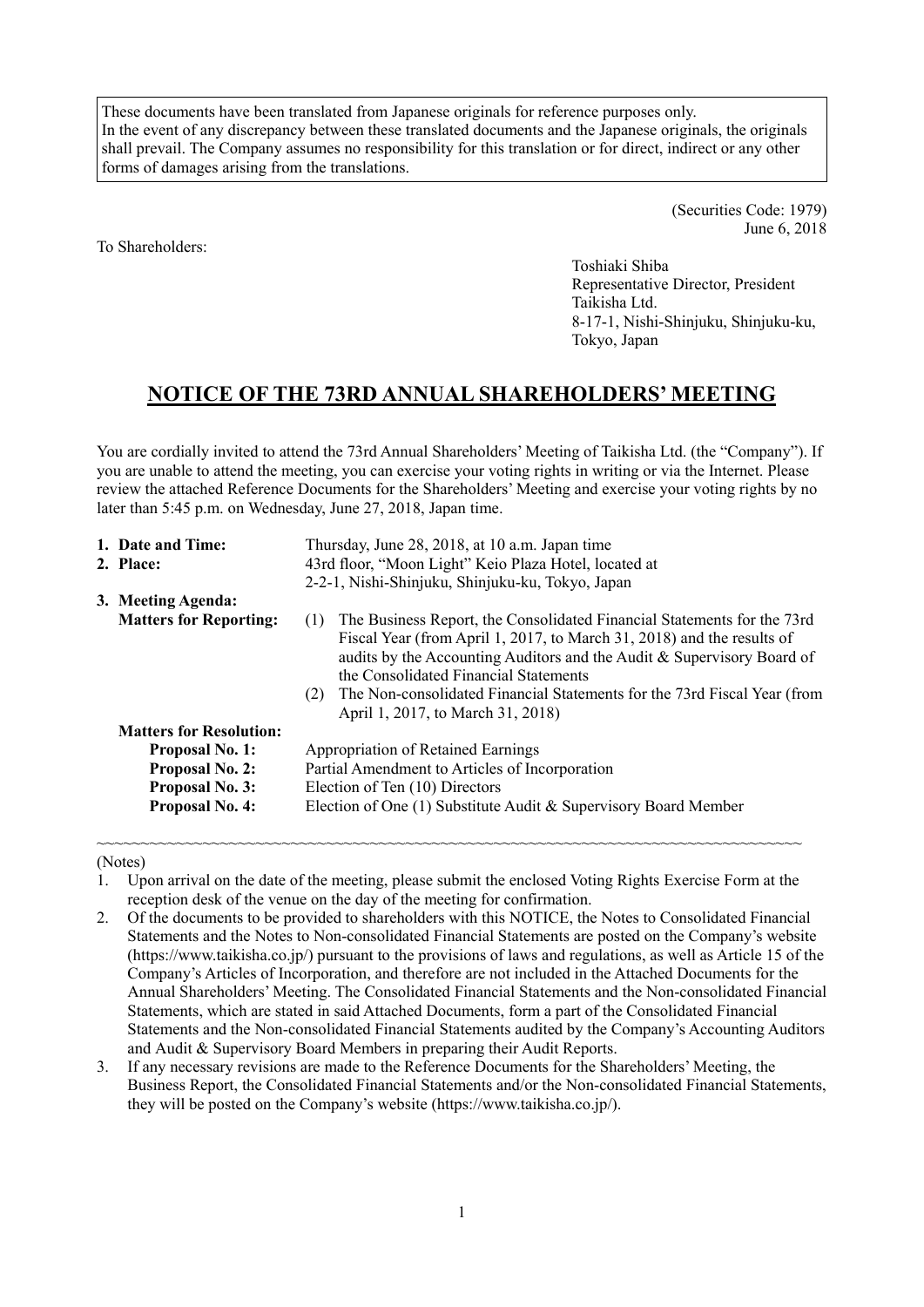These documents have been translated from Japanese originals for reference purposes only. In the event of any discrepancy between these translated documents and the Japanese originals, the originals shall prevail. The Company assumes no responsibility for this translation or for direct, indirect or any other forms of damages arising from the translations.

(Securities Code: 1979)
June 6, 2018

To Shareholders:

Toshiaki Shiba
Representative Director, President
Taikisha Ltd.
8-17-1, Nishi-Shinjuku, Shinjuku-ku,
Tokyo, Japan

# NOTICE OF THE 73RD ANNUAL SHAREHOLDERS' MEETING

You are cordially invited to attend the 73rd Annual Shareholders' Meeting of Taikisha Ltd. (the "Company"). If you are unable to attend the meeting, you can exercise your voting rights in writing or via the Internet. Please review the attached Reference Documents for the Shareholders' Meeting and exercise your voting rights by no later than 5:45 p.m. on Wednesday, June 27, 2018, Japan time.

**1. Date and Time:** Thursday, June 28, 2018, at 10 a.m. Japan time

**2. Place:** 43rd floor, "Moon Light" Keio Plaza Hotel, located at 2-2-1, Nishi-Shinjuku, Shinjuku-ku, Tokyo, Japan

**3. Meeting Agenda:**

**Matters for Reporting:**

(1) The Business Report, the Consolidated Financial Statements for the 73rd Fiscal Year (from April 1, 2017, to March 31, 2018) and the results of audits by the Accounting Auditors and the Audit & Supervisory Board of the Consolidated Financial Statements

(2) The Non-consolidated Financial Statements for the 73rd Fiscal Year (from April 1, 2017, to March 31, 2018)

**Matters for Resolution:**

**Proposal No. 1:** Appropriation of Retained Earnings

**Proposal No. 2:** Partial Amendment to Articles of Incorporation

**Proposal No. 3:** Election of Ten (10) Directors

**Proposal No. 4:** Election of One (1) Substitute Audit & Supervisory Board Member

~~~~~~~~~~~~~~~~~~~~~~~~~~~~~~~~~~~~~~~~~~~~~~~~~~~~~~~~~~~~~~~~~~~~~~~~~~~~~~~~~~~~~~

(Notes)

1. Upon arrival on the date of the meeting, please submit the enclosed Voting Rights Exercise Form at the reception desk of the venue on the day of the meeting for confirmation.
2. Of the documents to be provided to shareholders with this NOTICE, the Notes to Consolidated Financial Statements and the Notes to Non-consolidated Financial Statements are posted on the Company's website (https://www.taikisha.co.jp/) pursuant to the provisions of laws and regulations, as well as Article 15 of the Company's Articles of Incorporation, and therefore are not included in the Attached Documents for the Annual Shareholders' Meeting. The Consolidated Financial Statements and the Non-consolidated Financial Statements, which are stated in said Attached Documents, form a part of the Consolidated Financial Statements and the Non-consolidated Financial Statements audited by the Company's Accounting Auditors and Audit & Supervisory Board Members in preparing their Audit Reports.
3. If any necessary revisions are made to the Reference Documents for the Shareholders' Meeting, the Business Report, the Consolidated Financial Statements and/or the Non-consolidated Financial Statements, they will be posted on the Company's website (https://www.taikisha.co.jp/).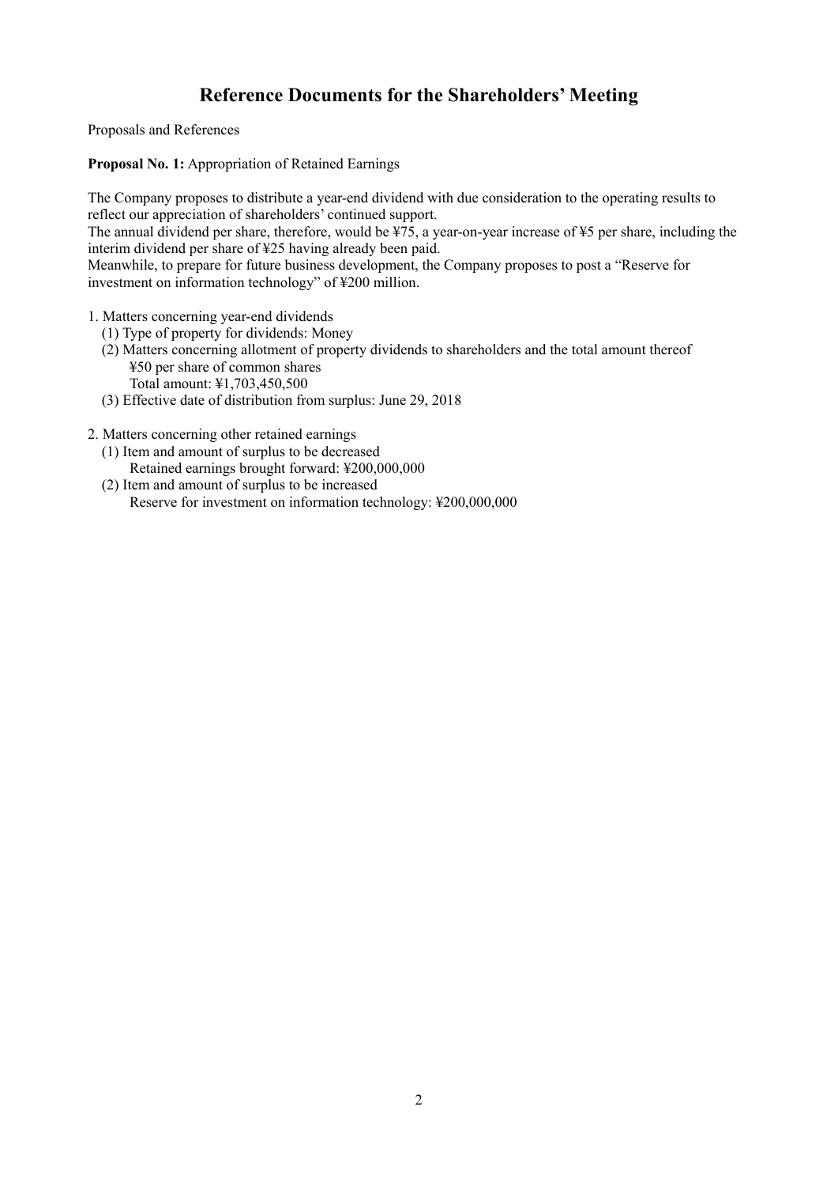# Reference Documents for the Shareholders' Meeting

Proposals and References

**Proposal No. 1:** Appropriation of Retained Earnings

The Company proposes to distribute a year-end dividend with due consideration to the operating results to reflect our appreciation of shareholders' continued support.
The annual dividend per share, therefore, would be ¥75, a year-on-year increase of ¥5 per share, including the interim dividend per share of ¥25 having already been paid.
Meanwhile, to prepare for future business development, the Company proposes to post a "Reserve for investment on information technology" of ¥200 million.

1. Matters concerning year-end dividends
   (1) Type of property for dividends: Money
   (2) Matters concerning allotment of property dividends to shareholders and the total amount thereof
       ¥50 per share of common shares
       Total amount: ¥1,703,450,500
   (3) Effective date of distribution from surplus: June 29, 2018

2. Matters concerning other retained earnings
   (1) Item and amount of surplus to be decreased
       Retained earnings brought forward: ¥200,000,000
   (2) Item and amount of surplus to be increased
       Reserve for investment on information technology: ¥200,000,000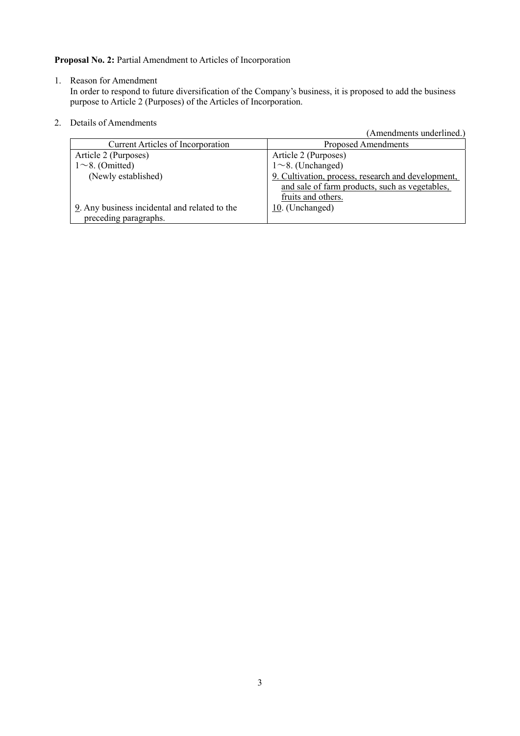**Proposal No. 2:** Partial Amendment to Articles of Incorporation

1. Reason for Amendment
   In order to respond to future diversification of the Company's business, it is proposed to add the business purpose to Article 2 (Purposes) of the Articles of Incorporation.

2. Details of Amendments

(Amendments underlined.)

| Current Articles of Incorporation | Proposed Amendments |
|---|---|
| Article 2 (Purposes)<br>1～8. (Omitted)<br>(Newly established)<br><br><br>9. Any business incidental and related to the preceding paragraphs. | Article 2 (Purposes)<br>1～8. (Unchanged)<br>9. Cultivation, process, research and development, and sale of farm products, such as vegetables, fruits and others.<br>10. (Unchanged) |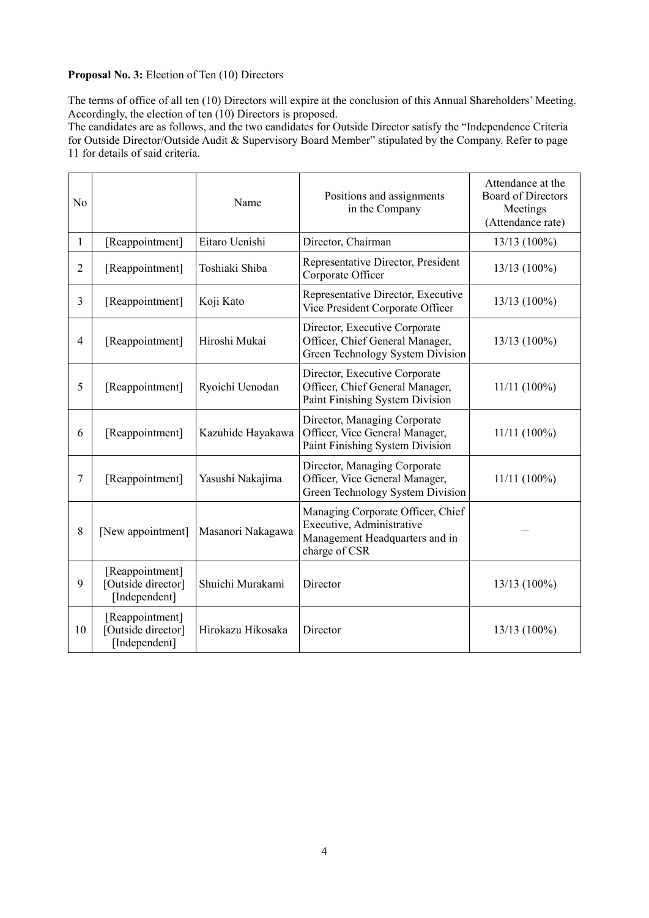**Proposal No. 3:** Election of Ten (10) Directors

The terms of office of all ten (10) Directors will expire at the conclusion of this Annual Shareholders' Meeting. Accordingly, the election of ten (10) Directors is proposed.
The candidates are as follows, and the two candidates for Outside Director satisfy the "Independence Criteria for Outside Director/Outside Audit & Supervisory Board Member" stipulated by the Company. Refer to page 11 for details of said criteria.

| No | | Name | Positions and assignments in the Company | Attendance at the Board of Directors Meetings (Attendance rate) |
|---|---|---|---|---|
| 1 | [Reappointment] | Eitaro Uenishi | Director, Chairman | 13/13 (100%) |
| 2 | [Reappointment] | Toshiaki Shiba | Representative Director, President Corporate Officer | 13/13 (100%) |
| 3 | [Reappointment] | Koji Kato | Representative Director, Executive Vice President Corporate Officer | 13/13 (100%) |
| 4 | [Reappointment] | Hiroshi Mukai | Director, Executive Corporate Officer, Chief General Manager, Green Technology System Division | 13/13 (100%) |
| 5 | [Reappointment] | Ryoichi Uenodan | Director, Executive Corporate Officer, Chief General Manager, Paint Finishing System Division | 11/11 (100%) |
| 6 | [Reappointment] | Kazuhide Hayakawa | Director, Managing Corporate Officer, Vice General Manager, Paint Finishing System Division | 11/11 (100%) |
| 7 | [Reappointment] | Yasushi Nakajima | Director, Managing Corporate Officer, Vice General Manager, Green Technology System Division | 11/11 (100%) |
| 8 | [New appointment] | Masanori Nakagawa | Managing Corporate Officer, Chief Executive, Administrative Management Headquarters and in charge of CSR | — |
| 9 | [Reappointment] [Outside director] [Independent] | Shuichi Murakami | Director | 13/13 (100%) |
| 10 | [Reappointment] [Outside director] [Independent] | Hirokazu Hikosaka | Director | 13/13 (100%) |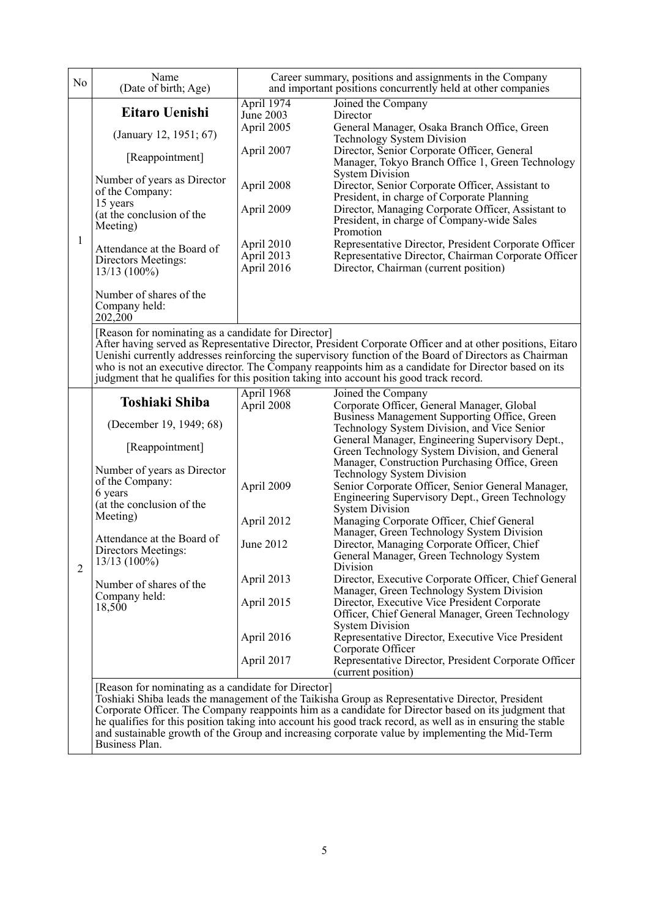| No | Name (Date of birth; Age) | Career summary, positions and assignments in the Company and important positions concurrently held at other companies | |
|---|---|---|---|
| 1 | **Eitaro Uenishi**<br><br>(January 12, 1951; 67)<br><br>[Reappointment]<br><br>Number of years as Director of the Company:<br>15 years<br>(at the conclusion of the Meeting)<br><br>Attendance at the Board of Directors Meetings:<br>13/13 (100%)<br><br>Number of shares of the Company held:<br>202,200 | April 1974<br>June 2003<br>April 2005<br><br>April 2007<br><br><br>April 2008<br><br>April 2009<br><br><br>April 2010<br>April 2013<br>April 2016 | Joined the Company<br>Director<br>General Manager, Osaka Branch Office, Green Technology System Division<br>Director, Senior Corporate Officer, General Manager, Tokyo Branch Office 1, Green Technology System Division<br>Director, Senior Corporate Officer, Assistant to President, in charge of Corporate Planning<br>Director, Managing Corporate Officer, Assistant to President, in charge of Company-wide Sales Promotion<br>Representative Director, President Corporate Officer<br>Representative Director, Chairman Corporate Officer<br>Director, Chairman (current position) |
| | [Reason for nominating as a candidate for Director]<br>After having served as Representative Director, President Corporate Officer and at other positions, Eitaro Uenishi currently addresses reinforcing the supervisory function of the Board of Directors as Chairman who is not an executive director. The Company reappoints him as a candidate for Director based on its judgment that he qualifies for this position taking into account his good track record. | | |
| 2 | **Toshiaki Shiba**<br><br>(December 19, 1949; 68)<br><br>[Reappointment]<br><br>Number of years as Director of the Company:<br>6 years<br>(at the conclusion of the Meeting)<br><br>Attendance at the Board of Directors Meetings:<br>13/13 (100%)<br><br>Number of shares of the Company held:<br>18,500 | April 1968<br>April 2008<br><br><br><br><br><br><br>April 2009<br><br><br>April 2012<br><br>June 2012<br><br><br>April 2013<br><br>April 2015<br><br><br>April 2016<br><br>April 2017 | Joined the Company<br>Corporate Officer, General Manager, Global Business Management Supporting Office, Green Technology System Division, and Vice Senior General Manager, Engineering Supervisory Dept., Green Technology System Division, and General Manager, Construction Purchasing Office, Green Technology System Division<br>Senior Corporate Officer, Senior General Manager, Engineering Supervisory Dept., Green Technology System Division<br>Managing Corporate Officer, Chief General Manager, Green Technology System Division<br>Director, Managing Corporate Officer, Chief General Manager, Green Technology System Division<br>Director, Executive Corporate Officer, Chief General Manager, Green Technology System Division<br>Director, Executive Vice President Corporate Officer, Chief General Manager, Green Technology System Division<br>Representative Director, Executive Vice President Corporate Officer<br>Representative Director, President Corporate Officer (current position) |
| | [Reason for nominating as a candidate for Director]<br>Toshiaki Shiba leads the management of the Taikisha Group as Representative Director, President Corporate Officer. The Company reappoints him as a candidate for Director based on its judgment that he qualifies for this position taking into account his good track record, as well as in ensuring the stable and sustainable growth of the Group and increasing corporate value by implementing the Mid-Term Business Plan. | | |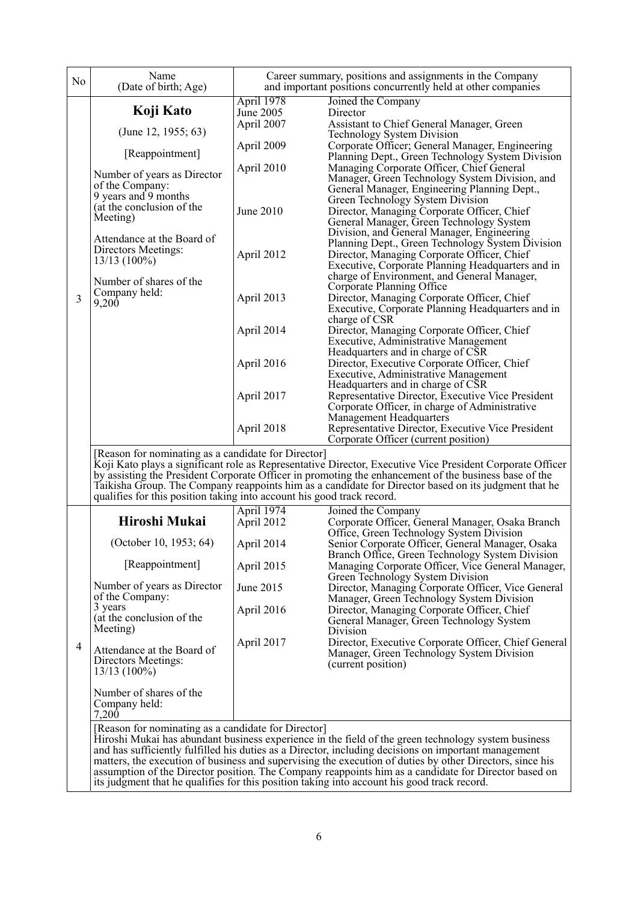| No | Name (Date of birth; Age) | Career summary, positions and assignments in the Company and important positions concurrently held at other companies | |
|---|---|---|---|
| 3 | **Koji Kato**<br><br>(June 12, 1955; 63)<br><br>[Reappointment]<br><br>Number of years as Director of the Company:<br>9 years and 9 months<br>(at the conclusion of the Meeting)<br><br>Attendance at the Board of Directors Meetings:<br>13/13 (100%)<br><br>Number of shares of the Company held:<br>9,200 | April 1978 | Joined the Company |
| | | June 2005 | Director |
| | | April 2007 | Assistant to Chief General Manager, Green Technology System Division |
| | | April 2009 | Corporate Officer; General Manager, Engineering Planning Dept., Green Technology System Division |
| | | April 2010 | Managing Corporate Officer, Chief General Manager, Green Technology System Division, and General Manager, Engineering Planning Dept., Green Technology System Division |
| | | June 2010 | Director, Managing Corporate Officer, Chief General Manager, Green Technology System Division, and General Manager, Engineering Planning Dept., Green Technology System Division |
| | | April 2012 | Director, Managing Corporate Officer, Chief Executive, Corporate Planning Headquarters and in charge of Environment, and General Manager, Corporate Planning Office |
| | | April 2013 | Director, Managing Corporate Officer, Chief Executive, Corporate Planning Headquarters and in charge of CSR |
| | | April 2014 | Director, Managing Corporate Officer, Chief Executive, Administrative Management Headquarters and in charge of CSR |
| | | April 2016 | Director, Executive Corporate Officer, Chief Executive, Administrative Management Headquarters and in charge of CSR |
| | | April 2017 | Representative Director, Executive Vice President Corporate Officer, in charge of Administrative Management Headquarters |
| | | April 2018 | Representative Director, Executive Vice President Corporate Officer (current position) |
| | [Reason for nominating as a candidate for Director]<br>Koji Kato plays a significant role as Representative Director, Executive Vice President Corporate Officer by assisting the President Corporate Officer in promoting the enhancement of the business base of the Taikisha Group. The Company reappoints him as a candidate for Director based on its judgment that he qualifies for this position taking into account his good track record. | | |
| 4 | **Hiroshi Mukai**<br><br>(October 10, 1953; 64)<br><br>[Reappointment]<br><br>Number of years as Director of the Company:<br>3 years<br>(at the conclusion of the Meeting)<br><br>Attendance at the Board of Directors Meetings:<br>13/13 (100%)<br><br>Number of shares of the Company held:<br>7,200 | April 1974 | Joined the Company |
| | | April 2012 | Corporate Officer, General Manager, Osaka Branch Office, Green Technology System Division |
| | | April 2014 | Senior Corporate Officer, General Manager, Osaka Branch Office, Green Technology System Division |
| | | April 2015 | Managing Corporate Officer, Vice General Manager, Green Technology System Division |
| | | June 2015 | Director, Managing Corporate Officer, Vice General Manager, Green Technology System Division |
| | | April 2016 | Director, Managing Corporate Officer, Chief General Manager, Green Technology System Division |
| | | April 2017 | Director, Executive Corporate Officer, Chief General Manager, Green Technology System Division (current position) |
| | [Reason for nominating as a candidate for Director]<br>Hiroshi Mukai has abundant business experience in the field of the green technology system business and has sufficiently fulfilled his duties as a Director, including decisions on important management matters, the execution of business and supervising the execution of duties by other Directors, since his assumption of the Director position. The Company reappoints him as a candidate for Director based on its judgment that he qualifies for this position taking into account his good track record. | | |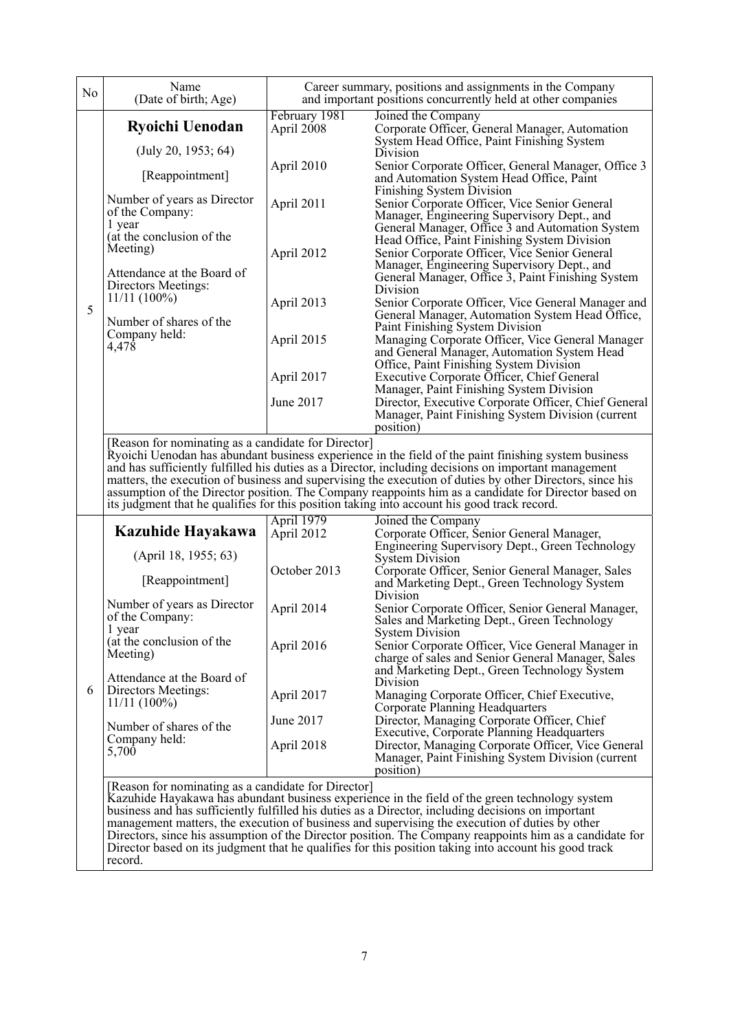| No | Name (Date of birth; Age) | Career summary, positions and assignments in the Company and important positions concurrently held at other companies | |
|---|---|---|---|
| 5 | **Ryoichi Uenodan**<br>(July 20, 1953; 64)<br>[Reappointment]<br>Number of years as Director of the Company: 1 year (at the conclusion of the Meeting)<br>Attendance at the Board of Directors Meetings: 11/11 (100%)<br>Number of shares of the Company held: 4,478 | February 1981 | Joined the Company |
| | | April 2008 | Corporate Officer, General Manager, Automation System Head Office, Paint Finishing System Division |
| | | April 2010 | Senior Corporate Officer, General Manager, Office 3 and Automation System Head Office, Paint Finishing System Division |
| | | April 2011 | Senior Corporate Officer, Vice Senior General Manager, Engineering Supervisory Dept., and General Manager, Office 3 and Automation System Head Office, Paint Finishing System Division |
| | | April 2012 | Senior Corporate Officer, Vice Senior General Manager, Engineering Supervisory Dept., and General Manager, Office 3, Paint Finishing System Division |
| | | April 2013 | Senior Corporate Officer, Vice General Manager and General Manager, Automation System Head Office, Paint Finishing System Division |
| | | April 2015 | Managing Corporate Officer, Vice General Manager and General Manager, Automation System Head Office, Paint Finishing System Division |
| | | April 2017 | Executive Corporate Officer, Chief General Manager, Paint Finishing System Division |
| | | June 2017 | Director, Executive Corporate Officer, Chief General Manager, Paint Finishing System Division (current position) |
| | [Reason for nominating as a candidate for Director]<br>Ryoichi Uenodan has abundant business experience in the field of the paint finishing system business and has sufficiently fulfilled his duties as a Director, including decisions on important management matters, the execution of business and supervising the execution of duties by other Directors, since his assumption of the Director position. The Company reappoints him as a candidate for Director based on its judgment that he qualifies for this position taking into account his good track record. | | |
| 6 | **Kazuhide Hayakawa**<br>(April 18, 1955; 63)<br>[Reappointment]<br>Number of years as Director of the Company: 1 year (at the conclusion of the Meeting)<br>Attendance at the Board of Directors Meetings: 11/11 (100%)<br>Number of shares of the Company held: 5,700 | April 1979 | Joined the Company |
| | | April 2012 | Corporate Officer, Senior General Manager, Engineering Supervisory Dept., Green Technology System Division |
| | | October 2013 | Corporate Officer, Senior General Manager, Sales and Marketing Dept., Green Technology System Division |
| | | April 2014 | Senior Corporate Officer, Senior General Manager, Sales and Marketing Dept., Green Technology System Division |
| | | April 2016 | Senior Corporate Officer, Vice General Manager in charge of sales and Senior General Manager, Sales and Marketing Dept., Green Technology System Division |
| | | April 2017 | Managing Corporate Officer, Chief Executive, Corporate Planning Headquarters |
| | | June 2017 | Director, Managing Corporate Officer, Chief Executive, Corporate Planning Headquarters |
| | | April 2018 | Director, Managing Corporate Officer, Vice General Manager, Paint Finishing System Division (current position) |
| | [Reason for nominating as a candidate for Director]<br>Kazuhide Hayakawa has abundant business experience in the field of the green technology system business and has sufficiently fulfilled his duties as a Director, including decisions on important management matters, the execution of business and supervising the execution of duties by other Directors, since his assumption of the Director position. The Company reappoints him as a candidate for Director based on its judgment that he qualifies for this position taking into account his good track record. | | |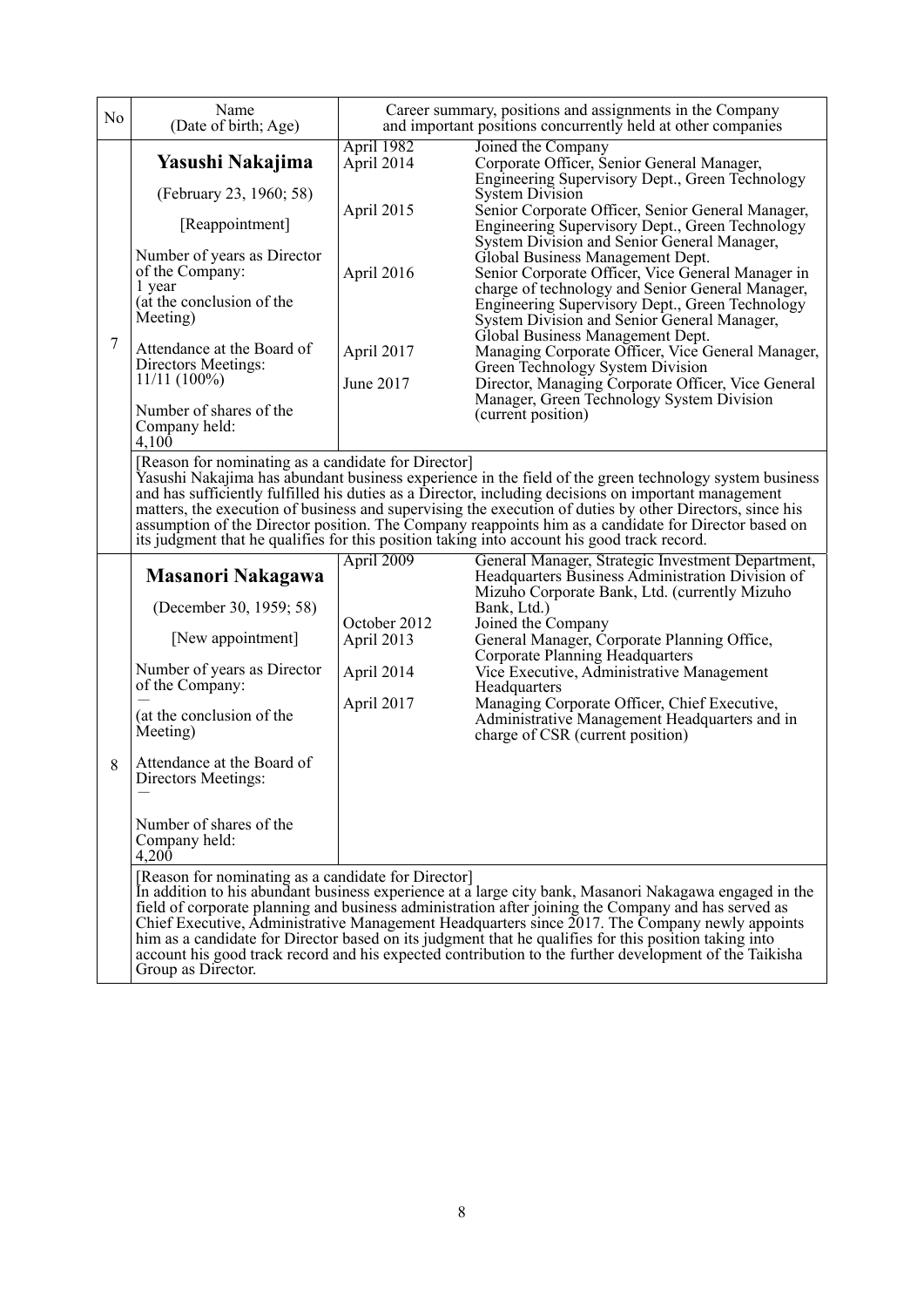| No | Name (Date of birth; Age) | Career summary, positions and assignments in the Company and important positions concurrently held at other companies | |
|---|---|---|---|
| 7 | **Yasushi Nakajima**<br><br>(February 23, 1960; 58)<br><br>[Reappointment]<br><br>Number of years as Director of the Company:<br>1 year<br>(at the conclusion of the Meeting)<br><br>Attendance at the Board of Directors Meetings:<br>11/11 (100%)<br><br>Number of shares of the Company held:<br>4,100 | April 1982<br>April 2014<br><br><br>April 2015<br><br><br><br>April 2016<br><br><br><br><br>April 2017<br><br>June 2017 | Joined the Company<br>Corporate Officer, Senior General Manager, Engineering Supervisory Dept., Green Technology System Division<br>Senior Corporate Officer, Senior General Manager, Engineering Supervisory Dept., Green Technology System Division and Senior General Manager, Global Business Management Dept.<br>Senior Corporate Officer, Vice General Manager in charge of technology and Senior General Manager, Engineering Supervisory Dept., Green Technology System Division and Senior General Manager, Global Business Management Dept.<br>Managing Corporate Officer, Vice General Manager, Green Technology System Division<br>Director, Managing Corporate Officer, Vice General Manager, Green Technology System Division (current position) |
| | [Reason for nominating as a candidate for Director]<br>Yasushi Nakajima has abundant business experience in the field of the green technology system business and has sufficiently fulfilled his duties as a Director, including decisions on important management matters, the execution of business and supervising the execution of duties by other Directors, since his assumption of the Director position. The Company reappoints him as a candidate for Director based on its judgment that he qualifies for this position taking into account his good track record. | | |
| 8 | **Masanori Nakagawa**<br><br>(December 30, 1959; 58)<br><br>[New appointment]<br><br>Number of years as Director of the Company:<br>—<br>(at the conclusion of the Meeting)<br><br>Attendance at the Board of Directors Meetings:<br>—<br><br>Number of shares of the Company held:<br>4,200 | April 2009<br><br><br><br>October 2012<br>April 2013<br><br>April 2014<br><br>April 2017 | General Manager, Strategic Investment Department, Headquarters Business Administration Division of Mizuho Corporate Bank, Ltd. (currently Mizuho Bank, Ltd.)<br>Joined the Company<br>General Manager, Corporate Planning Office, Corporate Planning Headquarters<br>Vice Executive, Administrative Management Headquarters<br>Managing Corporate Officer, Chief Executive, Administrative Management Headquarters and in charge of CSR (current position) |
| | [Reason for nominating as a candidate for Director]<br>In addition to his abundant business experience at a large city bank, Masanori Nakagawa engaged in the field of corporate planning and business administration after joining the Company and has served as Chief Executive, Administrative Management Headquarters since 2017. The Company newly appoints him as a candidate for Director based on its judgment that he qualifies for this position taking into account his good track record and his expected contribution to the further development of the Taikisha Group as Director. | | |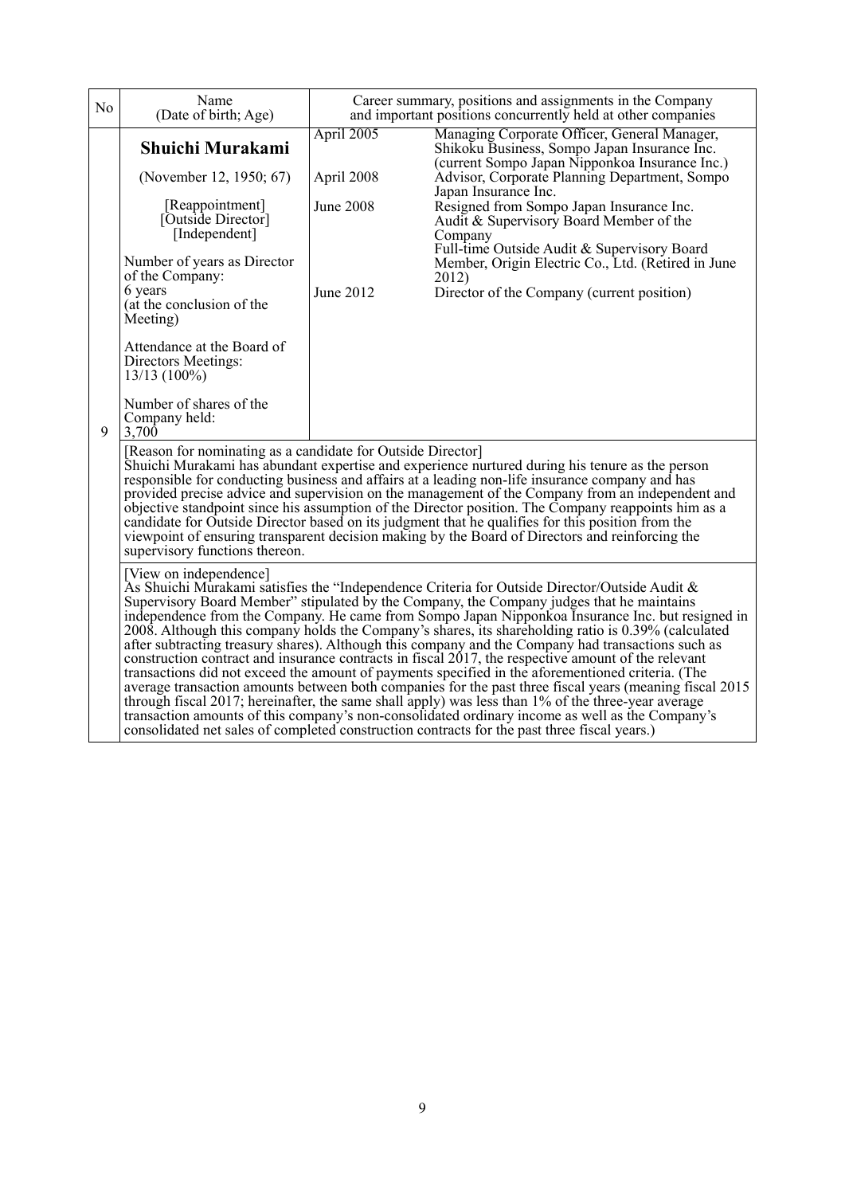| No | Name (Date of birth; Age) | Career summary, positions and assignments in the Company and important positions concurrently held at other companies | |
|---|---|---|---|
| 9 | **Shuichi Murakami**<br><br>(November 12, 1950; 67)<br><br>[Reappointment]<br>[Outside Director]<br>[Independent]<br><br>Number of years as Director of the Company:<br>6 years<br>(at the conclusion of the Meeting)<br><br>Attendance at the Board of Directors Meetings:<br>13/13 (100%)<br><br>Number of shares of the Company held:<br>3,700 | April 2005 | Managing Corporate Officer, General Manager, Shikoku Business, Sompo Japan Insurance Inc. (current Sompo Japan Nipponkoa Insurance Inc.) |
| | | April 2008 | Advisor, Corporate Planning Department, Sompo Japan Insurance Inc. |
| | | June 2008 | Resigned from Sompo Japan Insurance Inc.<br>Audit & Supervisory Board Member of the Company<br>Full-time Outside Audit & Supervisory Board Member, Origin Electric Co., Ltd. (Retired in June 2012) |
| | | June 2012 | Director of the Company (current position) |

[Reason for nominating as a candidate for Outside Director]
Shuichi Murakami has abundant expertise and experience nurtured during his tenure as the person responsible for conducting business and affairs at a leading non-life insurance company and has provided precise advice and supervision on the management of the Company from an independent and objective standpoint since his assumption of the Director position. The Company reappoints him as a candidate for Outside Director based on its judgment that he qualifies for this position from the viewpoint of ensuring transparent decision making by the Board of Directors and reinforcing the supervisory functions thereon.

[View on independence]
As Shuichi Murakami satisfies the "Independence Criteria for Outside Director/Outside Audit & Supervisory Board Member" stipulated by the Company, the Company judges that he maintains independence from the Company. He came from Sompo Japan Nipponkoa Insurance Inc. but resigned in 2008. Although this company holds the Company's shares, its shareholding ratio is 0.39% (calculated after subtracting treasury shares). Although this company and the Company had transactions such as construction contract and insurance contracts in fiscal 2017, the respective amount of the relevant transactions did not exceed the amount of payments specified in the aforementioned criteria. (The average transaction amounts between both companies for the past three fiscal years (meaning fiscal 2015 through fiscal 2017; hereinafter, the same shall apply) was less than 1% of the three-year average transaction amounts of this company's non-consolidated ordinary income as well as the Company's consolidated net sales of completed construction contracts for the past three fiscal years.)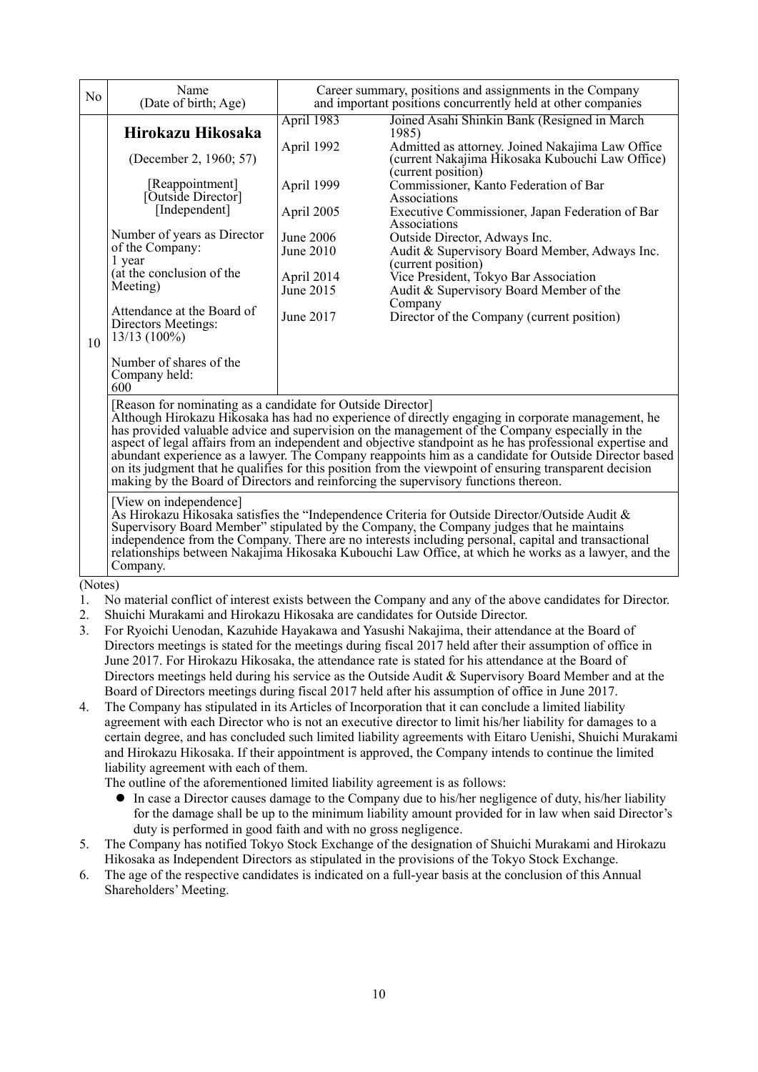| No | Name (Date of birth; Age) | Career summary, positions and assignments in the Company and important positions concurrently held at other companies | |
|---|---|---|---|
| 10 | **Hirokazu Hikosaka**<br><br>(December 2, 1960; 57)<br><br>[Reappointment]<br>[Outside Director]<br>[Independent]<br><br>Number of years as Director of the Company:<br>1 year<br>(at the conclusion of the Meeting)<br><br>Attendance at the Board of Directors Meetings:<br>13/13 (100%)<br><br>Number of shares of the Company held:<br>600 | April 1983<br><br>April 1992<br><br><br>April 1999<br><br>April 2005<br><br>June 2006<br>June 2010<br><br>April 2014<br>June 2015<br><br>June 2017 | Joined Asahi Shinkin Bank (Resigned in March 1985)<br>Admitted as attorney. Joined Nakajima Law Office (current Nakajima Hikosaka Kubouchi Law Office) (current position)<br>Commissioner, Kanto Federation of Bar Associations<br>Executive Commissioner, Japan Federation of Bar Associations<br>Outside Director, Adways Inc.<br>Audit & Supervisory Board Member, Adways Inc. (current position)<br>Vice President, Tokyo Bar Association<br>Audit & Supervisory Board Member of the Company<br>Director of the Company (current position) |
| | [Reason for nominating as a candidate for Outside Director]<br>Although Hirokazu Hikosaka has had no experience of directly engaging in corporate management, he has provided valuable advice and supervision on the management of the Company especially in the aspect of legal affairs from an independent and objective standpoint as he has professional expertise and abundant experience as a lawyer. The Company reappoints him as a candidate for Outside Director based on its judgment that he qualifies for this position from the viewpoint of ensuring transparent decision making by the Board of Directors and reinforcing the supervisory functions thereon. | | |
| | [View on independence]<br>As Hirokazu Hikosaka satisfies the "Independence Criteria for Outside Director/Outside Audit & Supervisory Board Member" stipulated by the Company, the Company judges that he maintains independence from the Company. There are no interests including personal, capital and transactional relationships between Nakajima Hikosaka Kubouchi Law Office, at which he works as a lawyer, and the Company. | | |

(Notes)

1. No material conflict of interest exists between the Company and any of the above candidates for Director.
2. Shuichi Murakami and Hirokazu Hikosaka are candidates for Outside Director.
3. For Ryoichi Uenodan, Kazuhide Hayakawa and Yasushi Nakajima, their attendance at the Board of Directors meetings is stated for the meetings during fiscal 2017 held after their assumption of office in June 2017. For Hirokazu Hikosaka, the attendance rate is stated for his attendance at the Board of Directors meetings held during his service as the Outside Audit & Supervisory Board Member and at the Board of Directors meetings during fiscal 2017 held after his assumption of office in June 2017.
4. The Company has stipulated in its Articles of Incorporation that it can conclude a limited liability agreement with each Director who is not an executive director to limit his/her liability for damages to a certain degree, and has concluded such limited liability agreements with Eitaro Uenishi, Shuichi Murakami and Hirokazu Hikosaka. If their appointment is approved, the Company intends to continue the limited liability agreement with each of them.
   The outline of the aforementioned limited liability agreement is as follows:
   - In case a Director causes damage to the Company due to his/her negligence of duty, his/her liability for the damage shall be up to the minimum liability amount provided for in law when said Director's duty is performed in good faith and with no gross negligence.
5. The Company has notified Tokyo Stock Exchange of the designation of Shuichi Murakami and Hirokazu Hikosaka as Independent Directors as stipulated in the provisions of the Tokyo Stock Exchange.
6. The age of the respective candidates is indicated on a full-year basis at the conclusion of this Annual Shareholders' Meeting.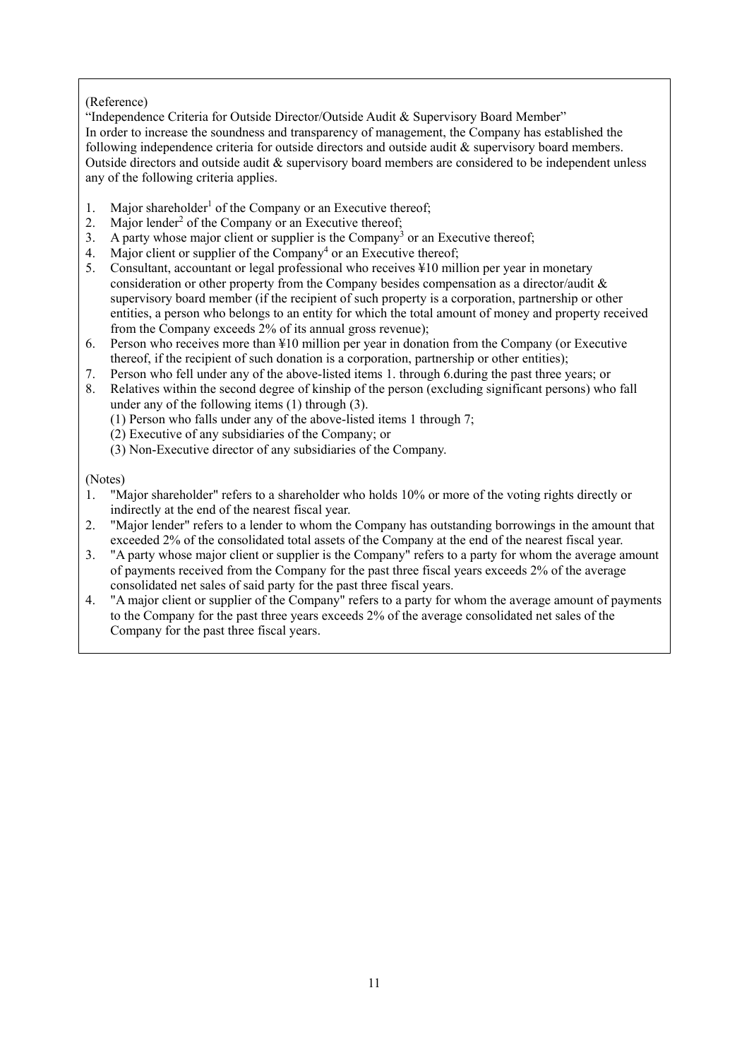(Reference)

"Independence Criteria for Outside Director/Outside Audit & Supervisory Board Member"

In order to increase the soundness and transparency of management, the Company has established the following independence criteria for outside directors and outside audit & supervisory board members. Outside directors and outside audit & supervisory board members are considered to be independent unless any of the following criteria applies.

1. Major shareholder[1] of the Company or an Executive thereof;
2. Major lender[2] of the Company or an Executive thereof;
3. A party whose major client or supplier is the Company[3] or an Executive thereof;
4. Major client or supplier of the Company[4] or an Executive thereof;
5. Consultant, accountant or legal professional who receives ¥10 million per year in monetary consideration or other property from the Company besides compensation as a director/audit & supervisory board member (if the recipient of such property is a corporation, partnership or other entities, a person who belongs to an entity for which the total amount of money and property received from the Company exceeds 2% of its annual gross revenue);
6. Person who receives more than ¥10 million per year in donation from the Company (or Executive thereof, if the recipient of such donation is a corporation, partnership or other entities);
7. Person who fell under any of the above-listed items 1. through 6.during the past three years; or
8. Relatives within the second degree of kinship of the person (excluding significant persons) who fall under any of the following items (1) through (3).
   (1) Person who falls under any of the above-listed items 1 through 7;
   (2) Executive of any subsidiaries of the Company; or
   (3) Non-Executive director of any subsidiaries of the Company.

(Notes)

1. "Major shareholder" refers to a shareholder who holds 10% or more of the voting rights directly or indirectly at the end of the nearest fiscal year.
2. "Major lender" refers to a lender to whom the Company has outstanding borrowings in the amount that exceeded 2% of the consolidated total assets of the Company at the end of the nearest fiscal year.
3. "A party whose major client or supplier is the Company" refers to a party for whom the average amount of payments received from the Company for the past three fiscal years exceeds 2% of the average consolidated net sales of said party for the past three fiscal years.
4. "A major client or supplier of the Company" refers to a party for whom the average amount of payments to the Company for the past three years exceeds 2% of the average consolidated net sales of the Company for the past three fiscal years.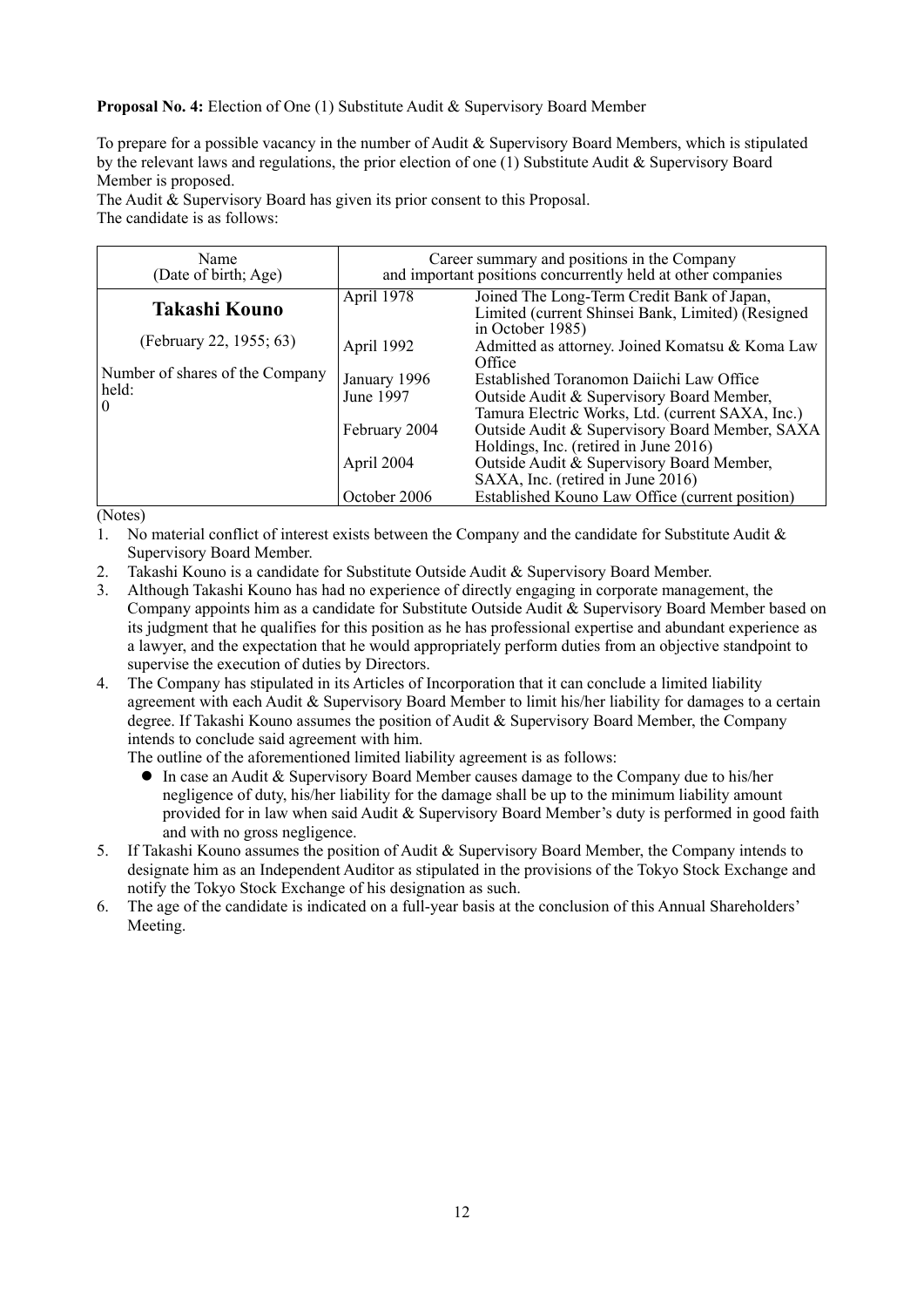**Proposal No. 4:** Election of One (1) Substitute Audit & Supervisory Board Member

To prepare for a possible vacancy in the number of Audit & Supervisory Board Members, which is stipulated by the relevant laws and regulations, the prior election of one (1) Substitute Audit & Supervisory Board Member is proposed.
The Audit & Supervisory Board has given its prior consent to this Proposal.
The candidate is as follows:

| Name<br>(Date of birth; Age) | Career summary and positions in the Company<br>and important positions concurrently held at other companies | |
|---|---|---|
| **Takashi Kouno**<br><br>(February 22, 1955; 63)<br><br>Number of shares of the Company held:<br>0 | April 1978 | Joined The Long-Term Credit Bank of Japan, Limited (current Shinsei Bank, Limited) (Resigned in October 1985) |
| | April 1992 | Admitted as attorney. Joined Komatsu & Koma Law Office |
| | January 1996 | Established Toranomon Daiichi Law Office |
| | June 1997 | Outside Audit & Supervisory Board Member, Tamura Electric Works, Ltd. (current SAXA, Inc.) |
| | February 2004 | Outside Audit & Supervisory Board Member, SAXA Holdings, Inc. (retired in June 2016) |
| | April 2004 | Outside Audit & Supervisory Board Member, SAXA, Inc. (retired in June 2016) |
| | October 2006 | Established Kouno Law Office (current position) |

(Notes)

1. No material conflict of interest exists between the Company and the candidate for Substitute Audit & Supervisory Board Member.
2. Takashi Kouno is a candidate for Substitute Outside Audit & Supervisory Board Member.
3. Although Takashi Kouno has had no experience of directly engaging in corporate management, the Company appoints him as a candidate for Substitute Outside Audit & Supervisory Board Member based on its judgment that he qualifies for this position as he has professional expertise and abundant experience as a lawyer, and the expectation that he would appropriately perform duties from an objective standpoint to supervise the execution of duties by Directors.
4. The Company has stipulated in its Articles of Incorporation that it can conclude a limited liability agreement with each Audit & Supervisory Board Member to limit his/her liability for damages to a certain degree. If Takashi Kouno assumes the position of Audit & Supervisory Board Member, the Company intends to conclude said agreement with him.
   The outline of the aforementioned limited liability agreement is as follows:
   - In case an Audit & Supervisory Board Member causes damage to the Company due to his/her negligence of duty, his/her liability for the damage shall be up to the minimum liability amount provided for in law when said Audit & Supervisory Board Member's duty is performed in good faith and with no gross negligence.
5. If Takashi Kouno assumes the position of Audit & Supervisory Board Member, the Company intends to designate him as an Independent Auditor as stipulated in the provisions of the Tokyo Stock Exchange and notify the Tokyo Stock Exchange of his designation as such.
6. The age of the candidate is indicated on a full-year basis at the conclusion of this Annual Shareholders' Meeting.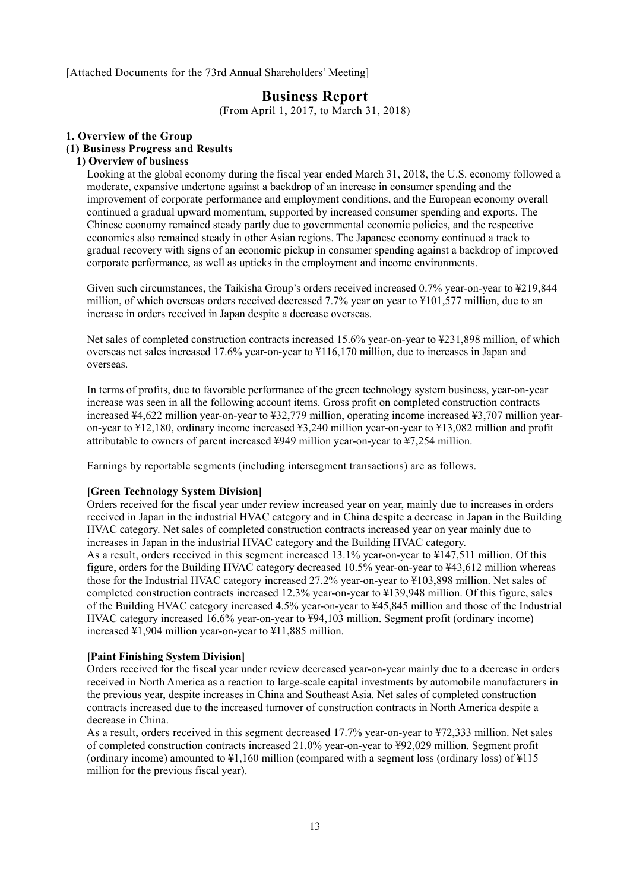[Attached Documents for the 73rd Annual Shareholders' Meeting]

# Business Report

(From April 1, 2017, to March 31, 2018)

## 1. Overview of the Group

### (1) Business Progress and Results

#### 1) Overview of business

Looking at the global economy during the fiscal year ended March 31, 2018, the U.S. economy followed a moderate, expansive undertone against a backdrop of an increase in consumer spending and the improvement of corporate performance and employment conditions, and the European economy overall continued a gradual upward momentum, supported by increased consumer spending and exports. The Chinese economy remained steady partly due to governmental economic policies, and the respective economies also remained steady in other Asian regions. The Japanese economy continued a track to gradual recovery with signs of an economic pickup in consumer spending against a backdrop of improved corporate performance, as well as upticks in the employment and income environments.

Given such circumstances, the Taikisha Group's orders received increased 0.7% year-on-year to ¥219,844 million, of which overseas orders received decreased 7.7% year on year to ¥101,577 million, due to an increase in orders received in Japan despite a decrease overseas.

Net sales of completed construction contracts increased 15.6% year-on-year to ¥231,898 million, of which overseas net sales increased 17.6% year-on-year to ¥116,170 million, due to increases in Japan and overseas.

In terms of profits, due to favorable performance of the green technology system business, year-on-year increase was seen in all the following account items. Gross profit on completed construction contracts increased ¥4,622 million year-on-year to ¥32,779 million, operating income increased ¥3,707 million year-on-year to ¥12,180, ordinary income increased ¥3,240 million year-on-year to ¥13,082 million and profit attributable to owners of parent increased ¥949 million year-on-year to ¥7,254 million.

Earnings by reportable segments (including intersegment transactions) are as follows.

**[Green Technology System Division]**

Orders received for the fiscal year under review increased year on year, mainly due to increases in orders received in Japan in the industrial HVAC category and in China despite a decrease in Japan in the Building HVAC category. Net sales of completed construction contracts increased year on year mainly due to increases in Japan in the industrial HVAC category and the Building HVAC category.

As a result, orders received in this segment increased 13.1% year-on-year to ¥147,511 million. Of this figure, orders for the Building HVAC category decreased 10.5% year-on-year to ¥43,612 million whereas those for the Industrial HVAC category increased 27.2% year-on-year to ¥103,898 million. Net sales of completed construction contracts increased 12.3% year-on-year to ¥139,948 million. Of this figure, sales of the Building HVAC category increased 4.5% year-on-year to ¥45,845 million and those of the Industrial HVAC category increased 16.6% year-on-year to ¥94,103 million. Segment profit (ordinary income) increased ¥1,904 million year-on-year to ¥11,885 million.

**[Paint Finishing System Division]**

Orders received for the fiscal year under review decreased year-on-year mainly due to a decrease in orders received in North America as a reaction to large-scale capital investments by automobile manufacturers in the previous year, despite increases in China and Southeast Asia. Net sales of completed construction contracts increased due to the increased turnover of construction contracts in North America despite a decrease in China.

As a result, orders received in this segment decreased 17.7% year-on-year to ¥72,333 million. Net sales of completed construction contracts increased 21.0% year-on-year to ¥92,029 million. Segment profit (ordinary income) amounted to ¥1,160 million (compared with a segment loss (ordinary loss) of ¥115 million for the previous fiscal year).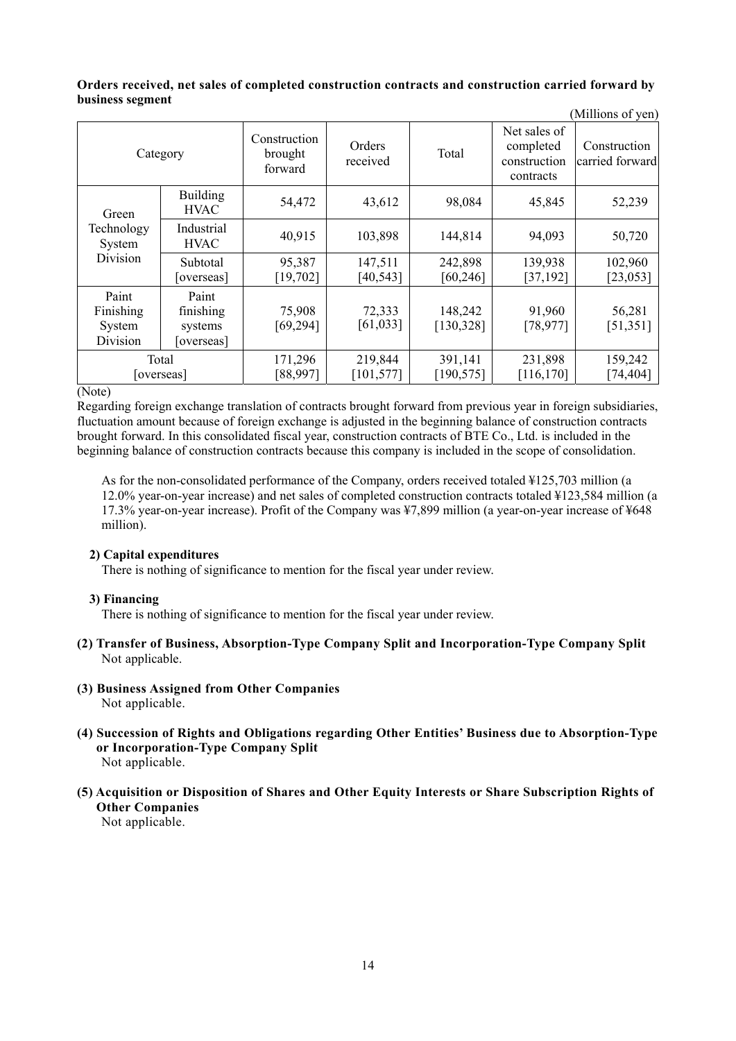**Orders received, net sales of completed construction contracts and construction carried forward by business segment**

(Millions of yen)

| Category | | Construction brought forward | Orders received | Total | Net sales of completed construction contracts | Construction carried forward |
|---|---|---|---|---|---|---|
| Green Technology System Division | Building HVAC | 54,472 | 43,612 | 98,084 | 45,845 | 52,239 |
| | Industrial HVAC | 40,915 | 103,898 | 144,814 | 94,093 | 50,720 |
| | Subtotal [overseas] | 95,387 [19,702] | 147,511 [40,543] | 242,898 [60,246] | 139,938 [37,192] | 102,960 [23,053] |
| Paint Finishing System Division | Paint finishing systems [overseas] | 75,908 [69,294] | 72,333 [61,033] | 148,242 [130,328] | 91,960 [78,977] | 56,281 [51,351] |
| Total [overseas] | | 171,296 [88,997] | 219,844 [101,577] | 391,141 [190,575] | 231,898 [116,170] | 159,242 [74,404] |

(Note)

Regarding foreign exchange translation of contracts brought forward from previous year in foreign subsidiaries, fluctuation amount because of foreign exchange is adjusted in the beginning balance of construction contracts brought forward. In this consolidated fiscal year, construction contracts of BTE Co., Ltd. is included in the beginning balance of construction contracts because this company is included in the scope of consolidation.

As for the non-consolidated performance of the Company, orders received totaled ¥125,703 million (a 12.0% year-on-year increase) and net sales of completed construction contracts totaled ¥123,584 million (a 17.3% year-on-year increase). Profit of the Company was ¥7,899 million (a year-on-year increase of ¥648 million).

**2) Capital expenditures**

There is nothing of significance to mention for the fiscal year under review.

**3) Financing**

There is nothing of significance to mention for the fiscal year under review.

**(2) Transfer of Business, Absorption-Type Company Split and Incorporation-Type Company Split**

Not applicable.

**(3) Business Assigned from Other Companies**

Not applicable.

**(4) Succession of Rights and Obligations regarding Other Entities' Business due to Absorption-Type or Incorporation-Type Company Split**

Not applicable.

**(5) Acquisition or Disposition of Shares and Other Equity Interests or Share Subscription Rights of Other Companies**

Not applicable.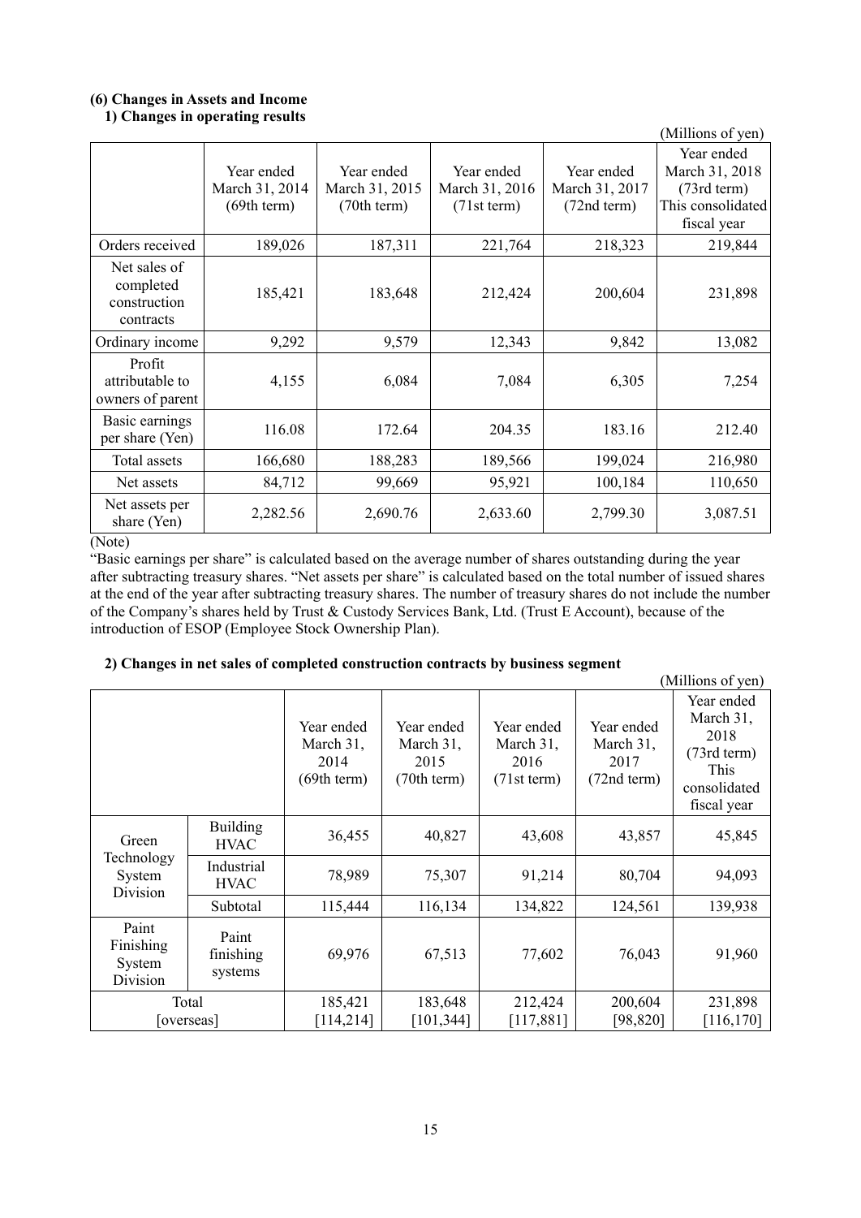### (6) Changes in Assets and Income

#### 1) Changes in operating results

(Millions of yen)

| | Year ended March 31, 2014 (69th term) | Year ended March 31, 2015 (70th term) | Year ended March 31, 2016 (71st term) | Year ended March 31, 2017 (72nd term) | Year ended March 31, 2018 (73rd term) This consolidated fiscal year |
|---|---|---|---|---|---|
| Orders received | 189,026 | 187,311 | 221,764 | 218,323 | 219,844 |
| Net sales of completed construction contracts | 185,421 | 183,648 | 212,424 | 200,604 | 231,898 |
| Ordinary income | 9,292 | 9,579 | 12,343 | 9,842 | 13,082 |
| Profit attributable to owners of parent | 4,155 | 6,084 | 7,084 | 6,305 | 7,254 |
| Basic earnings per share (Yen) | 116.08 | 172.64 | 204.35 | 183.16 | 212.40 |
| Total assets | 166,680 | 188,283 | 189,566 | 199,024 | 216,980 |
| Net assets | 84,712 | 99,669 | 95,921 | 100,184 | 110,650 |
| Net assets per share (Yen) | 2,282.56 | 2,690.76 | 2,633.60 | 2,799.30 | 3,087.51 |

(Note)

"Basic earnings per share" is calculated based on the average number of shares outstanding during the year after subtracting treasury shares. "Net assets per share" is calculated based on the total number of issued shares at the end of the year after subtracting treasury shares. The number of treasury shares do not include the number of the Company's shares held by Trust & Custody Services Bank, Ltd. (Trust E Account), because of the introduction of ESOP (Employee Stock Ownership Plan).

#### 2) Changes in net sales of completed construction contracts by business segment

(Millions of yen)

| | | Year ended March 31, 2014 (69th term) | Year ended March 31, 2015 (70th term) | Year ended March 31, 2016 (71st term) | Year ended March 31, 2017 (72nd term) | Year ended March 31, 2018 (73rd term) This consolidated fiscal year |
|---|---|---|---|---|---|---|
| Green Technology System Division | Building HVAC | 36,455 | 40,827 | 43,608 | 43,857 | 45,845 |
| | Industrial HVAC | 78,989 | 75,307 | 91,214 | 80,704 | 94,093 |
| | Subtotal | 115,444 | 116,134 | 134,822 | 124,561 | 139,938 |
| Paint Finishing System Division | Paint finishing systems | 69,976 | 67,513 | 77,602 | 76,043 | 91,960 |
| Total [overseas] | | 185,421 [114,214] | 183,648 [101,344] | 212,424 [117,881] | 200,604 [98,820] | 231,898 [116,170] |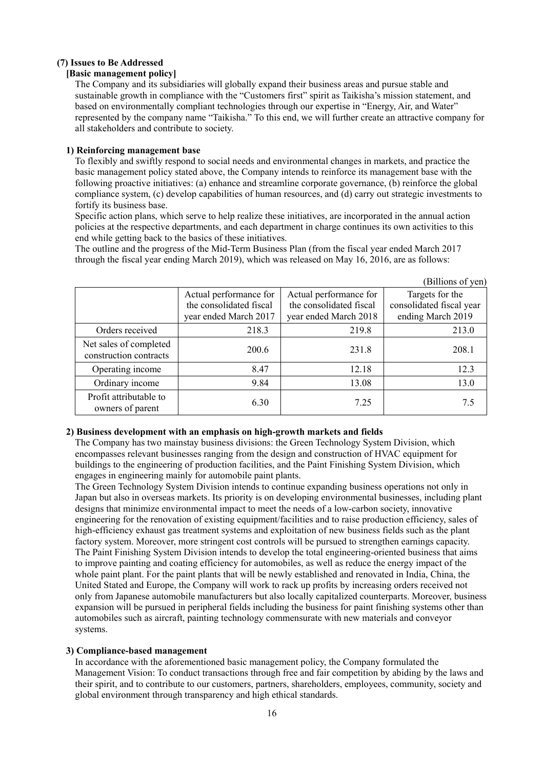### (7) Issues to Be Addressed

#### [Basic management policy]

The Company and its subsidiaries will globally expand their business areas and pursue stable and sustainable growth in compliance with the "Customers first" spirit as Taikisha's mission statement, and based on environmentally compliant technologies through our expertise in "Energy, Air, and Water" represented by the company name "Taikisha." To this end, we will further create an attractive company for all stakeholders and contribute to society.

#### 1) Reinforcing management base

To flexibly and swiftly respond to social needs and environmental changes in markets, and practice the basic management policy stated above, the Company intends to reinforce its management base with the following proactive initiatives: (a) enhance and streamline corporate governance, (b) reinforce the global compliance system, (c) develop capabilities of human resources, and (d) carry out strategic investments to fortify its business base.

Specific action plans, which serve to help realize these initiatives, are incorporated in the annual action policies at the respective departments, and each department in charge continues its own activities to this end while getting back to the basics of these initiatives.

The outline and the progress of the Mid-Term Business Plan (from the fiscal year ended March 2017 through the fiscal year ending March 2019), which was released on May 16, 2016, are as follows:

(Billions of yen)

| | Actual performance for the consolidated fiscal year ended March 2017 | Actual performance for the consolidated fiscal year ended March 2018 | Targets for the consolidated fiscal year ending March 2019 |
|---|---|---|---|
| Orders received | 218.3 | 219.8 | 213.0 |
| Net sales of completed construction contracts | 200.6 | 231.8 | 208.1 |
| Operating income | 8.47 | 12.18 | 12.3 |
| Ordinary income | 9.84 | 13.08 | 13.0 |
| Profit attributable to owners of parent | 6.30 | 7.25 | 7.5 |

#### 2) Business development with an emphasis on high-growth markets and fields

The Company has two mainstay business divisions: the Green Technology System Division, which encompasses relevant businesses ranging from the design and construction of HVAC equipment for buildings to the engineering of production facilities, and the Paint Finishing System Division, which engages in engineering mainly for automobile paint plants.

The Green Technology System Division intends to continue expanding business operations not only in Japan but also in overseas markets. Its priority is on developing environmental businesses, including plant designs that minimize environmental impact to meet the needs of a low-carbon society, innovative engineering for the renovation of existing equipment/facilities and to raise production efficiency, sales of high-efficiency exhaust gas treatment systems and exploitation of new business fields such as the plant factory system. Moreover, more stringent cost controls will be pursued to strengthen earnings capacity.

The Paint Finishing System Division intends to develop the total engineering-oriented business that aims to improve painting and coating efficiency for automobiles, as well as reduce the energy impact of the whole paint plant. For the paint plants that will be newly established and renovated in India, China, the United Stated and Europe, the Company will work to rack up profits by increasing orders received not only from Japanese automobile manufacturers but also locally capitalized counterparts. Moreover, business expansion will be pursued in peripheral fields including the business for paint finishing systems other than automobiles such as aircraft, painting technology commensurate with new materials and conveyor systems.

#### 3) Compliance-based management

In accordance with the aforementioned basic management policy, the Company formulated the Management Vision: To conduct transactions through free and fair competition by abiding by the laws and their spirit, and to contribute to our customers, partners, shareholders, employees, community, society and global environment through transparency and high ethical standards.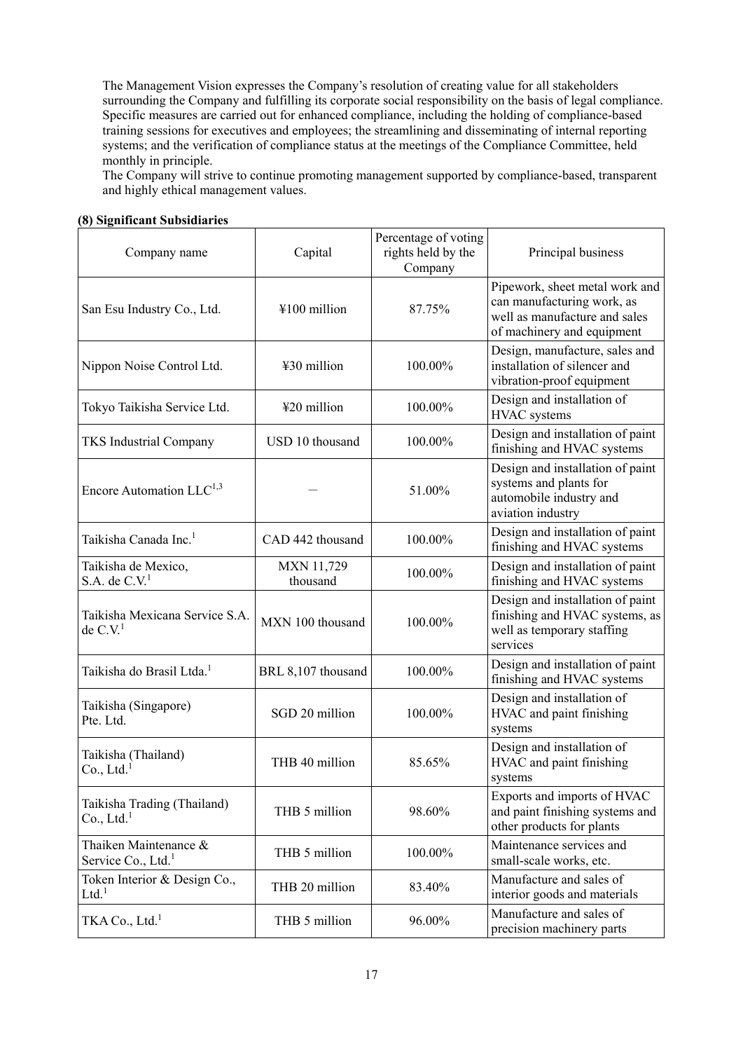The Management Vision expresses the Company's resolution of creating value for all stakeholders surrounding the Company and fulfilling its corporate social responsibility on the basis of legal compliance. Specific measures are carried out for enhanced compliance, including the holding of compliance-based training sessions for executives and employees; the streamlining and disseminating of internal reporting systems; and the verification of compliance status at the meetings of the Compliance Committee, held monthly in principle.

The Company will strive to continue promoting management supported by compliance-based, transparent and highly ethical management values.

**(8) Significant Subsidiaries**

| Company name | Capital | Percentage of voting rights held by the Company | Principal business |
|---|---|---|---|
| San Esu Industry Co., Ltd. | ¥100 million | 87.75% | Pipework, sheet metal work and can manufacturing work, as well as manufacture and sales of machinery and equipment |
| Nippon Noise Control Ltd. | ¥30 million | 100.00% | Design, manufacture, sales and installation of silencer and vibration-proof equipment |
| Tokyo Taikisha Service Ltd. | ¥20 million | 100.00% | Design and installation of HVAC systems |
| TKS Industrial Company | USD 10 thousand | 100.00% | Design and installation of paint finishing and HVAC systems |
| Encore Automation LLC[1,3] | — | 51.00% | Design and installation of paint systems and plants for automobile industry and aviation industry |
| Taikisha Canada Inc.[1] | CAD 442 thousand | 100.00% | Design and installation of paint finishing and HVAC systems |
| Taikisha de Mexico, S.A. de C.V.[1] | MXN 11,729 thousand | 100.00% | Design and installation of paint finishing and HVAC systems |
| Taikisha Mexicana Service S.A. de C.V.[1] | MXN 100 thousand | 100.00% | Design and installation of paint finishing and HVAC systems, as well as temporary staffing services |
| Taikisha do Brasil Ltda.[1] | BRL 8,107 thousand | 100.00% | Design and installation of paint finishing and HVAC systems |
| Taikisha (Singapore) Pte. Ltd. | SGD 20 million | 100.00% | Design and installation of HVAC and paint finishing systems |
| Taikisha (Thailand) Co., Ltd.[1] | THB 40 million | 85.65% | Design and installation of HVAC and paint finishing systems |
| Taikisha Trading (Thailand) Co., Ltd.[1] | THB 5 million | 98.60% | Exports and imports of HVAC and paint finishing systems and other products for plants |
| Thaiken Maintenance & Service Co., Ltd.[1] | THB 5 million | 100.00% | Maintenance services and small-scale works, etc. |
| Token Interior & Design Co., Ltd.[1] | THB 20 million | 83.40% | Manufacture and sales of interior goods and materials |
| TKA Co., Ltd.[1] | THB 5 million | 96.00% | Manufacture and sales of precision machinery parts |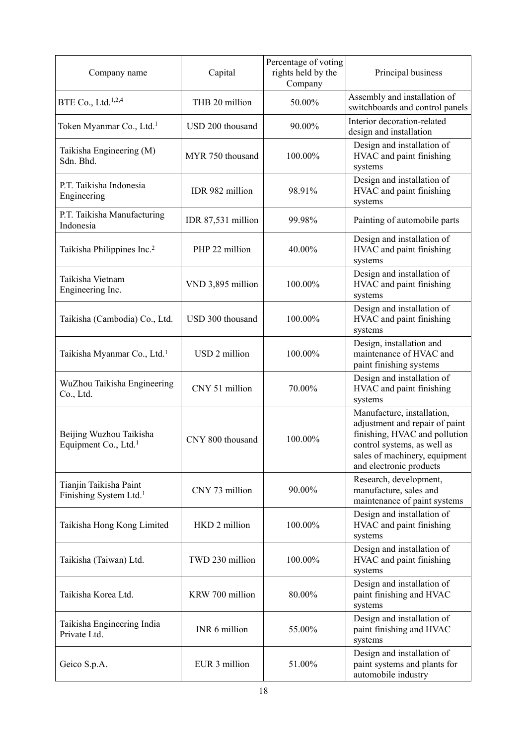| Company name | Capital | Percentage of voting rights held by the Company | Principal business |
|---|---|---|---|
| BTE Co., Ltd.[1,2,4] | THB 20 million | 50.00% | Assembly and installation of switchboards and control panels |
| Token Myanmar Co., Ltd.[1] | USD 200 thousand | 90.00% | Interior decoration-related design and installation |
| Taikisha Engineering (M) Sdn. Bhd. | MYR 750 thousand | 100.00% | Design and installation of HVAC and paint finishing systems |
| P.T. Taikisha Indonesia Engineering | IDR 982 million | 98.91% | Design and installation of HVAC and paint finishing systems |
| P.T. Taikisha Manufacturing Indonesia | IDR 87,531 million | 99.98% | Painting of automobile parts |
| Taikisha Philippines Inc.[2] | PHP 22 million | 40.00% | Design and installation of HVAC and paint finishing systems |
| Taikisha Vietnam Engineering Inc. | VND 3,895 million | 100.00% | Design and installation of HVAC and paint finishing systems |
| Taikisha (Cambodia) Co., Ltd. | USD 300 thousand | 100.00% | Design and installation of HVAC and paint finishing systems |
| Taikisha Myanmar Co., Ltd.[1] | USD 2 million | 100.00% | Design, installation and maintenance of HVAC and paint finishing systems |
| WuZhou Taikisha Engineering Co., Ltd. | CNY 51 million | 70.00% | Design and installation of HVAC and paint finishing systems |
| Beijing Wuzhou Taikisha Equipment Co., Ltd.[1] | CNY 800 thousand | 100.00% | Manufacture, installation, adjustment and repair of paint finishing, HVAC and pollution control systems, as well as sales of machinery, equipment and electronic products |
| Tianjin Taikisha Paint Finishing System Ltd.[1] | CNY 73 million | 90.00% | Research, development, manufacture, sales and maintenance of paint systems |
| Taikisha Hong Kong Limited | HKD 2 million | 100.00% | Design and installation of HVAC and paint finishing systems |
| Taikisha (Taiwan) Ltd. | TWD 230 million | 100.00% | Design and installation of HVAC and paint finishing systems |
| Taikisha Korea Ltd. | KRW 700 million | 80.00% | Design and installation of paint finishing and HVAC systems |
| Taikisha Engineering India Private Ltd. | INR 6 million | 55.00% | Design and installation of paint finishing and HVAC systems |
| Geico S.p.A. | EUR 3 million | 51.00% | Design and installation of paint systems and plants for automobile industry |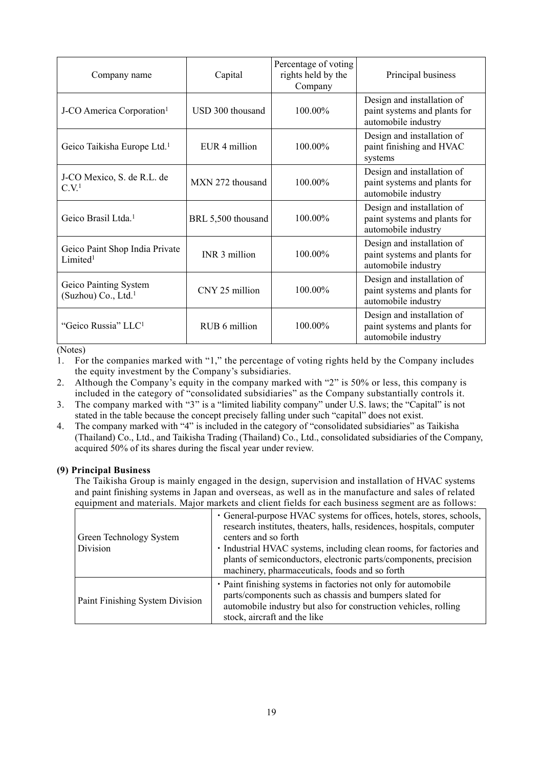| Company name | Capital | Percentage of voting rights held by the Company | Principal business |
|---|---|---|---|
| J-CO America Corporation[1] | USD 300 thousand | 100.00% | Design and installation of paint systems and plants for automobile industry |
| Geico Taikisha Europe Ltd.[1] | EUR 4 million | 100.00% | Design and installation of paint finishing and HVAC systems |
| J-CO Mexico, S. de R.L. de C.V.[1] | MXN 272 thousand | 100.00% | Design and installation of paint systems and plants for automobile industry |
| Geico Brasil Ltda.[1] | BRL 5,500 thousand | 100.00% | Design and installation of paint systems and plants for automobile industry |
| Geico Paint Shop India Private Limited[1] | INR 3 million | 100.00% | Design and installation of paint systems and plants for automobile industry |
| Geico Painting System (Suzhou) Co., Ltd.[1] | CNY 25 million | 100.00% | Design and installation of paint systems and plants for automobile industry |
| "Geico Russia" LLC[1] | RUB 6 million | 100.00% | Design and installation of paint systems and plants for automobile industry |

(Notes)

1. For the companies marked with "1," the percentage of voting rights held by the Company includes the equity investment by the Company's subsidiaries.
2. Although the Company's equity in the company marked with "2" is 50% or less, this company is included in the category of "consolidated subsidiaries" as the Company substantially controls it.
3. The company marked with "3" is a "limited liability company" under U.S. laws; the "Capital" is not stated in the table because the concept precisely falling under such "capital" does not exist.
4. The company marked with "4" is included in the category of "consolidated subsidiaries" as Taikisha (Thailand) Co., Ltd., and Taikisha Trading (Thailand) Co., Ltd., consolidated subsidiaries of the Company, acquired 50% of its shares during the fiscal year under review.

**(9) Principal Business**

The Taikisha Group is mainly engaged in the design, supervision and installation of HVAC systems and paint finishing systems in Japan and overseas, as well as in the manufacture and sales of related equipment and materials. Major markets and client fields for each business segment are as follows:

| | |
|---|---|
| Green Technology System Division | ・General-purpose HVAC systems for offices, hotels, stores, schools, research institutes, theaters, halls, residences, hospitals, computer centers and so forth<br>・Industrial HVAC systems, including clean rooms, for factories and plants of semiconductors, electronic parts/components, precision machinery, pharmaceuticals, foods and so forth |
| Paint Finishing System Division | ・Paint finishing systems in factories not only for automobile parts/components such as chassis and bumpers slated for automobile industry but also for construction vehicles, rolling stock, aircraft and the like |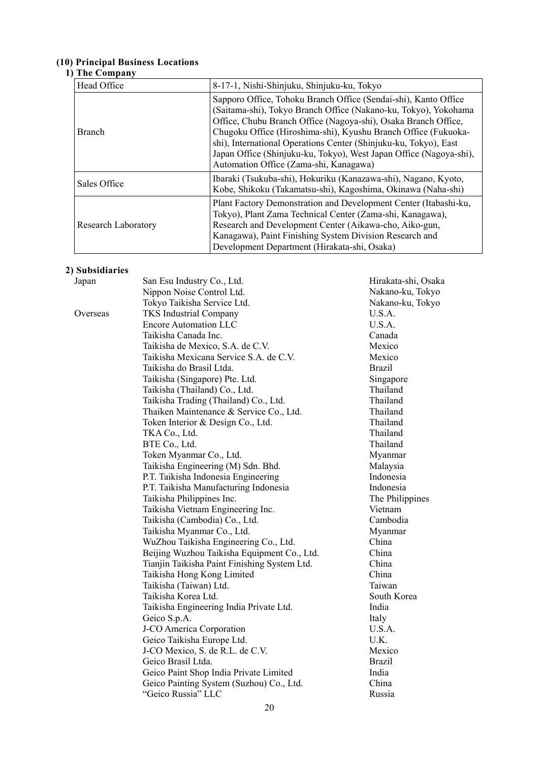### (10) Principal Business Locations

#### 1) The Company

| Head Office | 8-17-1, Nishi-Shinjuku, Shinjuku-ku, Tokyo |
|---|---|
| Branch | Sapporo Office, Tohoku Branch Office (Sendai-shi), Kanto Office (Saitama-shi), Tokyo Branch Office (Nakano-ku, Tokyo), Yokohama Office, Chubu Branch Office (Nagoya-shi), Osaka Branch Office, Chugoku Office (Hiroshima-shi), Kyushu Branch Office (Fukuoka-shi), International Operations Center (Shinjuku-ku, Tokyo), East Japan Office (Shinjuku-ku, Tokyo), West Japan Office (Nagoya-shi), Automation Office (Zama-shi, Kanagawa) |
| Sales Office | Ibaraki (Tsukuba-shi), Hokuriku (Kanazawa-shi), Nagano, Kyoto, Kobe, Shikoku (Takamatsu-shi), Kagoshima, Okinawa (Naha-shi) |
| Research Laboratory | Plant Factory Demonstration and Development Center (Itabashi-ku, Tokyo), Plant Zama Technical Center (Zama-shi, Kanagawa), Research and Development Center (Aikawa-cho, Aiko-gun, Kanagawa), Paint Finishing System Division Research and Development Department (Hirakata-shi, Osaka) |

#### 2) Subsidiaries

| | | |
|---|---|---|
| Japan | San Esu Industry Co., Ltd. | Hirakata-shi, Osaka |
| | Nippon Noise Control Ltd. | Nakano-ku, Tokyo |
| | Tokyo Taikisha Service Ltd. | Nakano-ku, Tokyo |
| Overseas | TKS Industrial Company | U.S.A. |
| | Encore Automation LLC | U.S.A. |
| | Taikisha Canada Inc. | Canada |
| | Taikisha de Mexico, S.A. de C.V. | Mexico |
| | Taikisha Mexicana Service S.A. de C.V. | Mexico |
| | Taikisha do Brasil Ltda. | Brazil |
| | Taikisha (Singapore) Pte. Ltd. | Singapore |
| | Taikisha (Thailand) Co., Ltd. | Thailand |
| | Taikisha Trading (Thailand) Co., Ltd. | Thailand |
| | Thaiken Maintenance & Service Co., Ltd. | Thailand |
| | Token Interior & Design Co., Ltd. | Thailand |
| | TKA Co., Ltd. | Thailand |
| | BTE Co., Ltd. | Thailand |
| | Token Myanmar Co., Ltd. | Myanmar |
| | Taikisha Engineering (M) Sdn. Bhd. | Malaysia |
| | P.T. Taikisha Indonesia Engineering | Indonesia |
| | P.T. Taikisha Manufacturing Indonesia | Indonesia |
| | Taikisha Philippines Inc. | The Philippines |
| | Taikisha Vietnam Engineering Inc. | Vietnam |
| | Taikisha (Cambodia) Co., Ltd. | Cambodia |
| | Taikisha Myanmar Co., Ltd. | Myanmar |
| | WuZhou Taikisha Engineering Co., Ltd. | China |
| | Beijing Wuzhou Taikisha Equipment Co., Ltd. | China |
| | Tianjin Taikisha Paint Finishing System Ltd. | China |
| | Taikisha Hong Kong Limited | China |
| | Taikisha (Taiwan) Ltd. | Taiwan |
| | Taikisha Korea Ltd. | South Korea |
| | Taikisha Engineering India Private Ltd. | India |
| | Geico S.p.A. | Italy |
| | J-CO America Corporation | U.S.A. |
| | Geico Taikisha Europe Ltd. | U.K. |
| | J-CO Mexico, S. de R.L. de C.V. | Mexico |
| | Geico Brasil Ltda. | Brazil |
| | Geico Paint Shop India Private Limited | India |
| | Geico Painting System (Suzhou) Co., Ltd. | China |
| | "Geico Russia" LLC | Russia |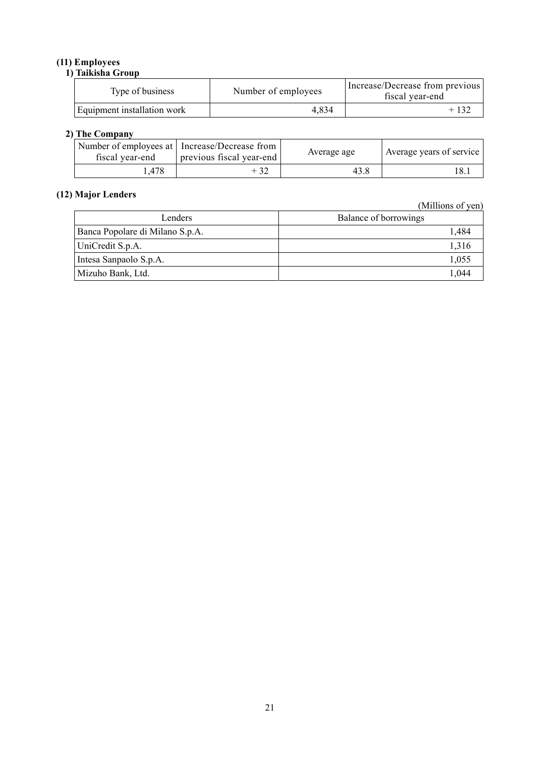### (11) Employees

#### 1) Taikisha Group

| Type of business | Number of employees | Increase/Decrease from previous fiscal year-end |
|---|---|---|
| Equipment installation work | 4,834 | + 132 |

#### 2) The Company

| Number of employees at fiscal year-end | Increase/Decrease from previous fiscal year-end | Average age | Average years of service |
|---|---|---|---|
| 1,478 | + 32 | 43.8 | 18.1 |

### (12) Major Lenders

(Millions of yen)

| Lenders | Balance of borrowings |
|---|---|
| Banca Popolare di Milano S.p.A. | 1,484 |
| UniCredit S.p.A. | 1,316 |
| Intesa Sanpaolo S.p.A. | 1,055 |
| Mizuho Bank, Ltd. | 1,044 |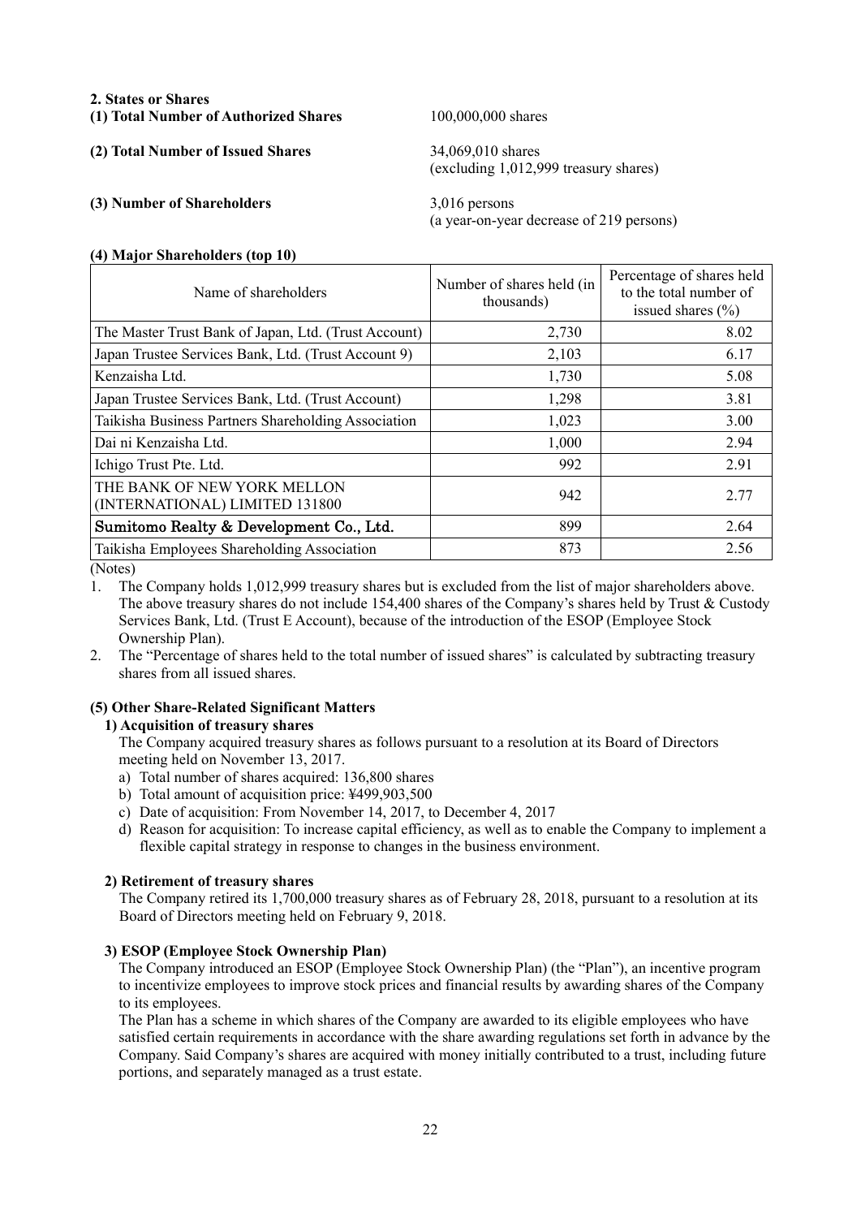## 2. States or Shares

**(1) Total Number of Authorized Shares** 100,000,000 shares

**(2) Total Number of Issued Shares** 34,069,010 shares
(excluding 1,012,999 treasury shares)

**(3) Number of Shareholders** 3,016 persons
(a year-on-year decrease of 219 persons)

**(4) Major Shareholders (top 10)**

| Name of shareholders | Number of shares held (in thousands) | Percentage of shares held to the total number of issued shares (%) |
|---|---|---|
| The Master Trust Bank of Japan, Ltd. (Trust Account) | 2,730 | 8.02 |
| Japan Trustee Services Bank, Ltd. (Trust Account 9) | 2,103 | 6.17 |
| Kenzaisha Ltd. | 1,730 | 5.08 |
| Japan Trustee Services Bank, Ltd. (Trust Account) | 1,298 | 3.81 |
| Taikisha Business Partners Shareholding Association | 1,023 | 3.00 |
| Dai ni Kenzaisha Ltd. | 1,000 | 2.94 |
| Ichigo Trust Pte. Ltd. | 992 | 2.91 |
| THE BANK OF NEW YORK MELLON (INTERNATIONAL) LIMITED 131800 | 942 | 2.77 |
| Sumitomo Realty & Development Co., Ltd. | 899 | 2.64 |
| Taikisha Employees Shareholding Association | 873 | 2.56 |

(Notes)

1. The Company holds 1,012,999 treasury shares but is excluded from the list of major shareholders above. The above treasury shares do not include 154,400 shares of the Company's shares held by Trust & Custody Services Bank, Ltd. (Trust E Account), because of the introduction of the ESOP (Employee Stock Ownership Plan).
2. The "Percentage of shares held to the total number of issued shares" is calculated by subtracting treasury shares from all issued shares.

**(5) Other Share-Related Significant Matters**

**1) Acquisition of treasury shares**

The Company acquired treasury shares as follows pursuant to a resolution at its Board of Directors meeting held on November 13, 2017.

a) Total number of shares acquired: 136,800 shares
b) Total amount of acquisition price: ¥499,903,500
c) Date of acquisition: From November 14, 2017, to December 4, 2017
d) Reason for acquisition: To increase capital efficiency, as well as to enable the Company to implement a flexible capital strategy in response to changes in the business environment.

**2) Retirement of treasury shares**

The Company retired its 1,700,000 treasury shares as of February 28, 2018, pursuant to a resolution at its Board of Directors meeting held on February 9, 2018.

**3) ESOP (Employee Stock Ownership Plan)**

The Company introduced an ESOP (Employee Stock Ownership Plan) (the "Plan"), an incentive program to incentivize employees to improve stock prices and financial results by awarding shares of the Company to its employees.

The Plan has a scheme in which shares of the Company are awarded to its eligible employees who have satisfied certain requirements in accordance with the share awarding regulations set forth in advance by the Company. Said Company's shares are acquired with money initially contributed to a trust, including future portions, and separately managed as a trust estate.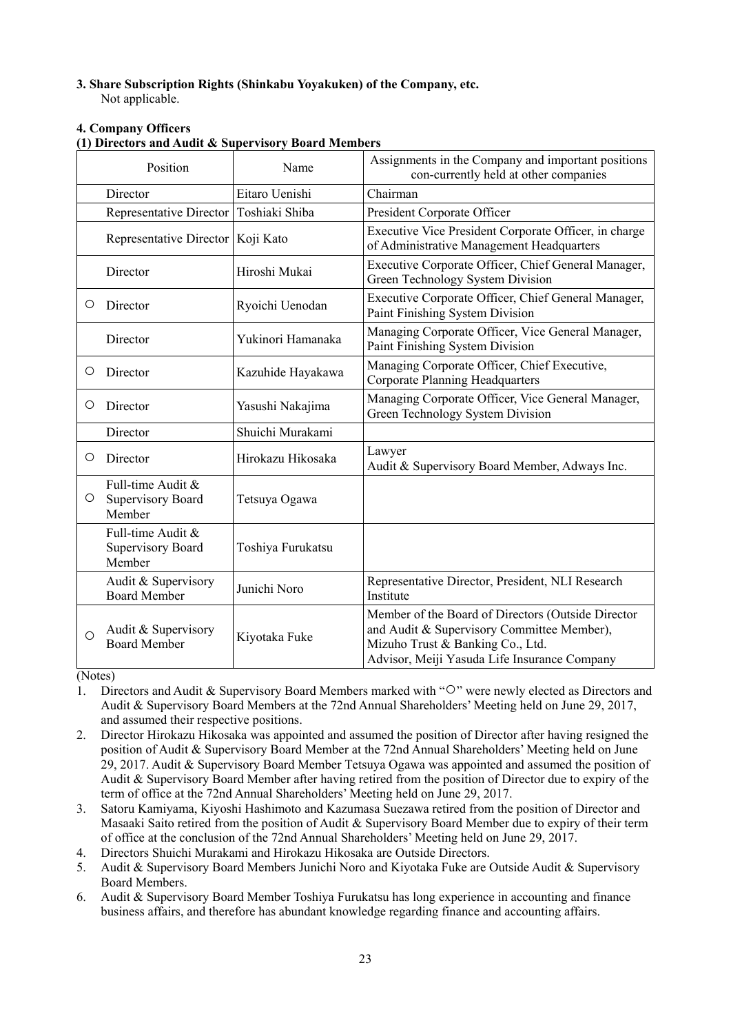### 3. Share Subscription Rights (Shinkabu Yoyakuken) of the Company, etc.

Not applicable.

### 4. Company Officers

#### (1) Directors and Audit & Supervisory Board Members

| | Position | Name | Assignments in the Company and important positions con-currently held at other companies |
|---|---|---|---|
| | Director | Eitaro Uenishi | Chairman |
| | Representative Director | Toshiaki Shiba | President Corporate Officer |
| | Representative Director | Koji Kato | Executive Vice President Corporate Officer, in charge of Administrative Management Headquarters |
| | Director | Hiroshi Mukai | Executive Corporate Officer, Chief General Manager, Green Technology System Division |
| ○ | Director | Ryoichi Uenodan | Executive Corporate Officer, Chief General Manager, Paint Finishing System Division |
| | Director | Yukinori Hamanaka | Managing Corporate Officer, Vice General Manager, Paint Finishing System Division |
| ○ | Director | Kazuhide Hayakawa | Managing Corporate Officer, Chief Executive, Corporate Planning Headquarters |
| ○ | Director | Yasushi Nakajima | Managing Corporate Officer, Vice General Manager, Green Technology System Division |
| | Director | Shuichi Murakami | |
| ○ | Director | Hirokazu Hikosaka | Lawyer<br>Audit & Supervisory Board Member, Adways Inc. |
| ○ | Full-time Audit & Supervisory Board Member | Tetsuya Ogawa | |
| | Full-time Audit & Supervisory Board Member | Toshiya Furukatsu | |
| | Audit & Supervisory Board Member | Junichi Noro | Representative Director, President, NLI Research Institute |
| ○ | Audit & Supervisory Board Member | Kiyotaka Fuke | Member of the Board of Directors (Outside Director and Audit & Supervisory Committee Member), Mizuho Trust & Banking Co., Ltd.<br>Advisor, Meiji Yasuda Life Insurance Company |

(Notes)

1. Directors and Audit & Supervisory Board Members marked with "○" were newly elected as Directors and Audit & Supervisory Board Members at the 72nd Annual Shareholders' Meeting held on June 29, 2017, and assumed their respective positions.
2. Director Hirokazu Hikosaka was appointed and assumed the position of Director after having resigned the position of Audit & Supervisory Board Member at the 72nd Annual Shareholders' Meeting held on June 29, 2017. Audit & Supervisory Board Member Tetsuya Ogawa was appointed and assumed the position of Audit & Supervisory Board Member after having retired from the position of Director due to expiry of the term of office at the 72nd Annual Shareholders' Meeting held on June 29, 2017.
3. Satoru Kamiyama, Kiyoshi Hashimoto and Kazumasa Suezawa retired from the position of Director and Masaaki Saito retired from the position of Audit & Supervisory Board Member due to expiry of their term of office at the conclusion of the 72nd Annual Shareholders' Meeting held on June 29, 2017.
4. Directors Shuichi Murakami and Hirokazu Hikosaka are Outside Directors.
5. Audit & Supervisory Board Members Junichi Noro and Kiyotaka Fuke are Outside Audit & Supervisory Board Members.
6. Audit & Supervisory Board Member Toshiya Furukatsu has long experience in accounting and finance business affairs, and therefore has abundant knowledge regarding finance and accounting affairs.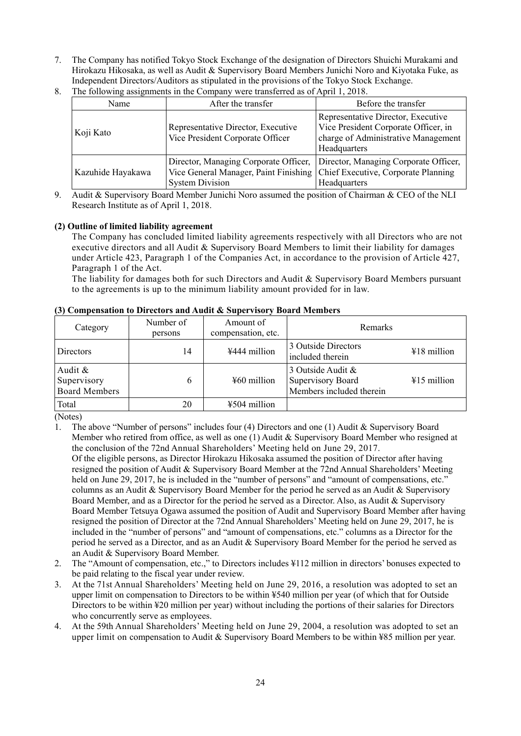7. The Company has notified Tokyo Stock Exchange of the designation of Directors Shuichi Murakami and Hirokazu Hikosaka, as well as Audit & Supervisory Board Members Junichi Noro and Kiyotaka Fuke, as Independent Directors/Auditors as stipulated in the provisions of the Tokyo Stock Exchange.
8. The following assignments in the Company were transferred as of April 1, 2018.

| Name | After the transfer | Before the transfer |
|---|---|---|
| Koji Kato | Representative Director, Executive Vice President Corporate Officer | Representative Director, Executive Vice President Corporate Officer, in charge of Administrative Management Headquarters |
| Kazuhide Hayakawa | Director, Managing Corporate Officer, Vice General Manager, Paint Finishing System Division | Director, Managing Corporate Officer, Chief Executive, Corporate Planning Headquarters |

9. Audit & Supervisory Board Member Junichi Noro assumed the position of Chairman & CEO of the NLI Research Institute as of April 1, 2018.

**(2) Outline of limited liability agreement**

The Company has concluded limited liability agreements respectively with all Directors who are not executive directors and all Audit & Supervisory Board Members to limit their liability for damages under Article 423, Paragraph 1 of the Companies Act, in accordance to the provision of Article 427, Paragraph 1 of the Act.

The liability for damages both for such Directors and Audit & Supervisory Board Members pursuant to the agreements is up to the minimum liability amount provided for in law.

**(3) Compensation to Directors and Audit & Supervisory Board Members**

| Category | Number of persons | Amount of compensation, etc. | Remarks | |
|---|---|---|---|---|
| Directors | 14 | ¥444 million | 3 Outside Directors included therein | ¥18 million |
| Audit & Supervisory Board Members | 6 | ¥60 million | 3 Outside Audit & Supervisory Board Members included therein | ¥15 million |
| Total | 20 | ¥504 million | | |

(Notes)

1. The above "Number of persons" includes four (4) Directors and one (1) Audit & Supervisory Board Member who retired from office, as well as one (1) Audit & Supervisory Board Member who resigned at the conclusion of the 72nd Annual Shareholders' Meeting held on June 29, 2017.
   Of the eligible persons, as Director Hirokazu Hikosaka assumed the position of Director after having resigned the position of Audit & Supervisory Board Member at the 72nd Annual Shareholders' Meeting held on June 29, 2017, he is included in the "number of persons" and "amount of compensations, etc." columns as an Audit & Supervisory Board Member for the period he served as an Audit & Supervisory Board Member, and as a Director for the period he served as a Director. Also, as Audit & Supervisory Board Member Tetsuya Ogawa assumed the position of Audit and Supervisory Board Member after having resigned the position of Director at the 72nd Annual Shareholders' Meeting held on June 29, 2017, he is included in the "number of persons" and "amount of compensations, etc." columns as a Director for the period he served as a Director, and as an Audit & Supervisory Board Member for the period he served as an Audit & Supervisory Board Member.
2. The "Amount of compensation, etc.," to Directors includes ¥112 million in directors' bonuses expected to be paid relating to the fiscal year under review.
3. At the 71st Annual Shareholders' Meeting held on June 29, 2016, a resolution was adopted to set an upper limit on compensation to Directors to be within ¥540 million per year (of which that for Outside Directors to be within ¥20 million per year) without including the portions of their salaries for Directors who concurrently serve as employees.
4. At the 59th Annual Shareholders' Meeting held on June 29, 2004, a resolution was adopted to set an upper limit on compensation to Audit & Supervisory Board Members to be within ¥85 million per year.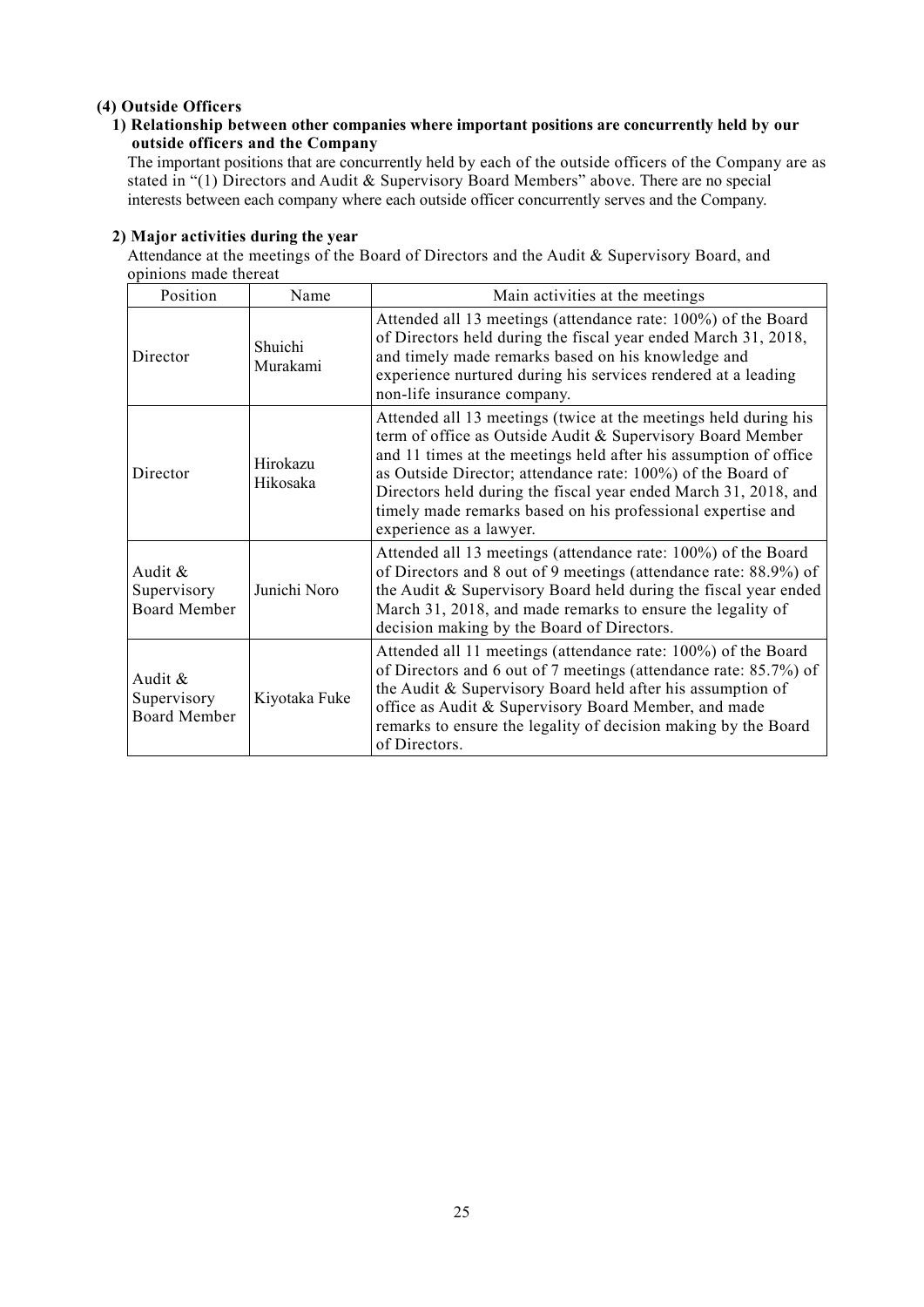### (4) Outside Officers

#### 1) Relationship between other companies where important positions are concurrently held by our outside officers and the Company

The important positions that are concurrently held by each of the outside officers of the Company are as stated in "(1) Directors and Audit & Supervisory Board Members" above. There are no special interests between each company where each outside officer concurrently serves and the Company.

#### 2) Major activities during the year

Attendance at the meetings of the Board of Directors and the Audit & Supervisory Board, and opinions made thereat

| Position | Name | Main activities at the meetings |
|---|---|---|
| Director | Shuichi Murakami | Attended all 13 meetings (attendance rate: 100%) of the Board of Directors held during the fiscal year ended March 31, 2018, and timely made remarks based on his knowledge and experience nurtured during his services rendered at a leading non-life insurance company. |
| Director | Hirokazu Hikosaka | Attended all 13 meetings (twice at the meetings held during his term of office as Outside Audit & Supervisory Board Member and 11 times at the meetings held after his assumption of office as Outside Director; attendance rate: 100%) of the Board of Directors held during the fiscal year ended March 31, 2018, and timely made remarks based on his professional expertise and experience as a lawyer. |
| Audit & Supervisory Board Member | Junichi Noro | Attended all 13 meetings (attendance rate: 100%) of the Board of Directors and 8 out of 9 meetings (attendance rate: 88.9%) of the Audit & Supervisory Board held during the fiscal year ended March 31, 2018, and made remarks to ensure the legality of decision making by the Board of Directors. |
| Audit & Supervisory Board Member | Kiyotaka Fuke | Attended all 11 meetings (attendance rate: 100%) of the Board of Directors and 6 out of 7 meetings (attendance rate: 85.7%) of the Audit & Supervisory Board held after his assumption of office as Audit & Supervisory Board Member, and made remarks to ensure the legality of decision making by the Board of Directors. |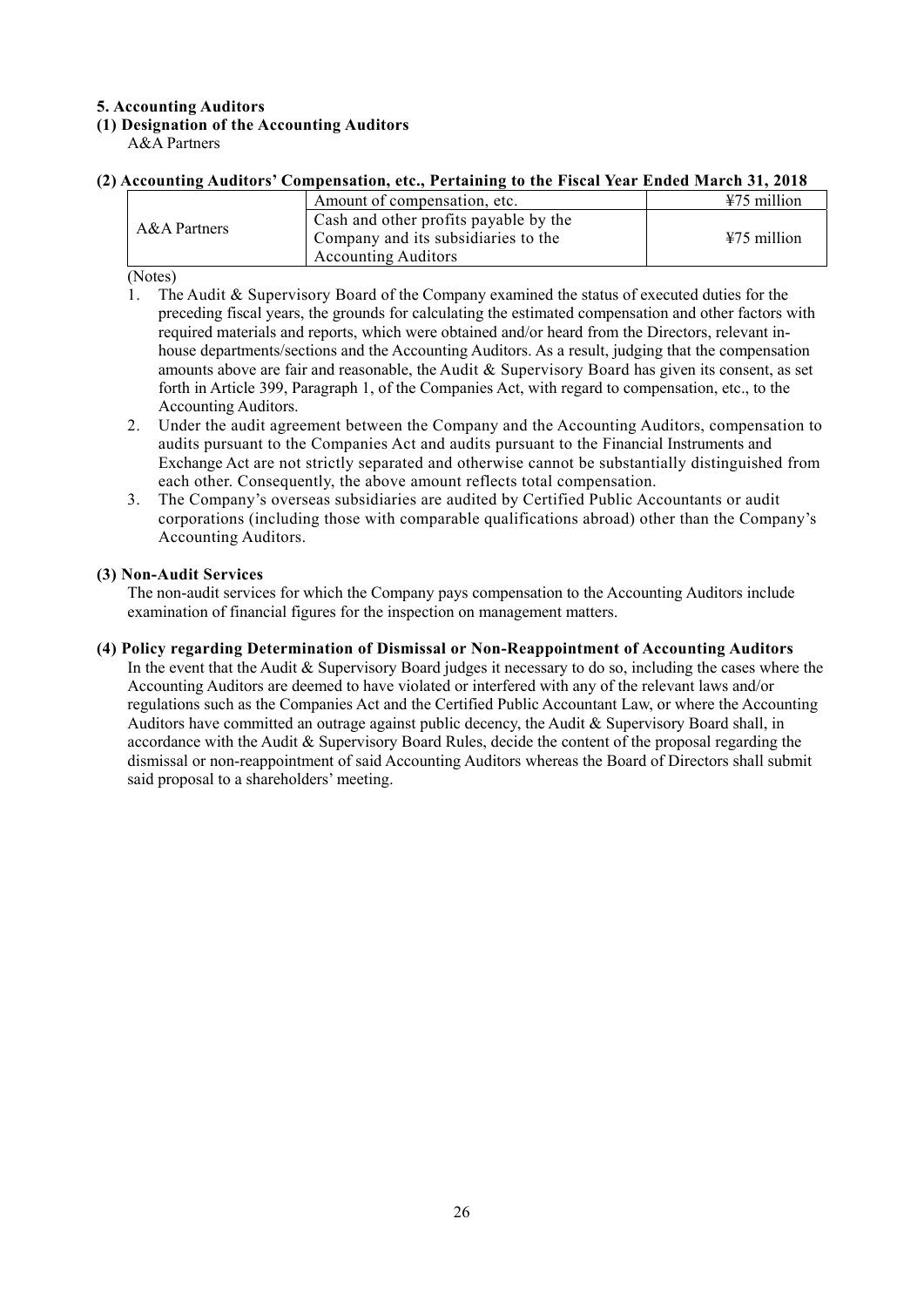## 5. Accounting Auditors

### (1) Designation of the Accounting Auditors

A&A Partners

### (2) Accounting Auditors' Compensation, etc., Pertaining to the Fiscal Year Ended March 31, 2018

| | | |
|---|---|---|
| A&A Partners | Amount of compensation, etc. | ¥75 million |
| | Cash and other profits payable by the Company and its subsidiaries to the Accounting Auditors | ¥75 million |

(Notes)

1. The Audit & Supervisory Board of the Company examined the status of executed duties for the preceding fiscal years, the grounds for calculating the estimated compensation and other factors with required materials and reports, which were obtained and/or heard from the Directors, relevant in-house departments/sections and the Accounting Auditors. As a result, judging that the compensation amounts above are fair and reasonable, the Audit & Supervisory Board has given its consent, as set forth in Article 399, Paragraph 1, of the Companies Act, with regard to compensation, etc., to the Accounting Auditors.
2. Under the audit agreement between the Company and the Accounting Auditors, compensation to audits pursuant to the Companies Act and audits pursuant to the Financial Instruments and Exchange Act are not strictly separated and otherwise cannot be substantially distinguished from each other. Consequently, the above amount reflects total compensation.
3. The Company's overseas subsidiaries are audited by Certified Public Accountants or audit corporations (including those with comparable qualifications abroad) other than the Company's Accounting Auditors.

### (3) Non-Audit Services

The non-audit services for which the Company pays compensation to the Accounting Auditors include examination of financial figures for the inspection on management matters.

### (4) Policy regarding Determination of Dismissal or Non-Reappointment of Accounting Auditors

In the event that the Audit & Supervisory Board judges it necessary to do so, including the cases where the Accounting Auditors are deemed to have violated or interfered with any of the relevant laws and/or regulations such as the Companies Act and the Certified Public Accountant Law, or where the Accounting Auditors have committed an outrage against public decency, the Audit & Supervisory Board shall, in accordance with the Audit & Supervisory Board Rules, decide the content of the proposal regarding the dismissal or non-reappointment of said Accounting Auditors whereas the Board of Directors shall submit said proposal to a shareholders' meeting.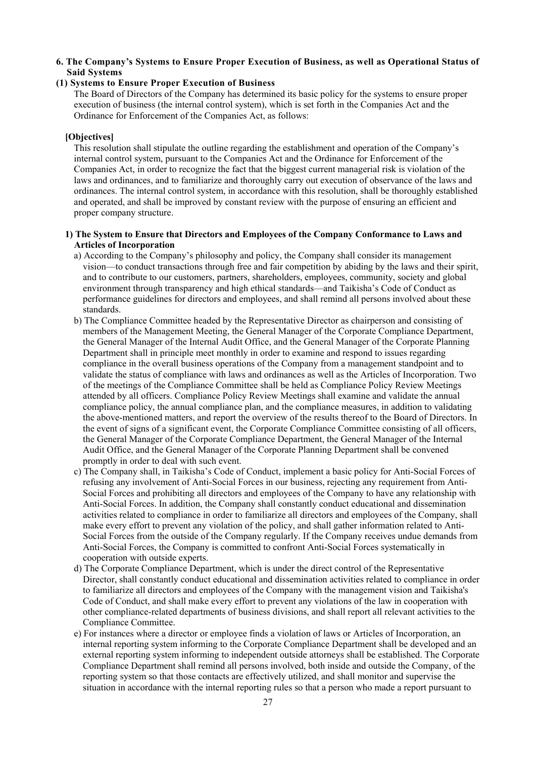## 6. The Company's Systems to Ensure Proper Execution of Business, as well as Operational Status of Said Systems

### (1) Systems to Ensure Proper Execution of Business

The Board of Directors of the Company has determined its basic policy for the systems to ensure proper execution of business (the internal control system), which is set forth in the Companies Act and the Ordinance for Enforcement of the Companies Act, as follows:

**[Objectives]**

This resolution shall stipulate the outline regarding the establishment and operation of the Company's internal control system, pursuant to the Companies Act and the Ordinance for Enforcement of the Companies Act, in order to recognize the fact that the biggest current managerial risk is violation of the laws and ordinances, and to familiarize and thoroughly carry out execution of observance of the laws and ordinances. The internal control system, in accordance with this resolution, shall be thoroughly established and operated, and shall be improved by constant review with the purpose of ensuring an efficient and proper company structure.

**1) The System to Ensure that Directors and Employees of the Company Conformance to Laws and Articles of Incorporation**

a) According to the Company's philosophy and policy, the Company shall consider its management vision—to conduct transactions through free and fair competition by abiding by the laws and their spirit, and to contribute to our customers, partners, shareholders, employees, community, society and global environment through transparency and high ethical standards—and Taikisha's Code of Conduct as performance guidelines for directors and employees, and shall remind all persons involved about these standards.

b) The Compliance Committee headed by the Representative Director as chairperson and consisting of members of the Management Meeting, the General Manager of the Corporate Compliance Department, the General Manager of the Internal Audit Office, and the General Manager of the Corporate Planning Department shall in principle meet monthly in order to examine and respond to issues regarding compliance in the overall business operations of the Company from a management standpoint and to validate the status of compliance with laws and ordinances as well as the Articles of Incorporation. Two of the meetings of the Compliance Committee shall be held as Compliance Policy Review Meetings attended by all officers. Compliance Policy Review Meetings shall examine and validate the annual compliance policy, the annual compliance plan, and the compliance measures, in addition to validating the above-mentioned matters, and report the overview of the results thereof to the Board of Directors. In the event of signs of a significant event, the Corporate Compliance Committee consisting of all officers, the General Manager of the Corporate Compliance Department, the General Manager of the Internal Audit Office, and the General Manager of the Corporate Planning Department shall be convened promptly in order to deal with such event.

c) The Company shall, in Taikisha's Code of Conduct, implement a basic policy for Anti-Social Forces of refusing any involvement of Anti-Social Forces in our business, rejecting any requirement from Anti-Social Forces and prohibiting all directors and employees of the Company to have any relationship with Anti-Social Forces. In addition, the Company shall constantly conduct educational and dissemination activities related to compliance in order to familiarize all directors and employees of the Company, shall make every effort to prevent any violation of the policy, and shall gather information related to Anti-Social Forces from the outside of the Company regularly. If the Company receives undue demands from Anti-Social Forces, the Company is committed to confront Anti-Social Forces systematically in cooperation with outside experts.

d) The Corporate Compliance Department, which is under the direct control of the Representative Director, shall constantly conduct educational and dissemination activities related to compliance in order to familiarize all directors and employees of the Company with the management vision and Taikisha's Code of Conduct, and shall make every effort to prevent any violations of the law in cooperation with other compliance-related departments of business divisions, and shall report all relevant activities to the Compliance Committee.

e) For instances where a director or employee finds a violation of laws or Articles of Incorporation, an internal reporting system informing to the Corporate Compliance Department shall be developed and an external reporting system informing to independent outside attorneys shall be established. The Corporate Compliance Department shall remind all persons involved, both inside and outside the Company, of the reporting system so that those contacts are effectively utilized, and shall monitor and supervise the situation in accordance with the internal reporting rules so that a person who made a report pursuant to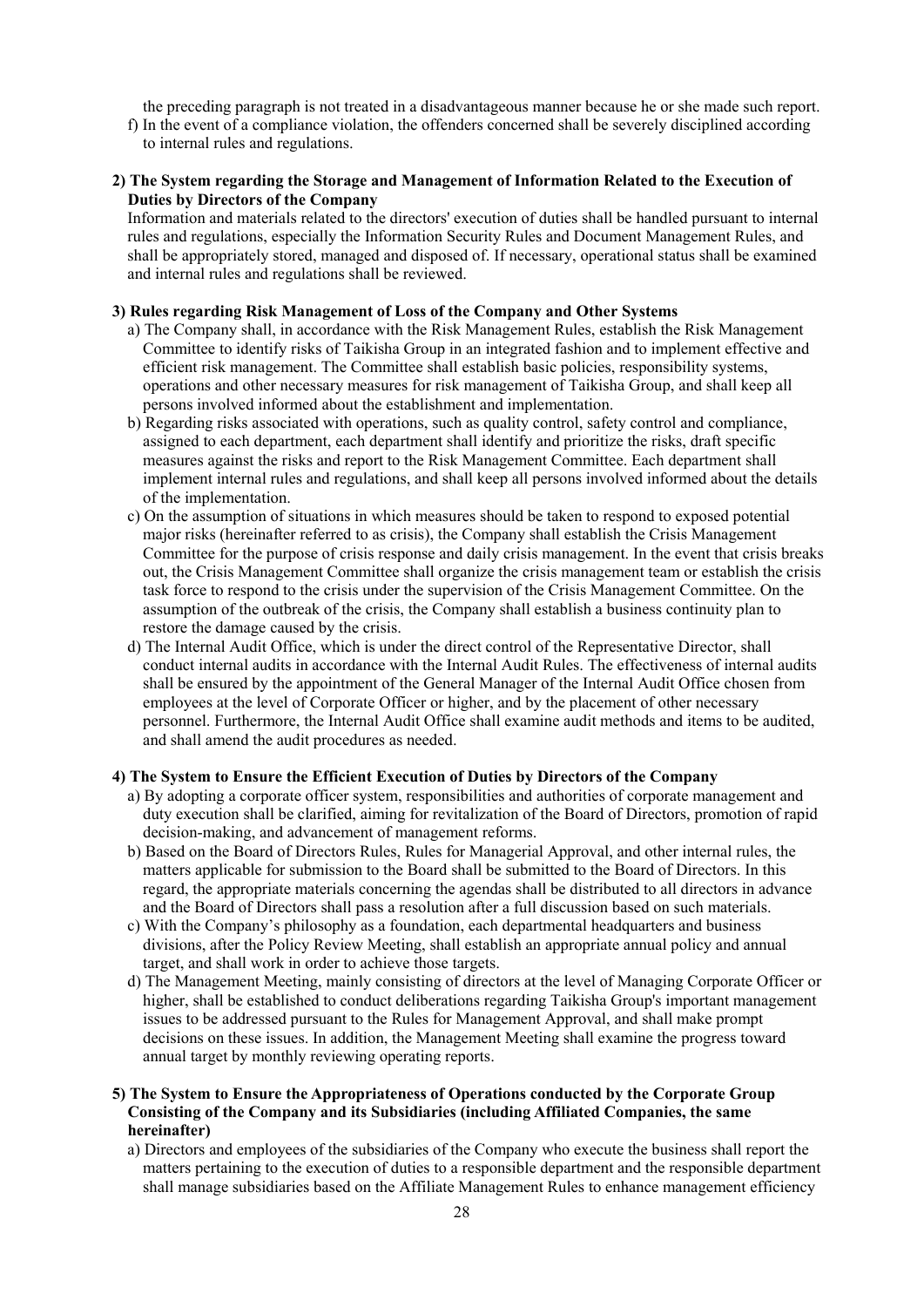the preceding paragraph is not treated in a disadvantageous manner because he or she made such report.

f) In the event of a compliance violation, the offenders concerned shall be severely disciplined according to internal rules and regulations.

**2) The System regarding the Storage and Management of Information Related to the Execution of Duties by Directors of the Company**

Information and materials related to the directors' execution of duties shall be handled pursuant to internal rules and regulations, especially the Information Security Rules and Document Management Rules, and shall be appropriately stored, managed and disposed of. If necessary, operational status shall be examined and internal rules and regulations shall be reviewed.

**3) Rules regarding Risk Management of Loss of the Company and Other Systems**

a) The Company shall, in accordance with the Risk Management Rules, establish the Risk Management Committee to identify risks of Taikisha Group in an integrated fashion and to implement effective and efficient risk management. The Committee shall establish basic policies, responsibility systems, operations and other necessary measures for risk management of Taikisha Group, and shall keep all persons involved informed about the establishment and implementation.

b) Regarding risks associated with operations, such as quality control, safety control and compliance, assigned to each department, each department shall identify and prioritize the risks, draft specific measures against the risks and report to the Risk Management Committee. Each department shall implement internal rules and regulations, and shall keep all persons involved informed about the details of the implementation.

c) On the assumption of situations in which measures should be taken to respond to exposed potential major risks (hereinafter referred to as crisis), the Company shall establish the Crisis Management Committee for the purpose of crisis response and daily crisis management. In the event that crisis breaks out, the Crisis Management Committee shall organize the crisis management team or establish the crisis task force to respond to the crisis under the supervision of the Crisis Management Committee. On the assumption of the outbreak of the crisis, the Company shall establish a business continuity plan to restore the damage caused by the crisis.

d) The Internal Audit Office, which is under the direct control of the Representative Director, shall conduct internal audits in accordance with the Internal Audit Rules. The effectiveness of internal audits shall be ensured by the appointment of the General Manager of the Internal Audit Office chosen from employees at the level of Corporate Officer or higher, and by the placement of other necessary personnel. Furthermore, the Internal Audit Office shall examine audit methods and items to be audited, and shall amend the audit procedures as needed.

**4) The System to Ensure the Efficient Execution of Duties by Directors of the Company**

a) By adopting a corporate officer system, responsibilities and authorities of corporate management and duty execution shall be clarified, aiming for revitalization of the Board of Directors, promotion of rapid decision-making, and advancement of management reforms.

b) Based on the Board of Directors Rules, Rules for Managerial Approval, and other internal rules, the matters applicable for submission to the Board shall be submitted to the Board of Directors. In this regard, the appropriate materials concerning the agendas shall be distributed to all directors in advance and the Board of Directors shall pass a resolution after a full discussion based on such materials.

c) With the Company's philosophy as a foundation, each departmental headquarters and business divisions, after the Policy Review Meeting, shall establish an appropriate annual policy and annual target, and shall work in order to achieve those targets.

d) The Management Meeting, mainly consisting of directors at the level of Managing Corporate Officer or higher, shall be established to conduct deliberations regarding Taikisha Group's important management issues to be addressed pursuant to the Rules for Management Approval, and shall make prompt decisions on these issues. In addition, the Management Meeting shall examine the progress toward annual target by monthly reviewing operating reports.

**5) The System to Ensure the Appropriateness of Operations conducted by the Corporate Group Consisting of the Company and its Subsidiaries (including Affiliated Companies, the same hereinafter)**

a) Directors and employees of the subsidiaries of the Company who execute the business shall report the matters pertaining to the execution of duties to a responsible department and the responsible department shall manage subsidiaries based on the Affiliate Management Rules to enhance management efficiency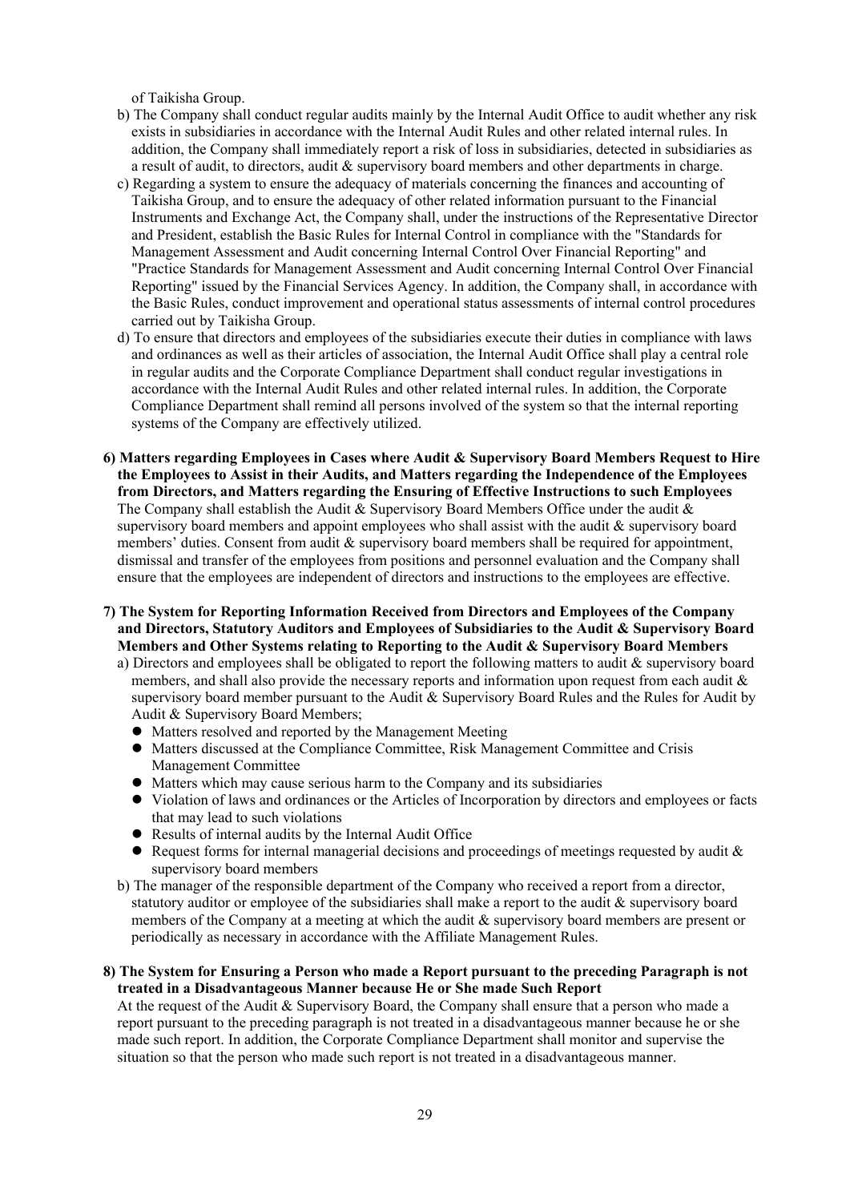of Taikisha Group.

b) The Company shall conduct regular audits mainly by the Internal Audit Office to audit whether any risk exists in subsidiaries in accordance with the Internal Audit Rules and other related internal rules. In addition, the Company shall immediately report a risk of loss in subsidiaries, detected in subsidiaries as a result of audit, to directors, audit & supervisory board members and other departments in charge.

c) Regarding a system to ensure the adequacy of materials concerning the finances and accounting of Taikisha Group, and to ensure the adequacy of other related information pursuant to the Financial Instruments and Exchange Act, the Company shall, under the instructions of the Representative Director and President, establish the Basic Rules for Internal Control in compliance with the "Standards for Management Assessment and Audit concerning Internal Control Over Financial Reporting" and "Practice Standards for Management Assessment and Audit concerning Internal Control Over Financial Reporting" issued by the Financial Services Agency. In addition, the Company shall, in accordance with the Basic Rules, conduct improvement and operational status assessments of internal control procedures carried out by Taikisha Group.

d) To ensure that directors and employees of the subsidiaries execute their duties in compliance with laws and ordinances as well as their articles of association, the Internal Audit Office shall play a central role in regular audits and the Corporate Compliance Department shall conduct regular investigations in accordance with the Internal Audit Rules and other related internal rules. In addition, the Corporate Compliance Department shall remind all persons involved of the system so that the internal reporting systems of the Company are effectively utilized.

**6) Matters regarding Employees in Cases where Audit & Supervisory Board Members Request to Hire the Employees to Assist in their Audits, and Matters regarding the Independence of the Employees from Directors, and Matters regarding the Ensuring of Effective Instructions to such Employees**

The Company shall establish the Audit & Supervisory Board Members Office under the audit & supervisory board members and appoint employees who shall assist with the audit & supervisory board members' duties. Consent from audit & supervisory board members shall be required for appointment, dismissal and transfer of the employees from positions and personnel evaluation and the Company shall ensure that the employees are independent of directors and instructions to the employees are effective.

**7) The System for Reporting Information Received from Directors and Employees of the Company and Directors, Statutory Auditors and Employees of Subsidiaries to the Audit & Supervisory Board Members and Other Systems relating to Reporting to the Audit & Supervisory Board Members**

a) Directors and employees shall be obligated to report the following matters to audit & supervisory board members, and shall also provide the necessary reports and information upon request from each audit & supervisory board member pursuant to the Audit & Supervisory Board Rules and the Rules for Audit by Audit & Supervisory Board Members;

- Matters resolved and reported by the Management Meeting
- Matters discussed at the Compliance Committee, Risk Management Committee and Crisis Management Committee
- Matters which may cause serious harm to the Company and its subsidiaries
- Violation of laws and ordinances or the Articles of Incorporation by directors and employees or facts that may lead to such violations
- Results of internal audits by the Internal Audit Office
- Request forms for internal managerial decisions and proceedings of meetings requested by audit & supervisory board members

b) The manager of the responsible department of the Company who received a report from a director, statutory auditor or employee of the subsidiaries shall make a report to the audit & supervisory board members of the Company at a meeting at which the audit & supervisory board members are present or periodically as necessary in accordance with the Affiliate Management Rules.

**8) The System for Ensuring a Person who made a Report pursuant to the preceding Paragraph is not treated in a Disadvantageous Manner because He or She made Such Report**

At the request of the Audit & Supervisory Board, the Company shall ensure that a person who made a report pursuant to the preceding paragraph is not treated in a disadvantageous manner because he or she made such report. In addition, the Corporate Compliance Department shall monitor and supervise the situation so that the person who made such report is not treated in a disadvantageous manner.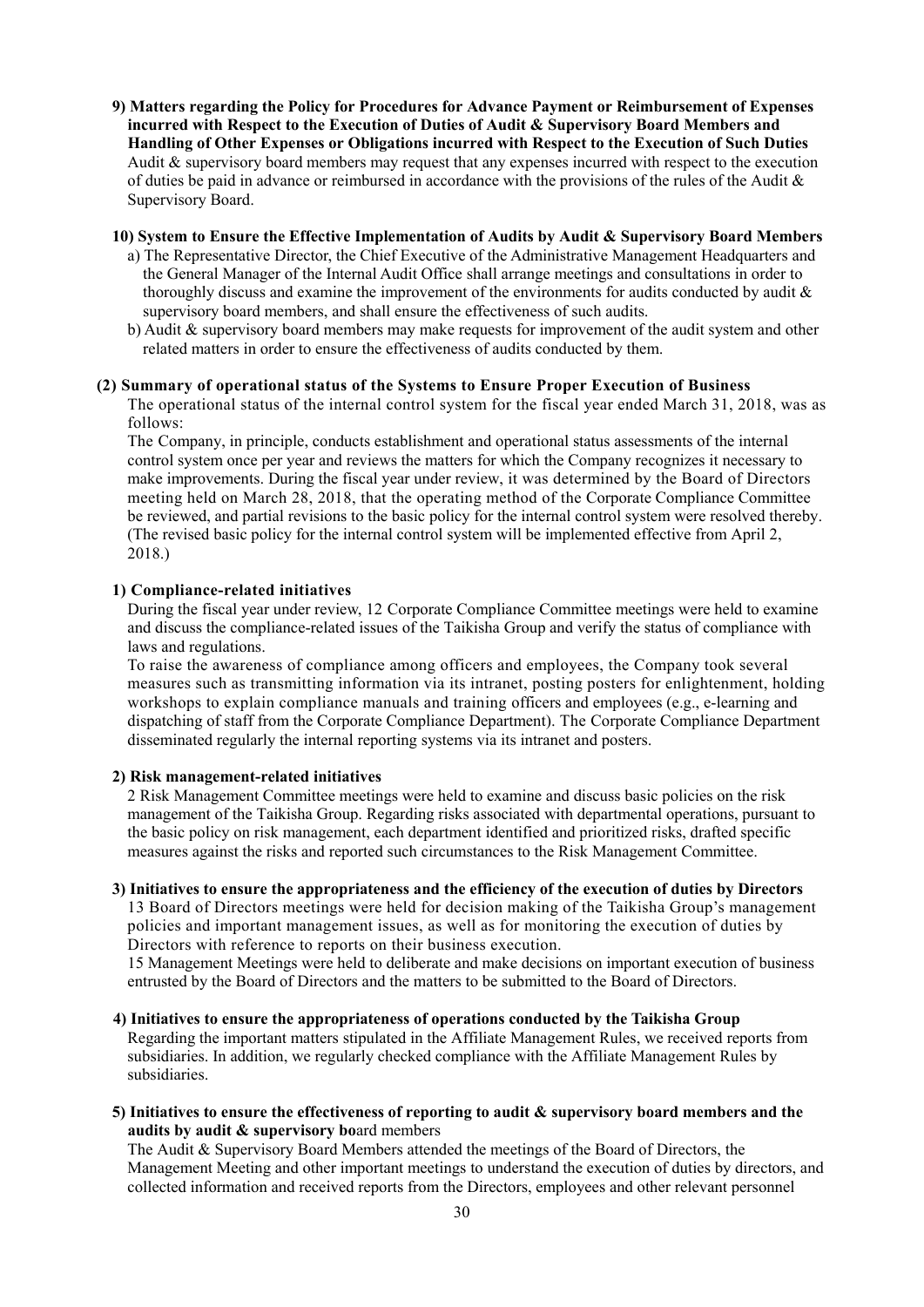**9) Matters regarding the Policy for Procedures for Advance Payment or Reimbursement of Expenses incurred with Respect to the Execution of Duties of Audit & Supervisory Board Members and Handling of Other Expenses or Obligations incurred with Respect to the Execution of Such Duties**

Audit & supervisory board members may request that any expenses incurred with respect to the execution of duties be paid in advance or reimbursed in accordance with the provisions of the rules of the Audit & Supervisory Board.

**10) System to Ensure the Effective Implementation of Audits by Audit & Supervisory Board Members**

a) The Representative Director, the Chief Executive of the Administrative Management Headquarters and the General Manager of the Internal Audit Office shall arrange meetings and consultations in order to thoroughly discuss and examine the improvement of the environments for audits conducted by audit & supervisory board members, and shall ensure the effectiveness of such audits.

b) Audit & supervisory board members may make requests for improvement of the audit system and other related matters in order to ensure the effectiveness of audits conducted by them.

**(2) Summary of operational status of the Systems to Ensure Proper Execution of Business**

The operational status of the internal control system for the fiscal year ended March 31, 2018, was as follows:

The Company, in principle, conducts establishment and operational status assessments of the internal control system once per year and reviews the matters for which the Company recognizes it necessary to make improvements. During the fiscal year under review, it was determined by the Board of Directors meeting held on March 28, 2018, that the operating method of the Corporate Compliance Committee be reviewed, and partial revisions to the basic policy for the internal control system were resolved thereby. (The revised basic policy for the internal control system will be implemented effective from April 2, 2018.)

**1) Compliance-related initiatives**

During the fiscal year under review, 12 Corporate Compliance Committee meetings were held to examine and discuss the compliance-related issues of the Taikisha Group and verify the status of compliance with laws and regulations.

To raise the awareness of compliance among officers and employees, the Company took several measures such as transmitting information via its intranet, posting posters for enlightenment, holding workshops to explain compliance manuals and training officers and employees (e.g., e-learning and dispatching of staff from the Corporate Compliance Department). The Corporate Compliance Department disseminated regularly the internal reporting systems via its intranet and posters.

**2) Risk management-related initiatives**

2 Risk Management Committee meetings were held to examine and discuss basic policies on the risk management of the Taikisha Group. Regarding risks associated with departmental operations, pursuant to the basic policy on risk management, each department identified and prioritized risks, drafted specific measures against the risks and reported such circumstances to the Risk Management Committee.

**3) Initiatives to ensure the appropriateness and the efficiency of the execution of duties by Directors**

13 Board of Directors meetings were held for decision making of the Taikisha Group's management policies and important management issues, as well as for monitoring the execution of duties by Directors with reference to reports on their business execution.

15 Management Meetings were held to deliberate and make decisions on important execution of business entrusted by the Board of Directors and the matters to be submitted to the Board of Directors.

**4) Initiatives to ensure the appropriateness of operations conducted by the Taikisha Group**

Regarding the important matters stipulated in the Affiliate Management Rules, we received reports from subsidiaries. In addition, we regularly checked compliance with the Affiliate Management Rules by subsidiaries.

**5) Initiatives to ensure the effectiveness of reporting to audit & supervisory board members and the audits by audit & supervisory bo**ard members

The Audit & Supervisory Board Members attended the meetings of the Board of Directors, the Management Meeting and other important meetings to understand the execution of duties by directors, and collected information and received reports from the Directors, employees and other relevant personnel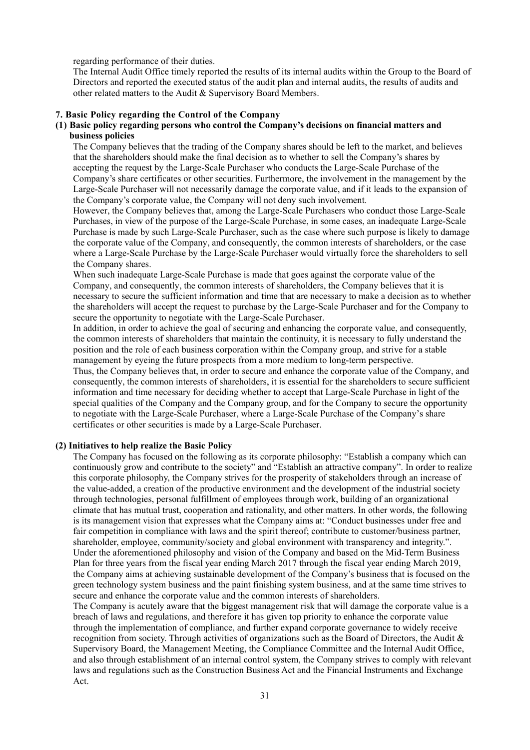regarding performance of their duties.

The Internal Audit Office timely reported the results of its internal audits within the Group to the Board of Directors and reported the executed status of the audit plan and internal audits, the results of audits and other related matters to the Audit & Supervisory Board Members.

## 7. Basic Policy regarding the Control of the Company

### (1) Basic policy regarding persons who control the Company's decisions on financial matters and business policies

The Company believes that the trading of the Company shares should be left to the market, and believes that the shareholders should make the final decision as to whether to sell the Company's shares by accepting the request by the Large-Scale Purchaser who conducts the Large-Scale Purchase of the Company's share certificates or other securities. Furthermore, the involvement in the management by the Large-Scale Purchaser will not necessarily damage the corporate value, and if it leads to the expansion of the Company's corporate value, the Company will not deny such involvement.

However, the Company believes that, among the Large-Scale Purchasers who conduct those Large-Scale Purchases, in view of the purpose of the Large-Scale Purchase, in some cases, an inadequate Large-Scale Purchase is made by such Large-Scale Purchaser, such as the case where such purpose is likely to damage the corporate value of the Company, and consequently, the common interests of shareholders, or the case where a Large-Scale Purchase by the Large-Scale Purchaser would virtually force the shareholders to sell the Company shares.

When such inadequate Large-Scale Purchase is made that goes against the corporate value of the Company, and consequently, the common interests of shareholders, the Company believes that it is necessary to secure the sufficient information and time that are necessary to make a decision as to whether the shareholders will accept the request to purchase by the Large-Scale Purchaser and for the Company to secure the opportunity to negotiate with the Large-Scale Purchaser.

In addition, in order to achieve the goal of securing and enhancing the corporate value, and consequently, the common interests of shareholders that maintain the continuity, it is necessary to fully understand the position and the role of each business corporation within the Company group, and strive for a stable management by eyeing the future prospects from a more medium to long-term perspective.

Thus, the Company believes that, in order to secure and enhance the corporate value of the Company, and consequently, the common interests of shareholders, it is essential for the shareholders to secure sufficient information and time necessary for deciding whether to accept that Large-Scale Purchase in light of the special qualities of the Company and the Company group, and for the Company to secure the opportunity to negotiate with the Large-Scale Purchaser, where a Large-Scale Purchase of the Company's share certificates or other securities is made by a Large-Scale Purchaser.

### (2) Initiatives to help realize the Basic Policy

The Company has focused on the following as its corporate philosophy: "Establish a company which can continuously grow and contribute to the society" and "Establish an attractive company". In order to realize this corporate philosophy, the Company strives for the prosperity of stakeholders through an increase of the value-added, a creation of the productive environment and the development of the industrial society through technologies, personal fulfillment of employees through work, building of an organizational climate that has mutual trust, cooperation and rationality, and other matters. In other words, the following is its management vision that expresses what the Company aims at: "Conduct businesses under free and fair competition in compliance with laws and the spirit thereof; contribute to customer/business partner, shareholder, employee, community/society and global environment with transparency and integrity.".

Under the aforementioned philosophy and vision of the Company and based on the Mid-Term Business Plan for three years from the fiscal year ending March 2017 through the fiscal year ending March 2019, the Company aims at achieving sustainable development of the Company's business that is focused on the green technology system business and the paint finishing system business, and at the same time strives to secure and enhance the corporate value and the common interests of shareholders.

The Company is acutely aware that the biggest management risk that will damage the corporate value is a breach of laws and regulations, and therefore it has given top priority to enhance the corporate value through the implementation of compliance, and further expand corporate governance to widely receive recognition from society. Through activities of organizations such as the Board of Directors, the Audit & Supervisory Board, the Management Meeting, the Compliance Committee and the Internal Audit Office, and also through establishment of an internal control system, the Company strives to comply with relevant laws and regulations such as the Construction Business Act and the Financial Instruments and Exchange Act.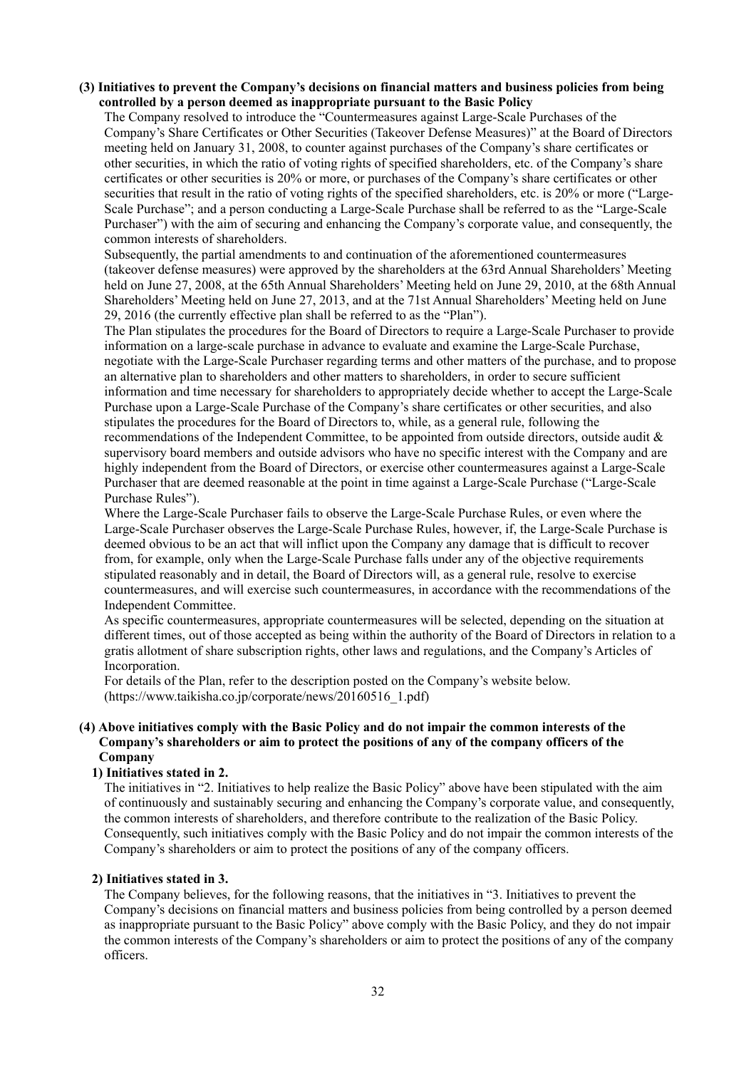### (3) Initiatives to prevent the Company's decisions on financial matters and business policies from being controlled by a person deemed as inappropriate pursuant to the Basic Policy

The Company resolved to introduce the "Countermeasures against Large-Scale Purchases of the Company's Share Certificates or Other Securities (Takeover Defense Measures)" at the Board of Directors meeting held on January 31, 2008, to counter against purchases of the Company's share certificates or other securities, in which the ratio of voting rights of specified shareholders, etc. of the Company's share certificates or other securities is 20% or more, or purchases of the Company's share certificates or other securities that result in the ratio of voting rights of the specified shareholders, etc. is 20% or more ("Large-Scale Purchase"; and a person conducting a Large-Scale Purchase shall be referred to as the "Large-Scale Purchaser") with the aim of securing and enhancing the Company's corporate value, and consequently, the common interests of shareholders.

Subsequently, the partial amendments to and continuation of the aforementioned countermeasures (takeover defense measures) were approved by the shareholders at the 63rd Annual Shareholders' Meeting held on June 27, 2008, at the 65th Annual Shareholders' Meeting held on June 29, 2010, at the 68th Annual Shareholders' Meeting held on June 27, 2013, and at the 71st Annual Shareholders' Meeting held on June 29, 2016 (the currently effective plan shall be referred to as the "Plan").

The Plan stipulates the procedures for the Board of Directors to require a Large-Scale Purchaser to provide information on a large-scale purchase in advance to evaluate and examine the Large-Scale Purchase, negotiate with the Large-Scale Purchaser regarding terms and other matters of the purchase, and to propose an alternative plan to shareholders and other matters to shareholders, in order to secure sufficient information and time necessary for shareholders to appropriately decide whether to accept the Large-Scale Purchase upon a Large-Scale Purchase of the Company's share certificates or other securities, and also stipulates the procedures for the Board of Directors to, while, as a general rule, following the recommendations of the Independent Committee, to be appointed from outside directors, outside audit & supervisory board members and outside advisors who have no specific interest with the Company and are highly independent from the Board of Directors, or exercise other countermeasures against a Large-Scale Purchaser that are deemed reasonable at the point in time against a Large-Scale Purchase ("Large-Scale Purchase Rules").

Where the Large-Scale Purchaser fails to observe the Large-Scale Purchase Rules, or even where the Large-Scale Purchaser observes the Large-Scale Purchase Rules, however, if, the Large-Scale Purchase is deemed obvious to be an act that will inflict upon the Company any damage that is difficult to recover from, for example, only when the Large-Scale Purchase falls under any of the objective requirements stipulated reasonably and in detail, the Board of Directors will, as a general rule, resolve to exercise countermeasures, and will exercise such countermeasures, in accordance with the recommendations of the Independent Committee.

As specific countermeasures, appropriate countermeasures will be selected, depending on the situation at different times, out of those accepted as being within the authority of the Board of Directors in relation to a gratis allotment of share subscription rights, other laws and regulations, and the Company's Articles of Incorporation.

For details of the Plan, refer to the description posted on the Company's website below.
(https://www.taikisha.co.jp/corporate/news/20160516_1.pdf)

### (4) Above initiatives comply with the Basic Policy and do not impair the common interests of the Company's shareholders or aim to protect the positions of any of the company officers of the Company

#### 1) Initiatives stated in 2.

The initiatives in "2. Initiatives to help realize the Basic Policy" above have been stipulated with the aim of continuously and sustainably securing and enhancing the Company's corporate value, and consequently, the common interests of shareholders, and therefore contribute to the realization of the Basic Policy. Consequently, such initiatives comply with the Basic Policy and do not impair the common interests of the Company's shareholders or aim to protect the positions of any of the company officers.

#### 2) Initiatives stated in 3.

The Company believes, for the following reasons, that the initiatives in "3. Initiatives to prevent the Company's decisions on financial matters and business policies from being controlled by a person deemed as inappropriate pursuant to the Basic Policy" above comply with the Basic Policy, and they do not impair the common interests of the Company's shareholders or aim to protect the positions of any of the company officers.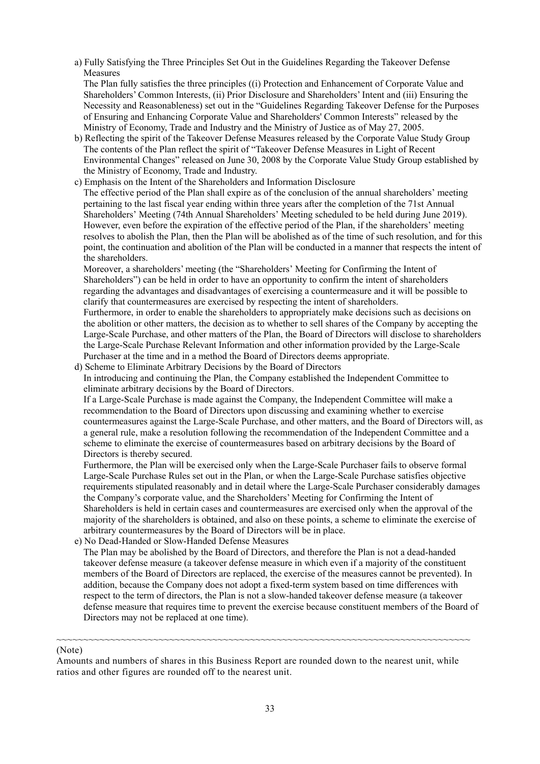a) Fully Satisfying the Three Principles Set Out in the Guidelines Regarding the Takeover Defense Measures

The Plan fully satisfies the three principles ((i) Protection and Enhancement of Corporate Value and Shareholders' Common Interests, (ii) Prior Disclosure and Shareholders' Intent and (iii) Ensuring the Necessity and Reasonableness) set out in the "Guidelines Regarding Takeover Defense for the Purposes of Ensuring and Enhancing Corporate Value and Shareholders' Common Interests" released by the Ministry of Economy, Trade and Industry and the Ministry of Justice as of May 27, 2005.

b) Reflecting the spirit of the Takeover Defense Measures released by the Corporate Value Study Group

The contents of the Plan reflect the spirit of "Takeover Defense Measures in Light of Recent Environmental Changes" released on June 30, 2008 by the Corporate Value Study Group established by the Ministry of Economy, Trade and Industry.

c) Emphasis on the Intent of the Shareholders and Information Disclosure

The effective period of the Plan shall expire as of the conclusion of the annual shareholders' meeting pertaining to the last fiscal year ending within three years after the completion of the 71st Annual Shareholders' Meeting (74th Annual Shareholders' Meeting scheduled to be held during June 2019). However, even before the expiration of the effective period of the Plan, if the shareholders' meeting resolves to abolish the Plan, then the Plan will be abolished as of the time of such resolution, and for this point, the continuation and abolition of the Plan will be conducted in a manner that respects the intent of the shareholders.

Moreover, a shareholders' meeting (the "Shareholders' Meeting for Confirming the Intent of Shareholders") can be held in order to have an opportunity to confirm the intent of shareholders regarding the advantages and disadvantages of exercising a countermeasure and it will be possible to clarify that countermeasures are exercised by respecting the intent of shareholders.

Furthermore, in order to enable the shareholders to appropriately make decisions such as decisions on the abolition or other matters, the decision as to whether to sell shares of the Company by accepting the Large-Scale Purchase, and other matters of the Plan, the Board of Directors will disclose to shareholders the Large-Scale Purchase Relevant Information and other information provided by the Large-Scale Purchaser at the time and in a method the Board of Directors deems appropriate.

d) Scheme to Eliminate Arbitrary Decisions by the Board of Directors

In introducing and continuing the Plan, the Company established the Independent Committee to eliminate arbitrary decisions by the Board of Directors.

If a Large-Scale Purchase is made against the Company, the Independent Committee will make a recommendation to the Board of Directors upon discussing and examining whether to exercise countermeasures against the Large-Scale Purchase, and other matters, and the Board of Directors will, as a general rule, make a resolution following the recommendation of the Independent Committee and a scheme to eliminate the exercise of countermeasures based on arbitrary decisions by the Board of Directors is thereby secured.

Furthermore, the Plan will be exercised only when the Large-Scale Purchaser fails to observe formal Large-Scale Purchase Rules set out in the Plan, or when the Large-Scale Purchase satisfies objective requirements stipulated reasonably and in detail where the Large-Scale Purchaser considerably damages the Company's corporate value, and the Shareholders' Meeting for Confirming the Intent of Shareholders is held in certain cases and countermeasures are exercised only when the approval of the majority of the shareholders is obtained, and also on these points, a scheme to eliminate the exercise of arbitrary countermeasures by the Board of Directors will be in place.

e) No Dead-Handed or Slow-Handed Defense Measures

The Plan may be abolished by the Board of Directors, and therefore the Plan is not a dead-handed takeover defense measure (a takeover defense measure in which even if a majority of the constituent members of the Board of Directors are replaced, the exercise of the measures cannot be prevented). In addition, because the Company does not adopt a fixed-term system based on time differences with respect to the term of directors, the Plan is not a slow-handed takeover defense measure (a takeover defense measure that requires time to prevent the exercise because constituent members of the Board of Directors may not be replaced at one time).

~~~~~~~~~~~~~~~~~~~~~~~~~~~~~~~~~~~~~~~~~~~~~~~~~~~~~~~~~~~~~~~~~~~~~~~~~~~~~~~~

(Note)

Amounts and numbers of shares in this Business Report are rounded down to the nearest unit, while ratios and other figures are rounded off to the nearest unit.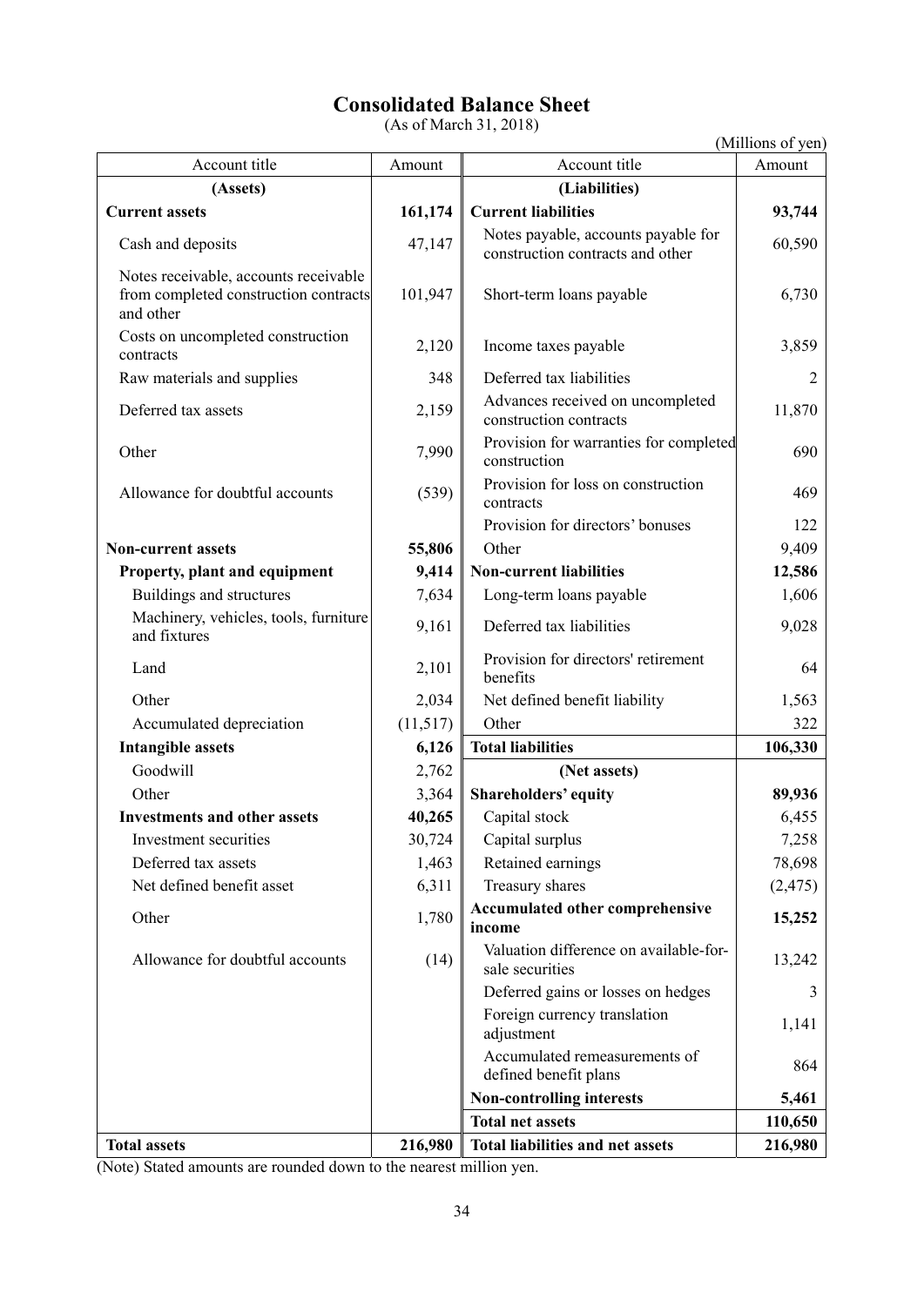# Consolidated Balance Sheet

(As of March 31, 2018)

(Millions of yen)

| Account title | Amount | Account title | Amount |
|---|---|---|---|
| **(Assets)** | | **(Liabilities)** | |
| **Current assets** | **161,174** | **Current liabilities** | **93,744** |
| Cash and deposits | 47,147 | Notes payable, accounts payable for construction contracts and other | 60,590 |
| Notes receivable, accounts receivable from completed construction contracts and other | 101,947 | Short-term loans payable | 6,730 |
| Costs on uncompleted construction contracts | 2,120 | Income taxes payable | 3,859 |
| Raw materials and supplies | 348 | Deferred tax liabilities | 2 |
| Deferred tax assets | 2,159 | Advances received on uncompleted construction contracts | 11,870 |
| Other | 7,990 | Provision for warranties for completed construction | 690 |
| Allowance for doubtful accounts | (539) | Provision for loss on construction contracts | 469 |
| | | Provision for directors' bonuses | 122 |
| **Non-current assets** | **55,806** | Other | 9,409 |
| **Property, plant and equipment** | **9,414** | **Non-current liabilities** | **12,586** |
| Buildings and structures | 7,634 | Long-term loans payable | 1,606 |
| Machinery, vehicles, tools, furniture and fixtures | 9,161 | Deferred tax liabilities | 9,028 |
| Land | 2,101 | Provision for directors' retirement benefits | 64 |
| Other | 2,034 | Net defined benefit liability | 1,563 |
| Accumulated depreciation | (11,517) | Other | 322 |
| **Intangible assets** | **6,126** | **Total liabilities** | **106,330** |
| Goodwill | 2,762 | **(Net assets)** | |
| Other | 3,364 | **Shareholders' equity** | **89,936** |
| **Investments and other assets** | **40,265** | Capital stock | 6,455 |
| Investment securities | 30,724 | Capital surplus | 7,258 |
| Deferred tax assets | 1,463 | Retained earnings | 78,698 |
| Net defined benefit asset | 6,311 | Treasury shares | (2,475) |
| Other | 1,780 | **Accumulated other comprehensive income** | **15,252** |
| Allowance for doubtful accounts | (14) | Valuation difference on available-for-sale securities | 13,242 |
| | | Deferred gains or losses on hedges | 3 |
| | | Foreign currency translation adjustment | 1,141 |
| | | Accumulated remeasurements of defined benefit plans | 864 |
| | | **Non-controlling interests** | **5,461** |
| | | **Total net assets** | **110,650** |
| **Total assets** | **216,980** | **Total liabilities and net assets** | **216,980** |

(Note) Stated amounts are rounded down to the nearest million yen.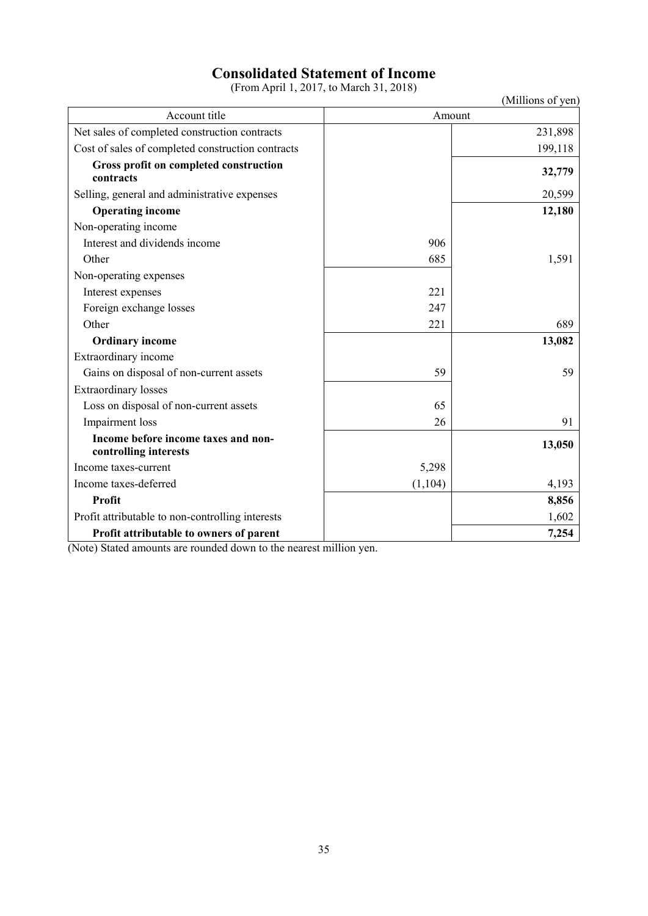# Consolidated Statement of Income

(From April 1, 2017, to March 31, 2018)

(Millions of yen)

| Account title | Amount | |
|---|---|---|
| Net sales of completed construction contracts | | 231,898 |
| Cost of sales of completed construction contracts | | 199,118 |
| **Gross profit on completed construction contracts** | | **32,779** |
| Selling, general and administrative expenses | | 20,599 |
| **Operating income** | | **12,180** |
| Non-operating income | | |
| Interest and dividends income | 906 | |
| Other | 685 | 1,591 |
| Non-operating expenses | | |
| Interest expenses | 221 | |
| Foreign exchange losses | 247 | |
| Other | 221 | 689 |
| **Ordinary income** | | **13,082** |
| Extraordinary income | | |
| Gains on disposal of non-current assets | 59 | 59 |
| Extraordinary losses | | |
| Loss on disposal of non-current assets | 65 | |
| Impairment loss | 26 | 91 |
| **Income before income taxes and non-controlling interests** | | **13,050** |
| Income taxes-current | 5,298 | |
| Income taxes-deferred | (1,104) | 4,193 |
| **Profit** | | **8,856** |
| Profit attributable to non-controlling interests | | 1,602 |
| **Profit attributable to owners of parent** | | **7,254** |

(Note) Stated amounts are rounded down to the nearest million yen.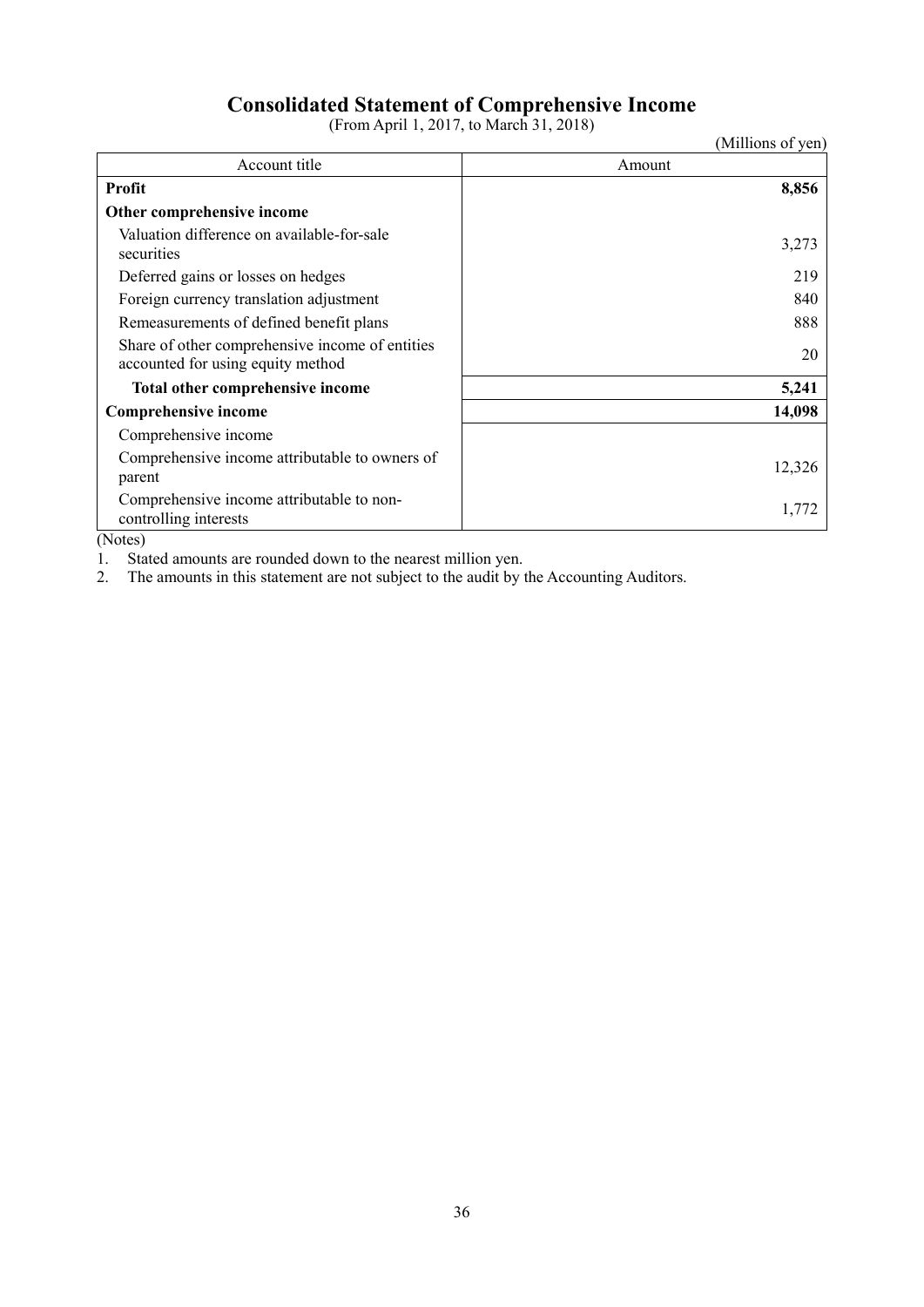# Consolidated Statement of Comprehensive Income

(From April 1, 2017, to March 31, 2018)

(Millions of yen)

| Account title | Amount |
|---|---|
| **Profit** | **8,856** |
| **Other comprehensive income** | |
| Valuation difference on available-for-sale securities | 3,273 |
| Deferred gains or losses on hedges | 219 |
| Foreign currency translation adjustment | 840 |
| Remeasurements of defined benefit plans | 888 |
| Share of other comprehensive income of entities accounted for using equity method | 20 |
| **Total other comprehensive income** | **5,241** |
| **Comprehensive income** | **14,098** |
| Comprehensive income | |
| Comprehensive income attributable to owners of parent | 12,326 |
| Comprehensive income attributable to non-controlling interests | 1,772 |

(Notes)

1. Stated amounts are rounded down to the nearest million yen.
2. The amounts in this statement are not subject to the audit by the Accounting Auditors.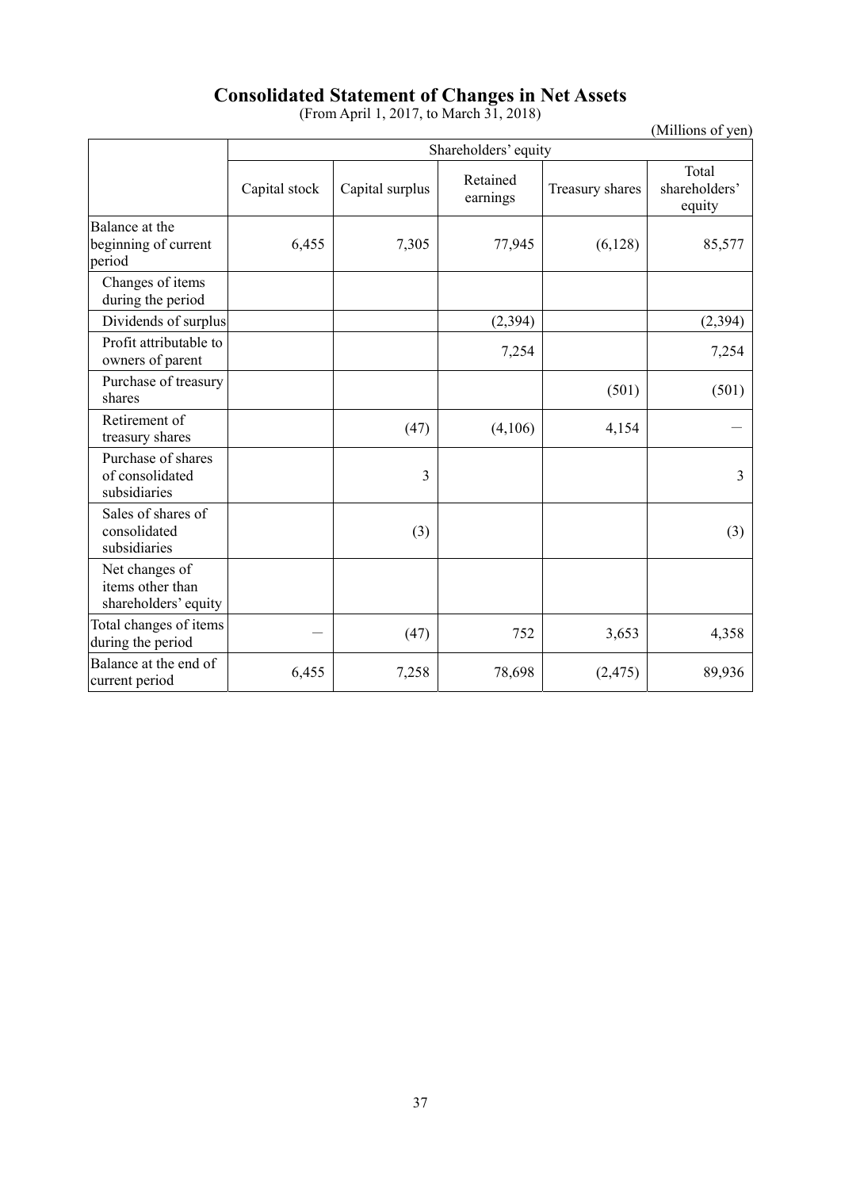# Consolidated Statement of Changes in Net Assets

(From April 1, 2017, to March 31, 2018)

(Millions of yen)

| | Shareholders' equity | | | | |
|---|---|---|---|---|---|
| | Capital stock | Capital surplus | Retained earnings | Treasury shares | Total shareholders' equity |
| Balance at the beginning of current period | 6,455 | 7,305 | 77,945 | (6,128) | 85,577 |
| Changes of items during the period | | | | | |
| Dividends of surplus | | | (2,394) | | (2,394) |
| Profit attributable to owners of parent | | | 7,254 | | 7,254 |
| Purchase of treasury shares | | | | (501) | (501) |
| Retirement of treasury shares | | (47) | (4,106) | 4,154 | — |
| Purchase of shares of consolidated subsidiaries | | 3 | | | 3 |
| Sales of shares of consolidated subsidiaries | | (3) | | | (3) |
| Net changes of items other than shareholders' equity | | | | | |
| Total changes of items during the period | — | (47) | 752 | 3,653 | 4,358 |
| Balance at the end of current period | 6,455 | 7,258 | 78,698 | (2,475) | 89,936 |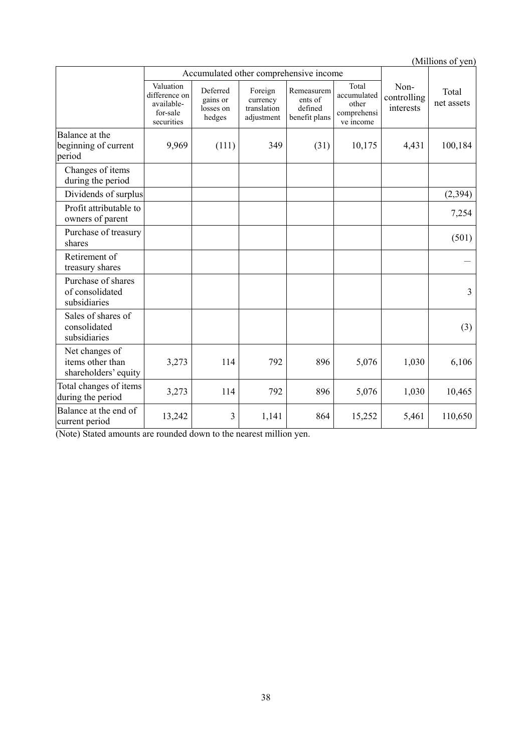(Millions of yen)

| | Accumulated other comprehensive income | | | | | Non-controlling interests | Total net assets |
|---|---|---|---|---|---|---|---|
| | Valuation difference on available-for-sale securities | Deferred gains or losses on hedges | Foreign currency translation adjustment | Remeasurements of defined benefit plans | Total accumulated other comprehensive income | | |
| Balance at the beginning of current period | 9,969 | (111) | 349 | (31) | 10,175 | 4,431 | 100,184 |
| Changes of items during the period | | | | | | | |
| Dividends of surplus | | | | | | | (2,394) |
| Profit attributable to owners of parent | | | | | | | 7,254 |
| Purchase of treasury shares | | | | | | | (501) |
| Retirement of treasury shares | | | | | | | — |
| Purchase of shares of consolidated subsidiaries | | | | | | | 3 |
| Sales of shares of consolidated subsidiaries | | | | | | | (3) |
| Net changes of items other than shareholders' equity | 3,273 | 114 | 792 | 896 | 5,076 | 1,030 | 6,106 |
| Total changes of items during the period | 3,273 | 114 | 792 | 896 | 5,076 | 1,030 | 10,465 |
| Balance at the end of current period | 13,242 | 3 | 1,141 | 864 | 15,252 | 5,461 | 110,650 |

(Note) Stated amounts are rounded down to the nearest million yen.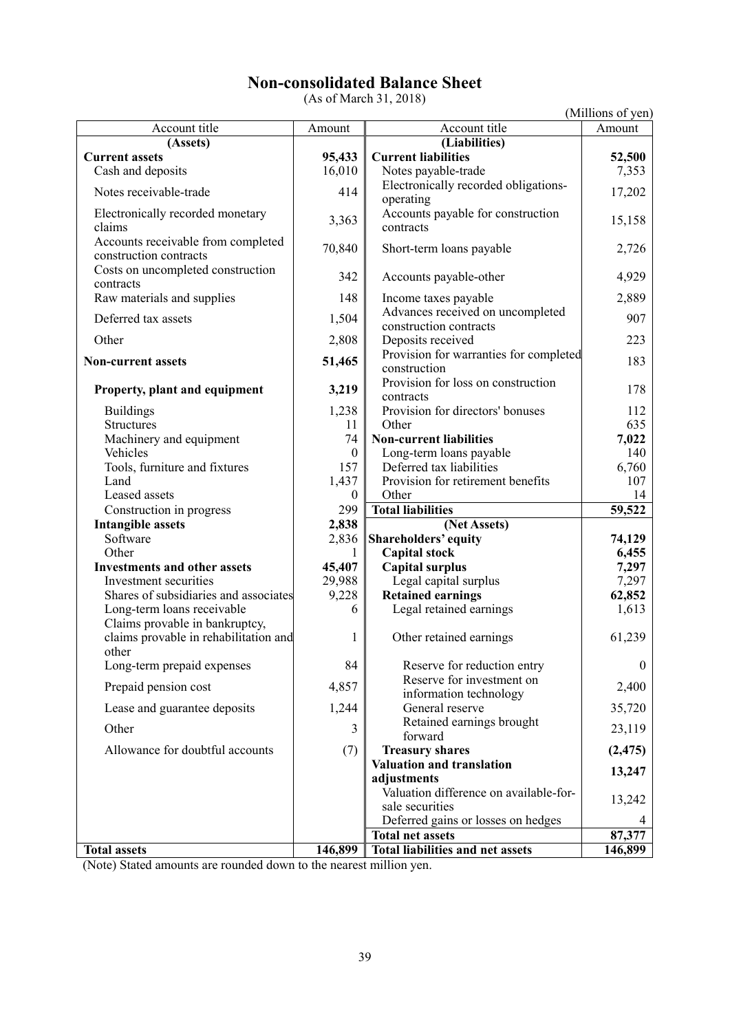# Non-consolidated Balance Sheet

(As of March 31, 2018)

(Millions of yen)

| Account title | Amount | Account title | Amount |
|---|---|---|---|
| (Assets) | | (Liabilities) | |
| **Current assets** | **95,433** | **Current liabilities** | **52,500** |
| Cash and deposits | 16,010 | Notes payable-trade | 7,353 |
| Notes receivable-trade | 414 | Electronically recorded obligations-operating | 17,202 |
| Electronically recorded monetary claims | 3,363 | Accounts payable for construction contracts | 15,158 |
| Accounts receivable from completed construction contracts | 70,840 | Short-term loans payable | 2,726 |
| Costs on uncompleted construction contracts | 342 | Accounts payable-other | 4,929 |
| Raw materials and supplies | 148 | Income taxes payable | 2,889 |
| Deferred tax assets | 1,504 | Advances received on uncompleted construction contracts | 907 |
| Other | 2,808 | Deposits received | 223 |
| **Non-current assets** | **51,465** | Provision for warranties for completed construction | 183 |
| **Property, plant and equipment** | **3,219** | Provision for loss on construction contracts | 178 |
| Buildings | 1,238 | Provision for directors' bonuses | 112 |
| Structures | 11 | Other | 635 |
| Machinery and equipment | 74 | **Non-current liabilities** | **7,022** |
| Vehicles | 0 | Long-term loans payable | 140 |
| Tools, furniture and fixtures | 157 | Deferred tax liabilities | 6,760 |
| Land | 1,437 | Provision for retirement benefits | 107 |
| Leased assets | 0 | Other | 14 |
| Construction in progress | 299 | **Total liabilities** | **59,522** |
| **Intangible assets** | **2,838** | (Net Assets) | |
| Software | 2,836 | **Shareholders' equity** | **74,129** |
| Other | 1 | **Capital stock** | **6,455** |
| **Investments and other assets** | **45,407** | **Capital surplus** | **7,297** |
| Investment securities | 29,988 | Legal capital surplus | 7,297 |
| Shares of subsidiaries and associates | 9,228 | **Retained earnings** | **62,852** |
| Long-term loans receivable | 6 | Legal retained earnings | 1,613 |
| Claims provable in bankruptcy, claims provable in rehabilitation and other | 1 | Other retained earnings | 61,239 |
| Long-term prepaid expenses | 84 | Reserve for reduction entry | 0 |
| Prepaid pension cost | 4,857 | Reserve for investment on information technology | 2,400 |
| Lease and guarantee deposits | 1,244 | General reserve | 35,720 |
| Other | 3 | Retained earnings brought forward | 23,119 |
| Allowance for doubtful accounts | (7) | **Treasury shares** | **(2,475)** |
| | | **Valuation and translation adjustments** | **13,247** |
| | | Valuation difference on available-for-sale securities | 13,242 |
| | | Deferred gains or losses on hedges | 4 |
| | | **Total net assets** | **87,377** |
| **Total assets** | **146,899** | **Total liabilities and net assets** | **146,899** |

(Note) Stated amounts are rounded down to the nearest million yen.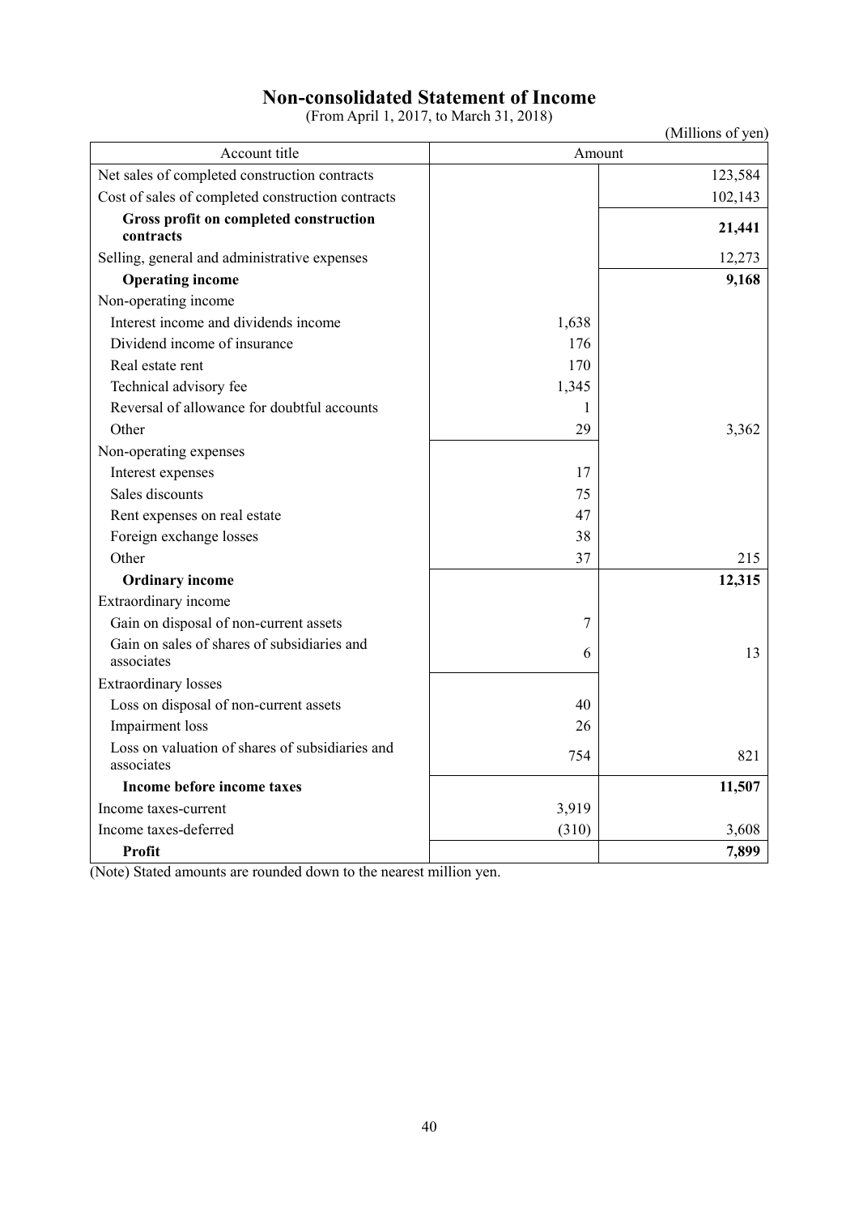# Non-consolidated Statement of Income

(From April 1, 2017, to March 31, 2018)

(Millions of yen)

| Account title | Amount | |
|---|---|---|
| Net sales of completed construction contracts | | 123,584 |
| Cost of sales of completed construction contracts | | 102,143 |
| **Gross profit on completed construction contracts** | | **21,441** |
| Selling, general and administrative expenses | | 12,273 |
| **Operating income** | | **9,168** |
| Non-operating income | | |
| Interest income and dividends income | 1,638 | |
| Dividend income of insurance | 176 | |
| Real estate rent | 170 | |
| Technical advisory fee | 1,345 | |
| Reversal of allowance for doubtful accounts | 1 | |
| Other | 29 | 3,362 |
| Non-operating expenses | | |
| Interest expenses | 17 | |
| Sales discounts | 75 | |
| Rent expenses on real estate | 47 | |
| Foreign exchange losses | 38 | |
| Other | 37 | 215 |
| **Ordinary income** | | **12,315** |
| Extraordinary income | | |
| Gain on disposal of non-current assets | 7 | |
| Gain on sales of shares of subsidiaries and associates | 6 | 13 |
| Extraordinary losses | | |
| Loss on disposal of non-current assets | 40 | |
| Impairment loss | 26 | |
| Loss on valuation of shares of subsidiaries and associates | 754 | 821 |
| **Income before income taxes** | | **11,507** |
| Income taxes-current | 3,919 | |
| Income taxes-deferred | (310) | 3,608 |
| **Profit** | | **7,899** |

(Note) Stated amounts are rounded down to the nearest million yen.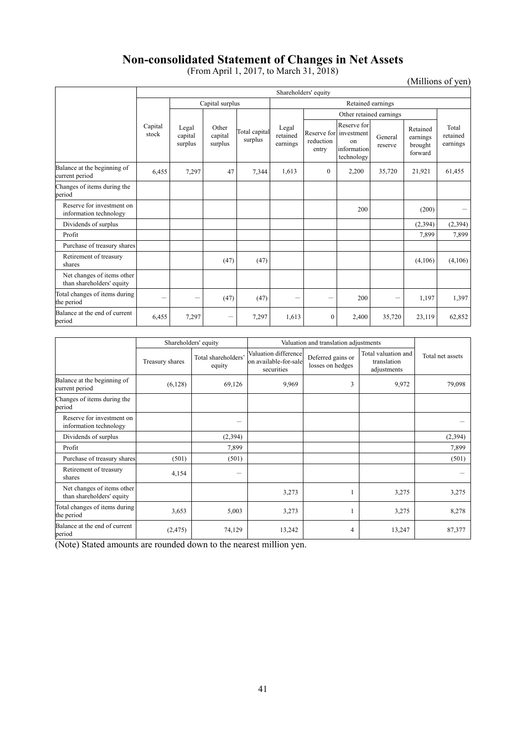# Non-consolidated Statement of Changes in Net Assets

(From April 1, 2017, to March 31, 2018)

(Millions of yen)

| | Shareholders' equity | | | | | | | | | |
|---|---|---|---|---|---|---|---|---|---|---|
| | | Capital surplus | | | Retained earnings | | | | | |
| | | | | | | Other retained earnings | | | | |
| | Capital stock | Legal capital surplus | Other capital surplus | Total capital surplus | Legal retained earnings | Reserve for reduction entry | Reserve for investment on information technology | General reserve | Retained earnings brought forward | Total retained earnings |
| Balance at the beginning of current period | 6,455 | 7,297 | 47 | 7,344 | 1,613 | 0 | 2,200 | 35,720 | 21,921 | 61,455 |
| Changes of items during the period | | | | | | | | | | |
| Reserve for investment on information technology | | | | | | | 200 | | (200) | － |
| Dividends of surplus | | | | | | | | | (2,394) | (2,394) |
| Profit | | | | | | | | | 7,899 | 7,899 |
| Purchase of treasury shares | | | | | | | | | | |
| Retirement of treasury shares | | | (47) | (47) | | | | | (4,106) | (4,106) |
| Net changes of items other than shareholders' equity | | | | | | | | | | |
| Total changes of items during the period | － | － | (47) | (47) | － | － | 200 | － | 1,197 | 1,397 |
| Balance at the end of current period | 6,455 | 7,297 | － | 7,297 | 1,613 | 0 | 2,400 | 35,720 | 23,119 | 62,852 |

| | Shareholders' equity | | Valuation and translation adjustments | | | Total net assets |
|---|---|---|---|---|---|---|
| | Treasury shares | Total shareholders' equity | Valuation difference on available-for-sale securities | Deferred gains or losses on hedges | Total valuation and translation adjustments | |
| Balance at the beginning of current period | (6,128) | 69,126 | 9,969 | 3 | 9,972 | 79,098 |
| Changes of items during the period | | | | | | |
| Reserve for investment on information technology | | － | | | | － |
| Dividends of surplus | | (2,394) | | | | (2,394) |
| Profit | | 7,899 | | | | 7,899 |
| Purchase of treasury shares | (501) | (501) | | | | (501) |
| Retirement of treasury shares | 4,154 | － | | | | － |
| Net changes of items other than shareholders' equity | | | 3,273 | 1 | 3,275 | 3,275 |
| Total changes of items during the period | 3,653 | 5,003 | 3,273 | 1 | 3,275 | 8,278 |
| Balance at the end of current period | (2,475) | 74,129 | 13,242 | 4 | 13,247 | 87,377 |

(Note) Stated amounts are rounded down to the nearest million yen.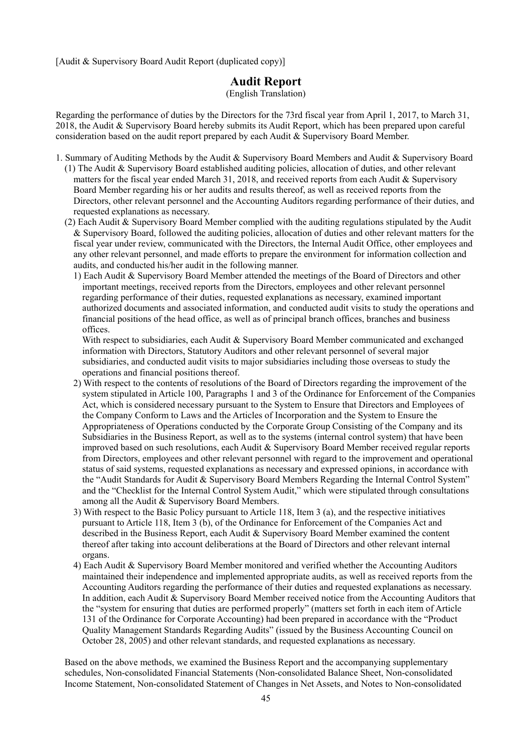[Audit & Supervisory Board Audit Report (duplicated copy)]

# Audit Report

(English Translation)

Regarding the performance of duties by the Directors for the 73rd fiscal year from April 1, 2017, to March 31, 2018, the Audit & Supervisory Board hereby submits its Audit Report, which has been prepared upon careful consideration based on the audit report prepared by each Audit & Supervisory Board Member.

1. Summary of Auditing Methods by the Audit & Supervisory Board Members and Audit & Supervisory Board
   (1) The Audit & Supervisory Board established auditing policies, allocation of duties, and other relevant matters for the fiscal year ended March 31, 2018, and received reports from each Audit & Supervisory Board Member regarding his or her audits and results thereof, as well as received reports from the Directors, other relevant personnel and the Accounting Auditors regarding performance of their duties, and requested explanations as necessary.
   (2) Each Audit & Supervisory Board Member complied with the auditing regulations stipulated by the Audit & Supervisory Board, followed the auditing policies, allocation of duties and other relevant matters for the fiscal year under review, communicated with the Directors, the Internal Audit Office, other employees and any other relevant personnel, and made efforts to prepare the environment for information collection and audits, and conducted his/her audit in the following manner.
      1) Each Audit & Supervisory Board Member attended the meetings of the Board of Directors and other important meetings, received reports from the Directors, employees and other relevant personnel regarding performance of their duties, requested explanations as necessary, examined important authorized documents and associated information, and conducted audit visits to study the operations and financial positions of the head office, as well as of principal branch offices, branches and business offices.
      With respect to subsidiaries, each Audit & Supervisory Board Member communicated and exchanged information with Directors, Statutory Auditors and other relevant personnel of several major subsidiaries, and conducted audit visits to major subsidiaries including those overseas to study the operations and financial positions thereof.
      2) With respect to the contents of resolutions of the Board of Directors regarding the improvement of the system stipulated in Article 100, Paragraphs 1 and 3 of the Ordinance for Enforcement of the Companies Act, which is considered necessary pursuant to the System to Ensure that Directors and Employees of the Company Conform to Laws and the Articles of Incorporation and the System to Ensure the Appropriateness of Operations conducted by the Corporate Group Consisting of the Company and its Subsidiaries in the Business Report, as well as to the systems (internal control system) that have been improved based on such resolutions, each Audit & Supervisory Board Member received regular reports from Directors, employees and other relevant personnel with regard to the improvement and operational status of said systems, requested explanations as necessary and expressed opinions, in accordance with the "Audit Standards for Audit & Supervisory Board Members Regarding the Internal Control System" and the "Checklist for the Internal Control System Audit," which were stipulated through consultations among all the Audit & Supervisory Board Members.
      3) With respect to the Basic Policy pursuant to Article 118, Item 3 (a), and the respective initiatives pursuant to Article 118, Item 3 (b), of the Ordinance for Enforcement of the Companies Act and described in the Business Report, each Audit & Supervisory Board Member examined the content thereof after taking into account deliberations at the Board of Directors and other relevant internal organs.
      4) Each Audit & Supervisory Board Member monitored and verified whether the Accounting Auditors maintained their independence and implemented appropriate audits, as well as received reports from the Accounting Auditors regarding the performance of their duties and requested explanations as necessary. In addition, each Audit & Supervisory Board Member received notice from the Accounting Auditors that the "system for ensuring that duties are performed properly" (matters set forth in each item of Article 131 of the Ordinance for Corporate Accounting) had been prepared in accordance with the "Product Quality Management Standards Regarding Audits" (issued by the Business Accounting Council on October 28, 2005) and other relevant standards, and requested explanations as necessary.

   Based on the above methods, we examined the Business Report and the accompanying supplementary schedules, Non-consolidated Financial Statements (Non-consolidated Balance Sheet, Non-consolidated Income Statement, Non-consolidated Statement of Changes in Net Assets, and Notes to Non-consolidated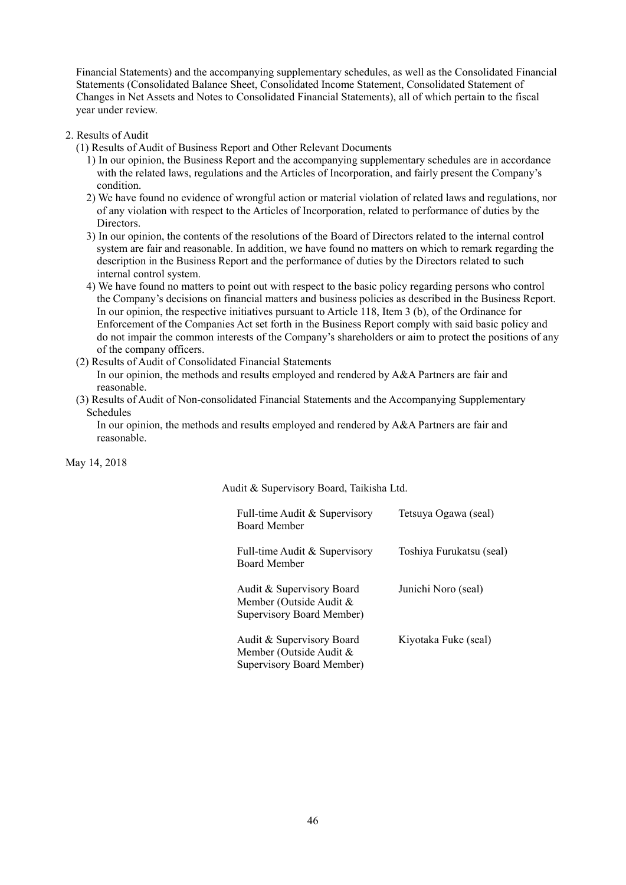Financial Statements) and the accompanying supplementary schedules, as well as the Consolidated Financial Statements (Consolidated Balance Sheet, Consolidated Income Statement, Consolidated Statement of Changes in Net Assets and Notes to Consolidated Financial Statements), all of which pertain to the fiscal year under review.

2. Results of Audit

(1) Results of Audit of Business Report and Other Relevant Documents

1) In our opinion, the Business Report and the accompanying supplementary schedules are in accordance with the related laws, regulations and the Articles of Incorporation, and fairly present the Company's condition.

2) We have found no evidence of wrongful action or material violation of related laws and regulations, nor of any violation with respect to the Articles of Incorporation, related to performance of duties by the Directors.

3) In our opinion, the contents of the resolutions of the Board of Directors related to the internal control system are fair and reasonable. In addition, we have found no matters on which to remark regarding the description in the Business Report and the performance of duties by the Directors related to such internal control system.

4) We have found no matters to point out with respect to the basic policy regarding persons who control the Company's decisions on financial matters and business policies as described in the Business Report. In our opinion, the respective initiatives pursuant to Article 118, Item 3 (b), of the Ordinance for Enforcement of the Companies Act set forth in the Business Report comply with said basic policy and do not impair the common interests of the Company's shareholders or aim to protect the positions of any of the company officers.

(2) Results of Audit of Consolidated Financial Statements

In our opinion, the methods and results employed and rendered by A&A Partners are fair and reasonable.

(3) Results of Audit of Non-consolidated Financial Statements and the Accompanying Supplementary Schedules

In our opinion, the methods and results employed and rendered by A&A Partners are fair and reasonable.

May 14, 2018

Audit & Supervisory Board, Taikisha Ltd.

| | |
|---|---|
| Full-time Audit & Supervisory Board Member | Tetsuya Ogawa (seal) |
| Full-time Audit & Supervisory Board Member | Toshiya Furukatsu (seal) |
| Audit & Supervisory Board Member (Outside Audit & Supervisory Board Member) | Junichi Noro (seal) |
| Audit & Supervisory Board Member (Outside Audit & Supervisory Board Member) | Kiyotaka Fuke (seal) |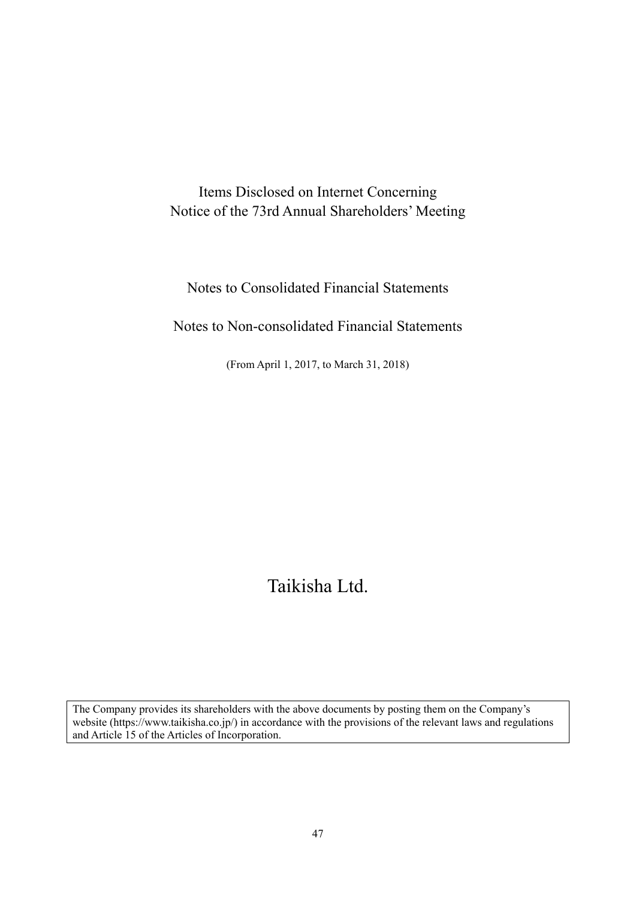Items Disclosed on Internet Concerning
Notice of the 73rd Annual Shareholders' Meeting

Notes to Consolidated Financial Statements

Notes to Non-consolidated Financial Statements

(From April 1, 2017, to March 31, 2018)

# Taikisha Ltd.

The Company provides its shareholders with the above documents by posting them on the Company's website (https://www.taikisha.co.jp/) in accordance with the provisions of the relevant laws and regulations and Article 15 of the Articles of Incorporation.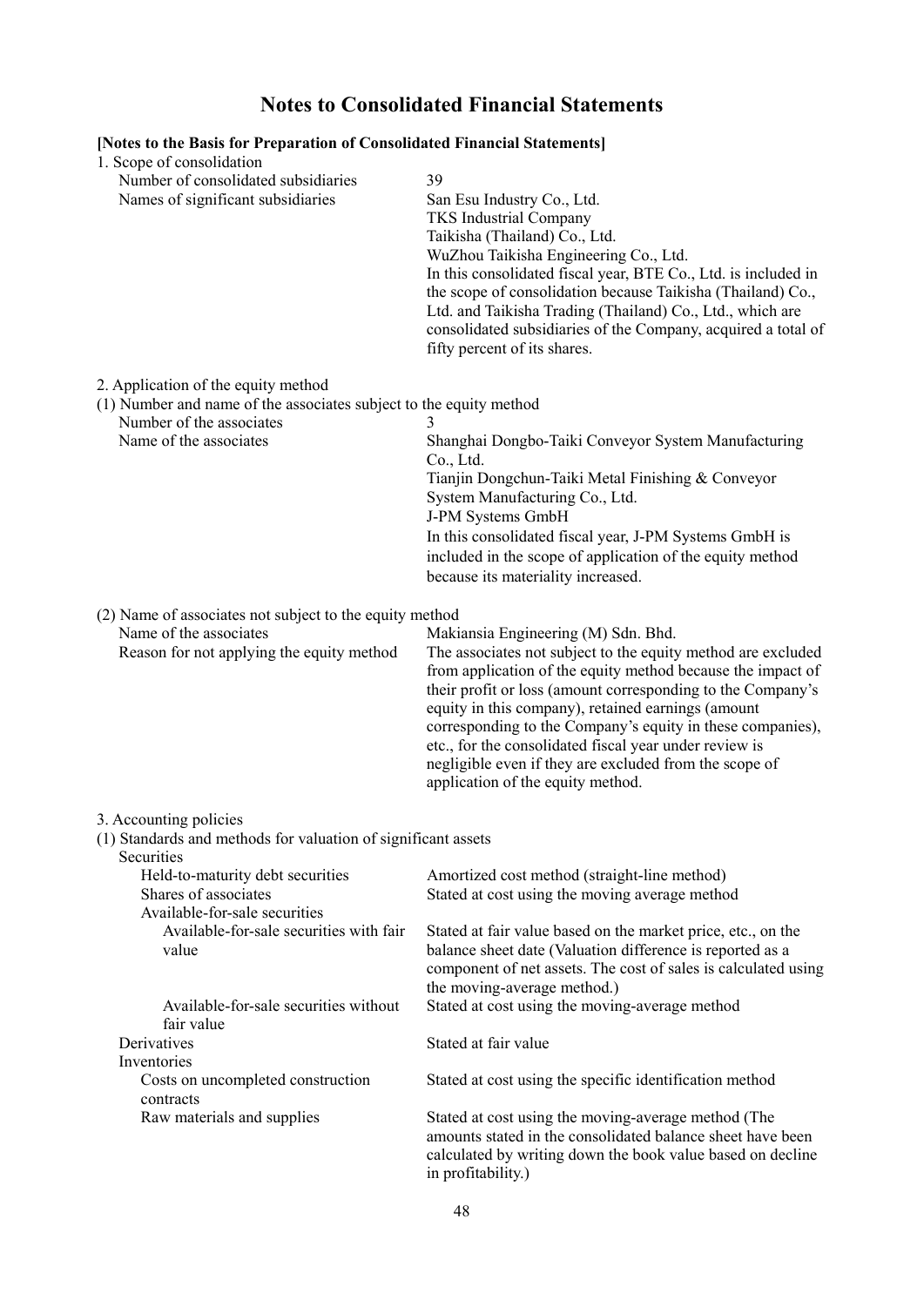# Notes to Consolidated Financial Statements

**[Notes to the Basis for Preparation of Consolidated Financial Statements]**

1. Scope of consolidation

| | |
|---|---|
| Number of consolidated subsidiaries | 39 |
| Names of significant subsidiaries | San Esu Industry Co., Ltd.<br>TKS Industrial Company<br>Taikisha (Thailand) Co., Ltd.<br>WuZhou Taikisha Engineering Co., Ltd.<br>In this consolidated fiscal year, BTE Co., Ltd. is included in the scope of consolidation because Taikisha (Thailand) Co., Ltd. and Taikisha Trading (Thailand) Co., Ltd., which are consolidated subsidiaries of the Company, acquired a total of fifty percent of its shares. |

2. Application of the equity method

(1) Number and name of the associates subject to the equity method

| | |
|---|---|
| Number of the associates | 3 |
| Name of the associates | Shanghai Dongbo-Taiki Conveyor System Manufacturing Co., Ltd.<br>Tianjin Dongchun-Taiki Metal Finishing & Conveyor System Manufacturing Co., Ltd.<br>J-PM Systems GmbH<br>In this consolidated fiscal year, J-PM Systems GmbH is included in the scope of application of the equity method because its materiality increased. |

(2) Name of associates not subject to the equity method

| | |
|---|---|
| Name of the associates | Makiansia Engineering (M) Sdn. Bhd. |
| Reason for not applying the equity method | The associates not subject to the equity method are excluded from application of the equity method because the impact of their profit or loss (amount corresponding to the Company's equity in this company), retained earnings (amount corresponding to the Company's equity in these companies), etc., for the consolidated fiscal year under review is negligible even if they are excluded from the scope of application of the equity method. |

3. Accounting policies

(1) Standards and methods for valuation of significant assets

| | |
|---|---|
| Securities | |
| Held-to-maturity debt securities | Amortized cost method (straight-line method) |
| Shares of associates | Stated at cost using the moving average method |
| Available-for-sale securities | |
| Available-for-sale securities with fair value | Stated at fair value based on the market price, etc., on the balance sheet date (Valuation difference is reported as a component of net assets. The cost of sales is calculated using the moving-average method.) |
| Available-for-sale securities without fair value | Stated at cost using the moving-average method |
| Derivatives | Stated at fair value |
| Inventories | |
| Costs on uncompleted construction contracts | Stated at cost using the specific identification method |
| Raw materials and supplies | Stated at cost using the moving-average method (The amounts stated in the consolidated balance sheet have been calculated by writing down the book value based on decline in profitability.) |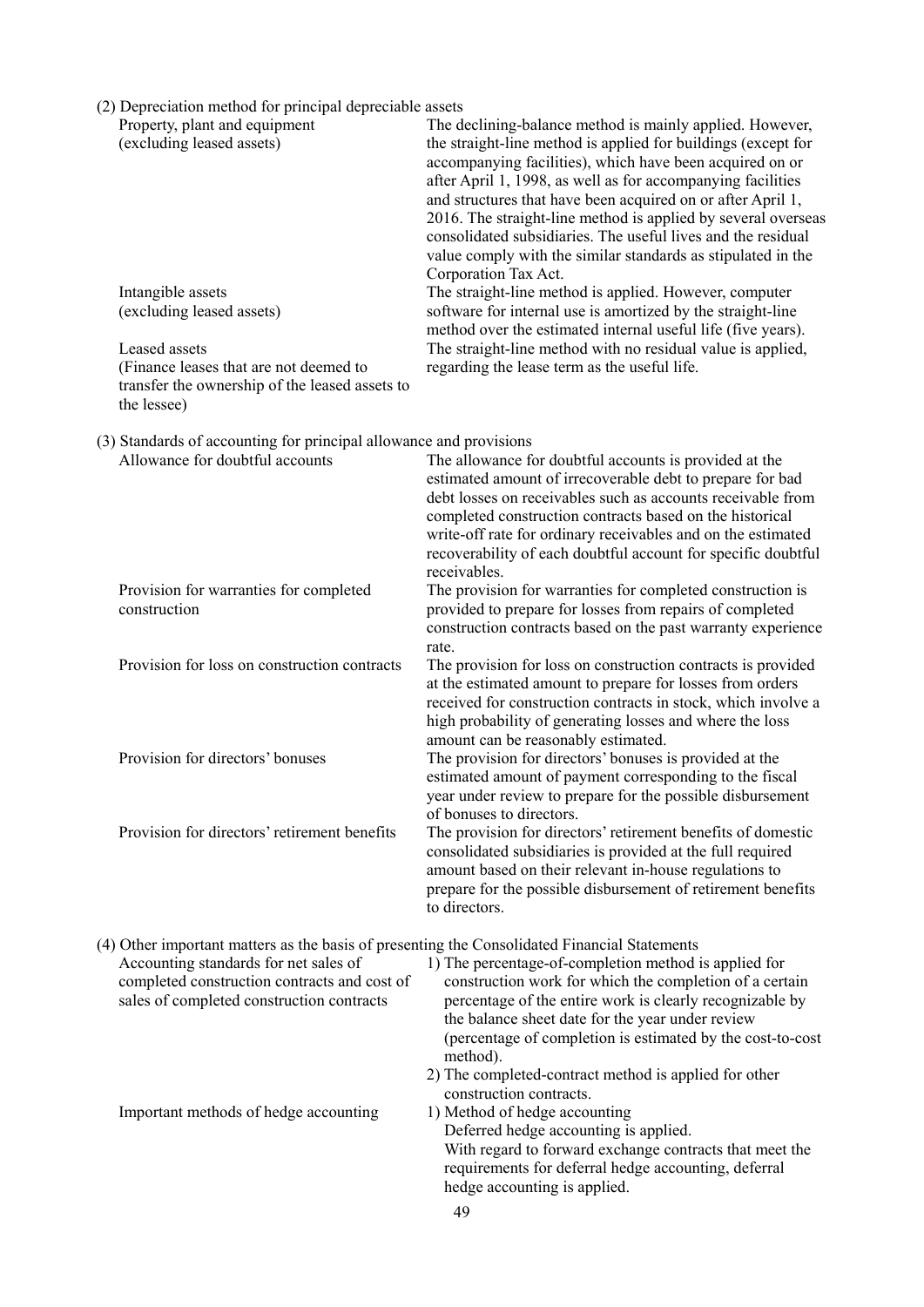(2) Depreciation method for principal depreciable assets

| | |
|---|---|
| Property, plant and equipment (excluding leased assets) | The declining-balance method is mainly applied. However, the straight-line method is applied for buildings (except for accompanying facilities), which have been acquired on or after April 1, 1998, as well as for accompanying facilities and structures that have been acquired on or after April 1, 2016. The straight-line method is applied by several overseas consolidated subsidiaries. The useful lives and the residual value comply with the similar standards as stipulated in the Corporation Tax Act. |
| Intangible assets (excluding leased assets) | The straight-line method is applied. However, computer software for internal use is amortized by the straight-line method over the estimated internal useful life (five years). |
| Leased assets (Finance leases that are not deemed to transfer the ownership of the leased assets to the lessee) | The straight-line method with no residual value is applied, regarding the lease term as the useful life. |

(3) Standards of accounting for principal allowance and provisions

| | |
|---|---|
| Allowance for doubtful accounts | The allowance for doubtful accounts is provided at the estimated amount of irrecoverable debt to prepare for bad debt losses on receivables such as accounts receivable from completed construction contracts based on the historical write-off rate for ordinary receivables and on the estimated recoverability of each doubtful account for specific doubtful receivables. |
| Provision for warranties for completed construction | The provision for warranties for completed construction is provided to prepare for losses from repairs of completed construction contracts based on the past warranty experience rate. |
| Provision for loss on construction contracts | The provision for loss on construction contracts is provided at the estimated amount to prepare for losses from orders received for construction contracts in stock, which involve a high probability of generating losses and where the loss amount can be reasonably estimated. |
| Provision for directors' bonuses | The provision for directors' bonuses is provided at the estimated amount of payment corresponding to the fiscal year under review to prepare for the possible disbursement of bonuses to directors. |
| Provision for directors' retirement benefits | The provision for directors' retirement benefits of domestic consolidated subsidiaries is provided at the full required amount based on their relevant in-house regulations to prepare for the possible disbursement of retirement benefits to directors. |

(4) Other important matters as the basis of presenting the Consolidated Financial Statements

| | |
|---|---|
| Accounting standards for net sales of completed construction contracts and cost of sales of completed construction contracts | 1) The percentage-of-completion method is applied for construction work for which the completion of a certain percentage of the entire work is clearly recognizable by the balance sheet date for the year under review (percentage of completion is estimated by the cost-to-cost method).<br>2) The completed-contract method is applied for other construction contracts. |
| Important methods of hedge accounting | 1) Method of hedge accounting<br>Deferred hedge accounting is applied.<br>With regard to forward exchange contracts that meet the requirements for deferral hedge accounting, deferral hedge accounting is applied. |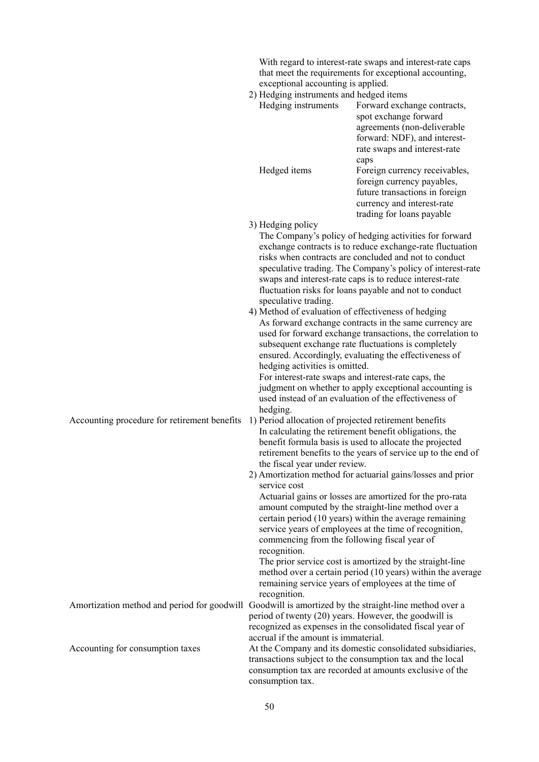| | |
|---|---|
| | With regard to interest-rate swaps and interest-rate caps that meet the requirements for exceptional accounting, exceptional accounting is applied.<br>2) Hedging instruments and hedged items<br>Hedging instruments: Forward exchange contracts, spot exchange forward agreements (non-deliverable forward: NDF), and interest-rate swaps and interest-rate caps<br>Hedged items: Foreign currency receivables, foreign currency payables, future transactions in foreign currency and interest-rate trading for loans payable<br>3) Hedging policy<br>The Company's policy of hedging activities for forward exchange contracts is to reduce exchange-rate fluctuation risks when contracts are concluded and not to conduct speculative trading. The Company's policy of interest-rate swaps and interest-rate caps is to reduce interest-rate fluctuation risks for loans payable and not to conduct speculative trading.<br>4) Method of evaluation of effectiveness of hedging<br>As forward exchange contracts in the same currency are used for forward exchange transactions, the correlation to subsequent exchange rate fluctuations is completely ensured. Accordingly, evaluating the effectiveness of hedging activities is omitted.<br>For interest-rate swaps and interest-rate caps, the judgment on whether to apply exceptional accounting is used instead of an evaluation of the effectiveness of hedging. |
| Accounting procedure for retirement benefits | 1) Period allocation of projected retirement benefits<br>In calculating the retirement benefit obligations, the benefit formula basis is used to allocate the projected retirement benefits to the years of service up to the end of the fiscal year under review.<br>2) Amortization method for actuarial gains/losses and prior service cost<br>Actuarial gains or losses are amortized for the pro-rata amount computed by the straight-line method over a certain period (10 years) within the average remaining service years of employees at the time of recognition, commencing from the following fiscal year of recognition.<br>The prior service cost is amortized by the straight-line method over a certain period (10 years) within the average remaining service years of employees at the time of recognition. |
| Amortization method and period for goodwill | Goodwill is amortized by the straight-line method over a period of twenty (20) years. However, the goodwill is recognized as expenses in the consolidated fiscal year of accrual if the amount is immaterial. |
| Accounting for consumption taxes | At the Company and its domestic consolidated subsidiaries, transactions subject to the consumption tax and the local consumption tax are recorded at amounts exclusive of the consumption tax. |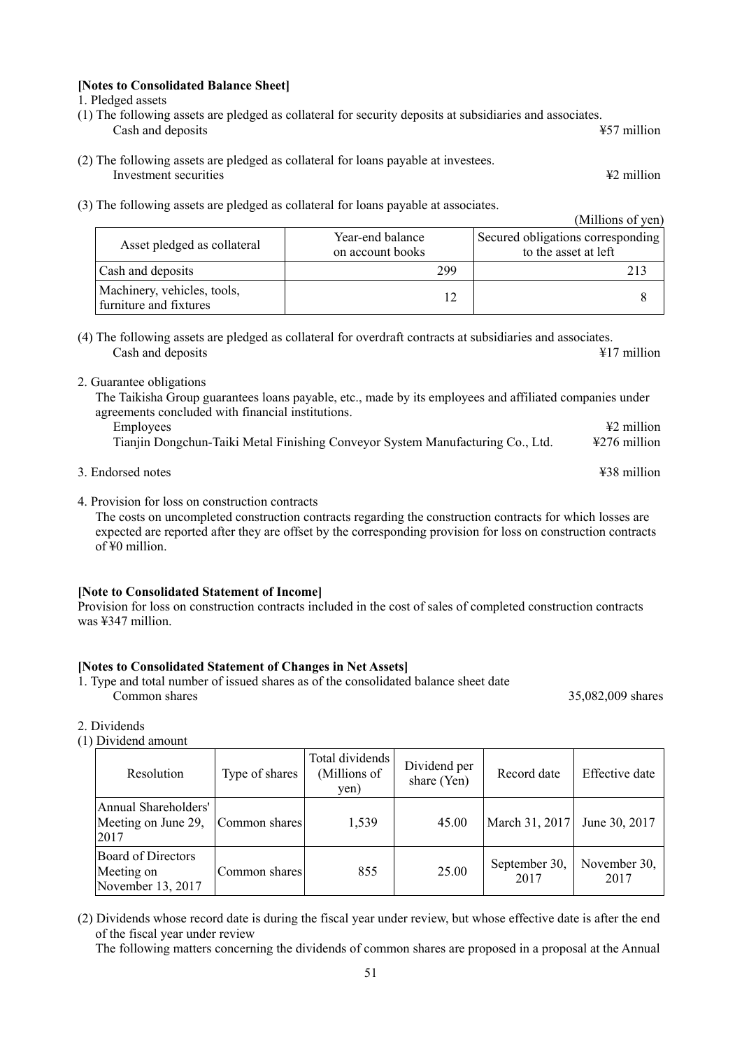**[Notes to Consolidated Balance Sheet]**

1. Pledged assets

(1) The following assets are pledged as collateral for security deposits at subsidiaries and associates.

Cash and deposits ¥57 million

(2) The following assets are pledged as collateral for loans payable at investees.

Investment securities ¥2 million

(3) The following assets are pledged as collateral for loans payable at associates.

(Millions of yen)

| Asset pledged as collateral | Year-end balance on account books | Secured obligations corresponding to the asset at left |
|---|---|---|
| Cash and deposits | 299 | 213 |
| Machinery, vehicles, tools, furniture and fixtures | 12 | 8 |

(4) The following assets are pledged as collateral for overdraft contracts at subsidiaries and associates.

Cash and deposits ¥17 million

2. Guarantee obligations

The Taikisha Group guarantees loans payable, etc., made by its employees and affiliated companies under agreements concluded with financial institutions.

Employees ¥2 million

Tianjin Dongchun-Taiki Metal Finishing Conveyor System Manufacturing Co., Ltd. ¥276 million

3. Endorsed notes ¥38 million

4. Provision for loss on construction contracts

The costs on uncompleted construction contracts regarding the construction contracts for which losses are expected are reported after they are offset by the corresponding provision for loss on construction contracts of ¥0 million.

**[Note to Consolidated Statement of Income]**

Provision for loss on construction contracts included in the cost of sales of completed construction contracts was ¥347 million.

**[Notes to Consolidated Statement of Changes in Net Assets]**

1. Type and total number of issued shares as of the consolidated balance sheet date

Common shares 35,082,009 shares

2. Dividends

(1) Dividend amount

| Resolution | Type of shares | Total dividends (Millions of yen) | Dividend per share (Yen) | Record date | Effective date |
|---|---|---|---|---|---|
| Annual Shareholders' Meeting on June 29, 2017 | Common shares | 1,539 | 45.00 | March 31, 2017 | June 30, 2017 |
| Board of Directors Meeting on November 13, 2017 | Common shares | 855 | 25.00 | September 30, 2017 | November 30, 2017 |

(2) Dividends whose record date is during the fiscal year under review, but whose effective date is after the end of the fiscal year under review

The following matters concerning the dividends of common shares are proposed in a proposal at the Annual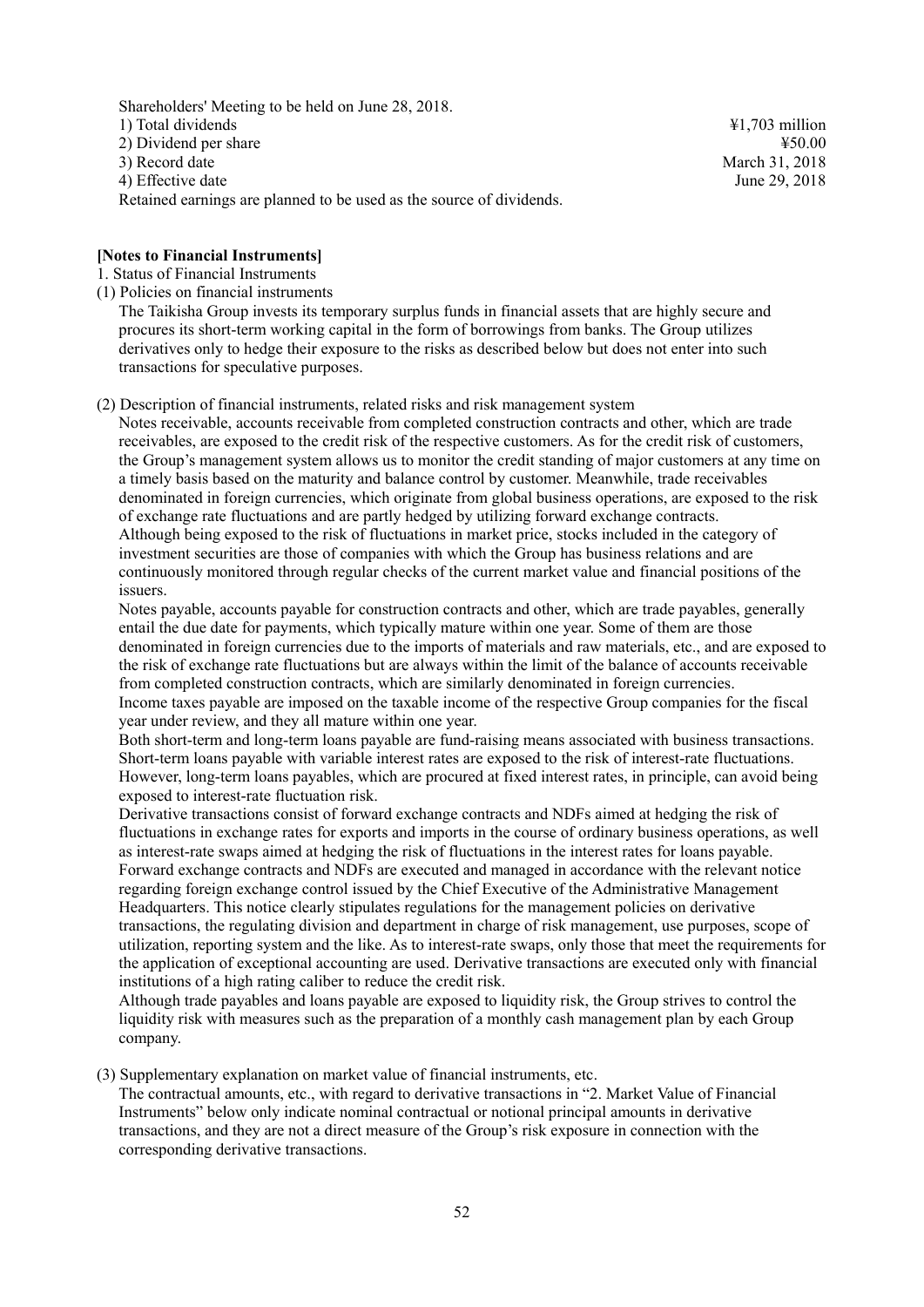Shareholders' Meeting to be held on June 28, 2018.

1) Total dividends ¥1,703 million
2) Dividend per share ¥50.00
3) Record date March 31, 2018
4) Effective date June 29, 2018

Retained earnings are planned to be used as the source of dividends.

**[Notes to Financial Instruments]**

1. Status of Financial Instruments

(1) Policies on financial instruments

The Taikisha Group invests its temporary surplus funds in financial assets that are highly secure and procures its short-term working capital in the form of borrowings from banks. The Group utilizes derivatives only to hedge their exposure to the risks as described below but does not enter into such transactions for speculative purposes.

(2) Description of financial instruments, related risks and risk management system

Notes receivable, accounts receivable from completed construction contracts and other, which are trade receivables, are exposed to the credit risk of the respective customers. As for the credit risk of customers, the Group's management system allows us to monitor the credit standing of major customers at any time on a timely basis based on the maturity and balance control by customer. Meanwhile, trade receivables denominated in foreign currencies, which originate from global business operations, are exposed to the risk of exchange rate fluctuations and are partly hedged by utilizing forward exchange contracts.

Although being exposed to the risk of fluctuations in market price, stocks included in the category of investment securities are those of companies with which the Group has business relations and are continuously monitored through regular checks of the current market value and financial positions of the issuers.

Notes payable, accounts payable for construction contracts and other, which are trade payables, generally entail the due date for payments, which typically mature within one year. Some of them are those denominated in foreign currencies due to the imports of materials and raw materials, etc., and are exposed to the risk of exchange rate fluctuations but are always within the limit of the balance of accounts receivable from completed construction contracts, which are similarly denominated in foreign currencies.

Income taxes payable are imposed on the taxable income of the respective Group companies for the fiscal year under review, and they all mature within one year.

Both short-term and long-term loans payable are fund-raising means associated with business transactions. Short-term loans payable with variable interest rates are exposed to the risk of interest-rate fluctuations. However, long-term loans payables, which are procured at fixed interest rates, in principle, can avoid being exposed to interest-rate fluctuation risk.

Derivative transactions consist of forward exchange contracts and NDFs aimed at hedging the risk of fluctuations in exchange rates for exports and imports in the course of ordinary business operations, as well as interest-rate swaps aimed at hedging the risk of fluctuations in the interest rates for loans payable. Forward exchange contracts and NDFs are executed and managed in accordance with the relevant notice regarding foreign exchange control issued by the Chief Executive of the Administrative Management Headquarters. This notice clearly stipulates regulations for the management policies on derivative transactions, the regulating division and department in charge of risk management, use purposes, scope of utilization, reporting system and the like. As to interest-rate swaps, only those that meet the requirements for the application of exceptional accounting are used. Derivative transactions are executed only with financial institutions of a high rating caliber to reduce the credit risk.

Although trade payables and loans payable are exposed to liquidity risk, the Group strives to control the liquidity risk with measures such as the preparation of a monthly cash management plan by each Group company.

(3) Supplementary explanation on market value of financial instruments, etc.

The contractual amounts, etc., with regard to derivative transactions in "2. Market Value of Financial Instruments" below only indicate nominal contractual or notional principal amounts in derivative transactions, and they are not a direct measure of the Group's risk exposure in connection with the corresponding derivative transactions.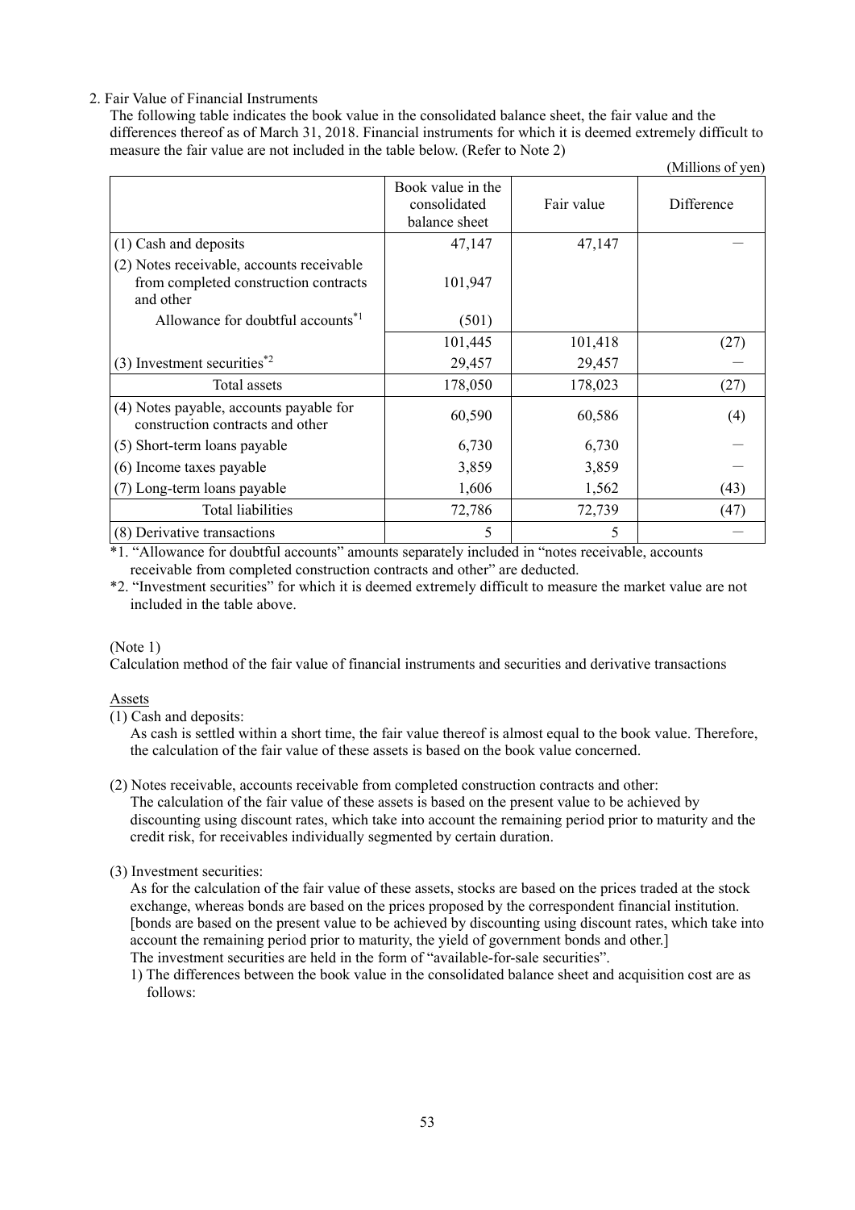2. Fair Value of Financial Instruments

The following table indicates the book value in the consolidated balance sheet, the fair value and the differences thereof as of March 31, 2018. Financial instruments for which it is deemed extremely difficult to measure the fair value are not included in the table below. (Refer to Note 2)

(Millions of yen)

| | Book value in the consolidated balance sheet | Fair value | Difference |
|---|---|---|---|
| (1) Cash and deposits | 47,147 | 47,147 | — |
| (2) Notes receivable, accounts receivable from completed construction contracts and other | 101,947 | | |
| Allowance for doubtful accounts[*1] | (501) | | |
| | 101,445 | 101,418 | (27) |
| (3) Investment securities[*2] | 29,457 | 29,457 | — |
| Total assets | 178,050 | 178,023 | (27) |
| (4) Notes payable, accounts payable for construction contracts and other | 60,590 | 60,586 | (4) |
| (5) Short-term loans payable | 6,730 | 6,730 | — |
| (6) Income taxes payable | 3,859 | 3,859 | — |
| (7) Long-term loans payable | 1,606 | 1,562 | (43) |
| Total liabilities | 72,786 | 72,739 | (47) |
| (8) Derivative transactions | 5 | 5 | — |

*1. "Allowance for doubtful accounts" amounts separately included in "notes receivable, accounts receivable from completed construction contracts and other" are deducted.

*2. "Investment securities" for which it is deemed extremely difficult to measure the market value are not included in the table above.

(Note 1)

Calculation method of the fair value of financial instruments and securities and derivative transactions

Assets

(1) Cash and deposits:

As cash is settled within a short time, the fair value thereof is almost equal to the book value. Therefore, the calculation of the fair value of these assets is based on the book value concerned.

(2) Notes receivable, accounts receivable from completed construction contracts and other:

The calculation of the fair value of these assets is based on the present value to be achieved by discounting using discount rates, which take into account the remaining period prior to maturity and the credit risk, for receivables individually segmented by certain duration.

(3) Investment securities:

As for the calculation of the fair value of these assets, stocks are based on the prices traded at the stock exchange, whereas bonds are based on the prices proposed by the correspondent financial institution. [bonds are based on the present value to be achieved by discounting using discount rates, which take into account the remaining period prior to maturity, the yield of government bonds and other.]

The investment securities are held in the form of "available-for-sale securities".

1) The differences between the book value in the consolidated balance sheet and acquisition cost are as follows: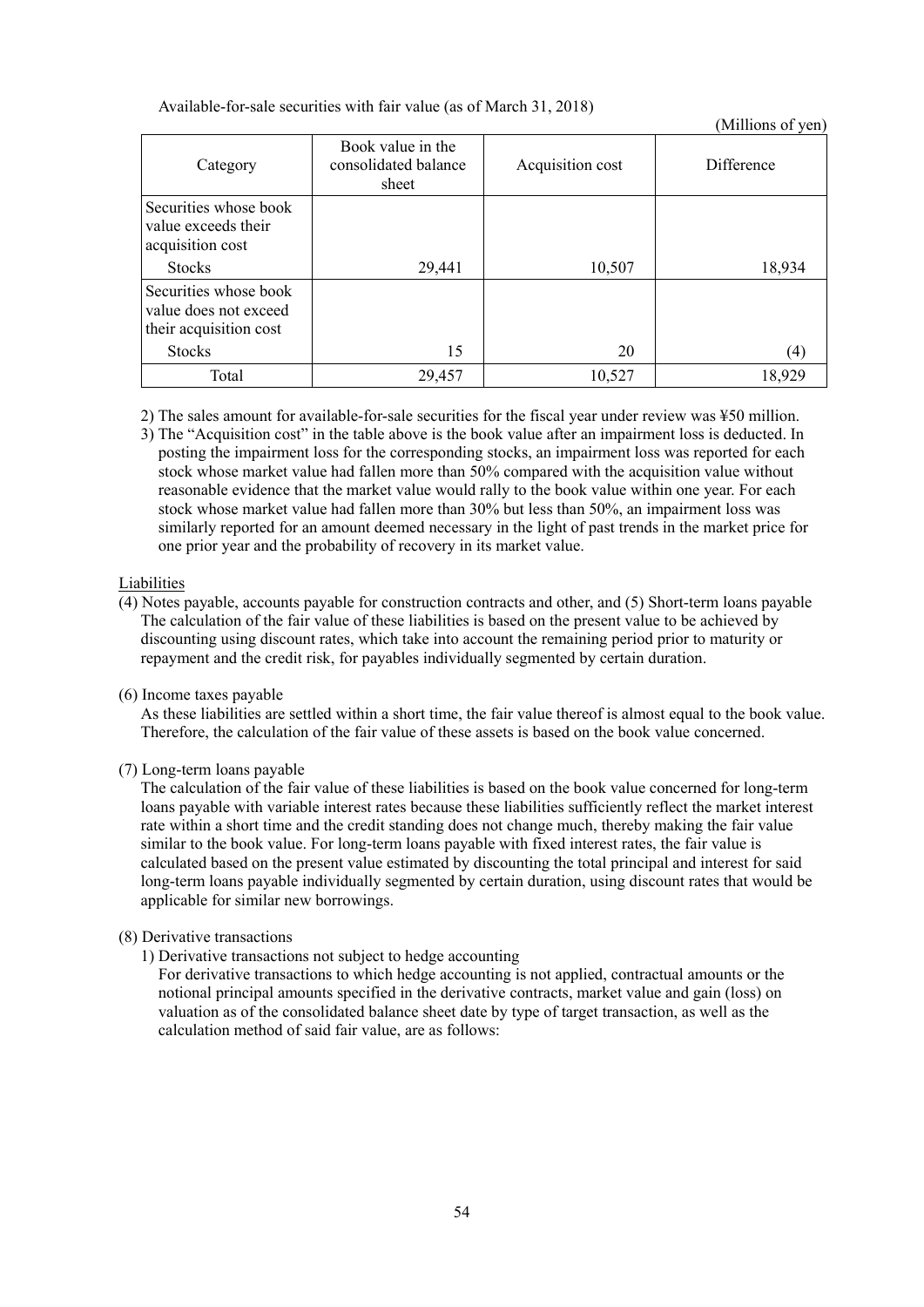Available-for-sale securities with fair value (as of March 31, 2018)

(Millions of yen)

| Category | Book value in the consolidated balance sheet | Acquisition cost | Difference |
|---|---|---|---|
| Securities whose book value exceeds their acquisition cost | | | |
| Stocks | 29,441 | 10,507 | 18,934 |
| Securities whose book value does not exceed their acquisition cost | | | |
| Stocks | 15 | 20 | (4) |
| Total | 29,457 | 10,527 | 18,929 |

2) The sales amount for available-for-sale securities for the fiscal year under review was ¥50 million.

3) The "Acquisition cost" in the table above is the book value after an impairment loss is deducted. In posting the impairment loss for the corresponding stocks, an impairment loss was reported for each stock whose market value had fallen more than 50% compared with the acquisition value without reasonable evidence that the market value would rally to the book value within one year. For each stock whose market value had fallen more than 30% but less than 50%, an impairment loss was similarly reported for an amount deemed necessary in the light of past trends in the market price for one prior year and the probability of recovery in its market value.

Liabilities

(4) Notes payable, accounts payable for construction contracts and other, and (5) Short-term loans payable

The calculation of the fair value of these liabilities is based on the present value to be achieved by discounting using discount rates, which take into account the remaining period prior to maturity or repayment and the credit risk, for payables individually segmented by certain duration.

(6) Income taxes payable

As these liabilities are settled within a short time, the fair value thereof is almost equal to the book value. Therefore, the calculation of the fair value of these assets is based on the book value concerned.

(7) Long-term loans payable

The calculation of the fair value of these liabilities is based on the book value concerned for long-term loans payable with variable interest rates because these liabilities sufficiently reflect the market interest rate within a short time and the credit standing does not change much, thereby making the fair value similar to the book value. For long-term loans payable with fixed interest rates, the fair value is calculated based on the present value estimated by discounting the total principal and interest for said long-term loans payable individually segmented by certain duration, using discount rates that would be applicable for similar new borrowings.

(8) Derivative transactions

1) Derivative transactions not subject to hedge accounting

For derivative transactions to which hedge accounting is not applied, contractual amounts or the notional principal amounts specified in the derivative contracts, market value and gain (loss) on valuation as of the consolidated balance sheet date by type of target transaction, as well as the calculation method of said fair value, are as follows: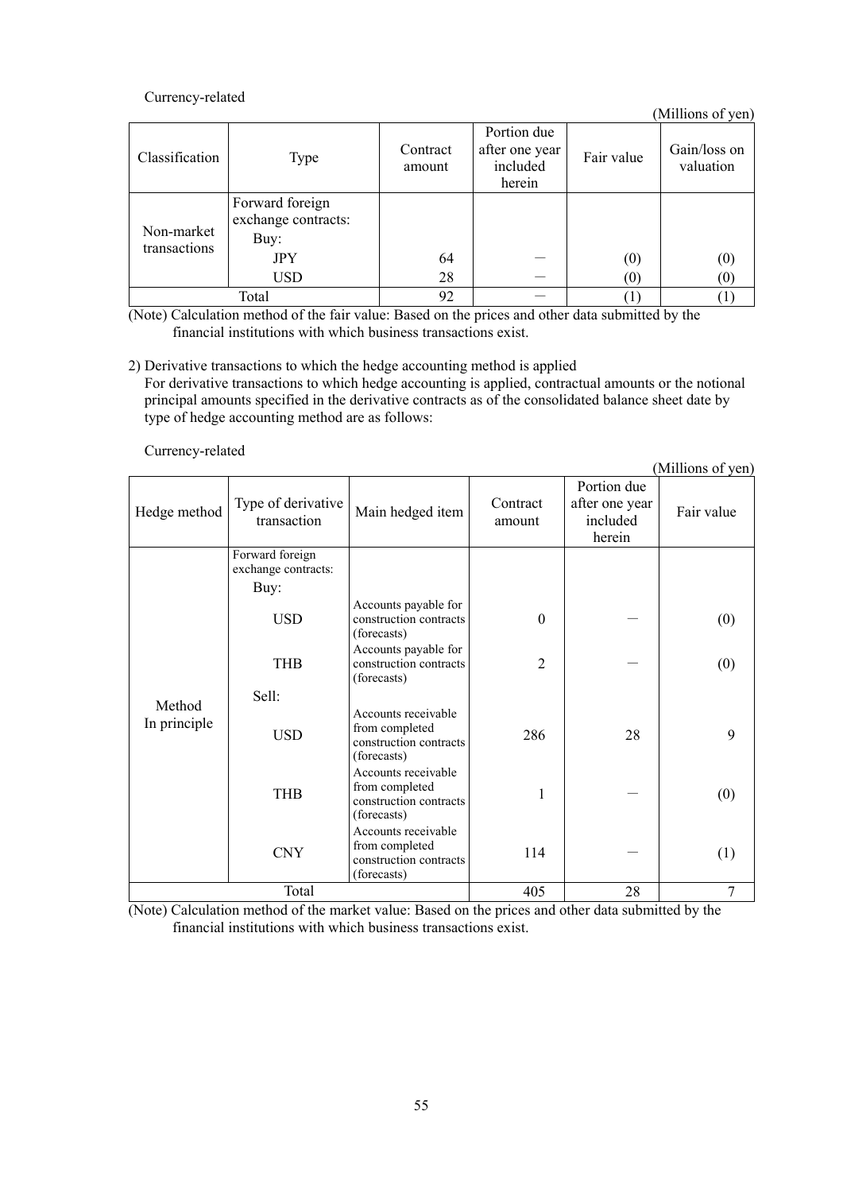Currency-related

(Millions of yen)

| Classification | Type | Contract amount | Portion due after one year included herein | Fair value | Gain/loss on valuation |
|---|---|---|---|---|---|
| Non-market transactions | Forward foreign exchange contracts: | | | | |
| | Buy: | | | | |
| | JPY | 64 | − | (0) | (0) |
| | USD | 28 | − | (0) | (0) |
| Total | | 92 | − | (1) | (1) |

(Note) Calculation method of the fair value: Based on the prices and other data submitted by the financial institutions with which business transactions exist.

2) Derivative transactions to which the hedge accounting method is applied

For derivative transactions to which hedge accounting is applied, contractual amounts or the notional principal amounts specified in the derivative contracts as of the consolidated balance sheet date by type of hedge accounting method are as follows:

Currency-related

(Millions of yen)

| Hedge method | Type of derivative transaction | Main hedged item | Contract amount | Portion due after one year included herein | Fair value |
|---|---|---|---|---|---|
| Method In principle | Forward foreign exchange contracts: | | | | |
| | Buy: | | | | |
| | USD | Accounts payable for construction contracts (forecasts) | 0 | − | (0) |
| | THB | Accounts payable for construction contracts (forecasts) | 2 | − | (0) |
| | Sell: | | | | |
| | USD | Accounts receivable from completed construction contracts (forecasts) | 286 | 28 | 9 |
| | THB | Accounts receivable from completed construction contracts (forecasts) | 1 | − | (0) |
| | CNY | Accounts receivable from completed construction contracts (forecasts) | 114 | − | (1) |
| Total | | | 405 | 28 | 7 |

(Note) Calculation method of the market value: Based on the prices and other data submitted by the financial institutions with which business transactions exist.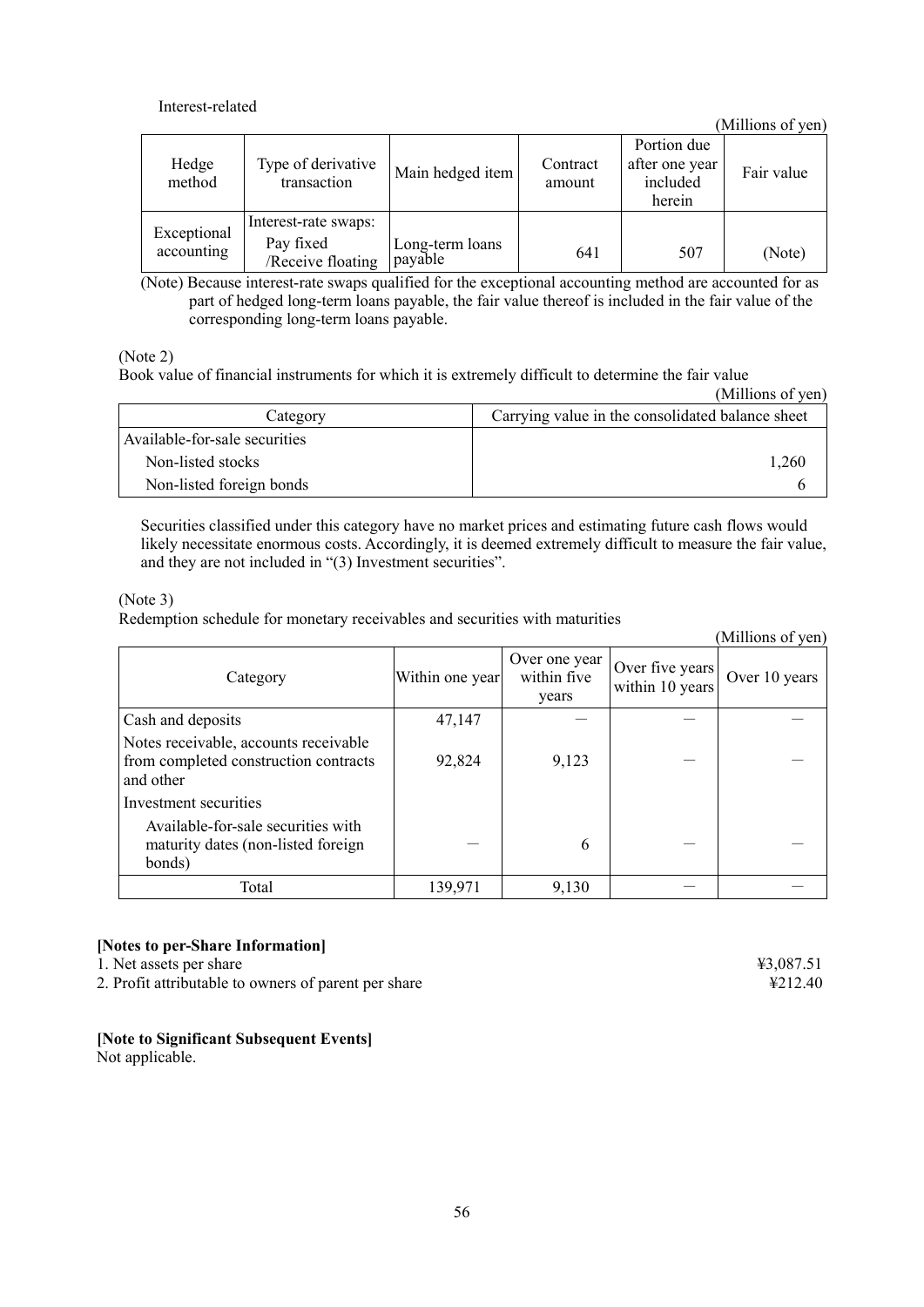Interest-related

(Millions of yen)

| Hedge method | Type of derivative transaction | Main hedged item | Contract amount | Portion due after one year included herein | Fair value |
|---|---|---|---|---|---|
| Exceptional accounting | Interest-rate swaps: Pay fixed /Receive floating | Long-term loans payable | 641 | 507 | (Note) |

(Note) Because interest-rate swaps qualified for the exceptional accounting method are accounted for as part of hedged long-term loans payable, the fair value thereof is included in the fair value of the corresponding long-term loans payable.

(Note 2)

Book value of financial instruments for which it is extremely difficult to determine the fair value

(Millions of yen)

| Category | Carrying value in the consolidated balance sheet |
|---|---|
| Available-for-sale securities | |
| Non-listed stocks | 1,260 |
| Non-listed foreign bonds | 6 |

Securities classified under this category have no market prices and estimating future cash flows would likely necessitate enormous costs. Accordingly, it is deemed extremely difficult to measure the fair value, and they are not included in "(3) Investment securities".

(Note 3)

Redemption schedule for monetary receivables and securities with maturities

(Millions of yen)

| Category | Within one year | Over one year within five years | Over five years within 10 years | Over 10 years |
|---|---|---|---|---|
| Cash and deposits | 47,147 | — | — | — |
| Notes receivable, accounts receivable from completed construction contracts and other | 92,824 | 9,123 | — | — |
| Investment securities | | | | |
| Available-for-sale securities with maturity dates (non-listed foreign bonds) | — | 6 | — | — |
| Total | 139,971 | 9,130 | — | — |

**[Notes to per-Share Information]**

1. Net assets per share ¥3,087.51
2. Profit attributable to owners of parent per share ¥212.40

**[Note to Significant Subsequent Events]**

Not applicable.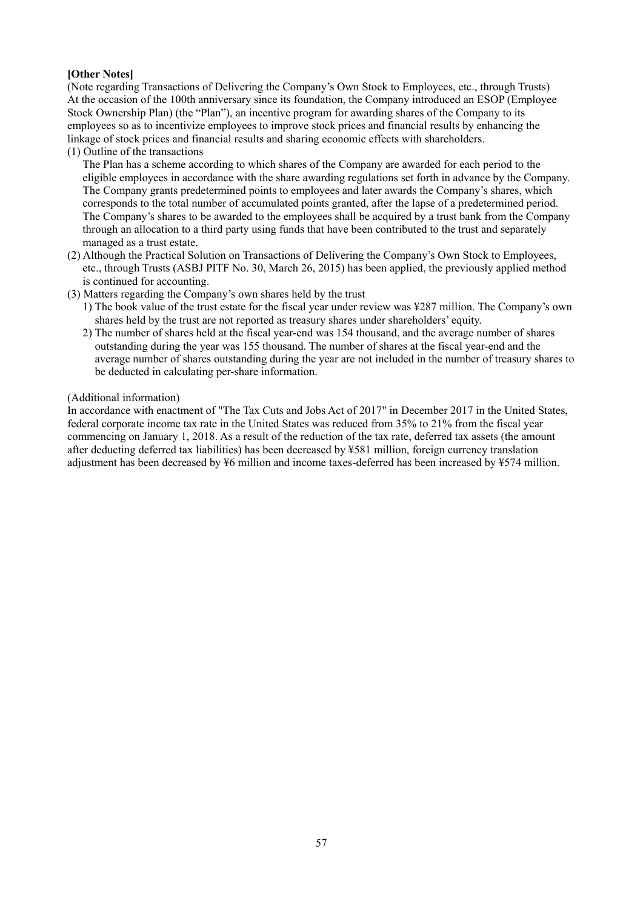**[Other Notes]**

(Note regarding Transactions of Delivering the Company's Own Stock to Employees, etc., through Trusts)

At the occasion of the 100th anniversary since its foundation, the Company introduced an ESOP (Employee Stock Ownership Plan) (the "Plan"), an incentive program for awarding shares of the Company to its employees so as to incentivize employees to improve stock prices and financial results by enhancing the linkage of stock prices and financial results and sharing economic effects with shareholders.

(1) Outline of the transactions

The Plan has a scheme according to which shares of the Company are awarded for each period to the eligible employees in accordance with the share awarding regulations set forth in advance by the Company. The Company grants predetermined points to employees and later awards the Company's shares, which corresponds to the total number of accumulated points granted, after the lapse of a predetermined period. The Company's shares to be awarded to the employees shall be acquired by a trust bank from the Company through an allocation to a third party using funds that have been contributed to the trust and separately managed as a trust estate.

(2) Although the Practical Solution on Transactions of Delivering the Company's Own Stock to Employees, etc., through Trusts (ASBJ PITF No. 30, March 26, 2015) has been applied, the previously applied method is continued for accounting.

(3) Matters regarding the Company's own shares held by the trust

1) The book value of the trust estate for the fiscal year under review was ¥287 million. The Company's own shares held by the trust are not reported as treasury shares under shareholders' equity.

2) The number of shares held at the fiscal year-end was 154 thousand, and the average number of shares outstanding during the year was 155 thousand. The number of shares at the fiscal year-end and the average number of shares outstanding during the year are not included in the number of treasury shares to be deducted in calculating per-share information.

(Additional information)

In accordance with enactment of "The Tax Cuts and Jobs Act of 2017" in December 2017 in the United States, federal corporate income tax rate in the United States was reduced from 35% to 21% from the fiscal year commencing on January 1, 2018. As a result of the reduction of the tax rate, deferred tax assets (the amount after deducting deferred tax liabilities) has been decreased by ¥581 million, foreign currency translation adjustment has been decreased by ¥6 million and income taxes-deferred has been increased by ¥574 million.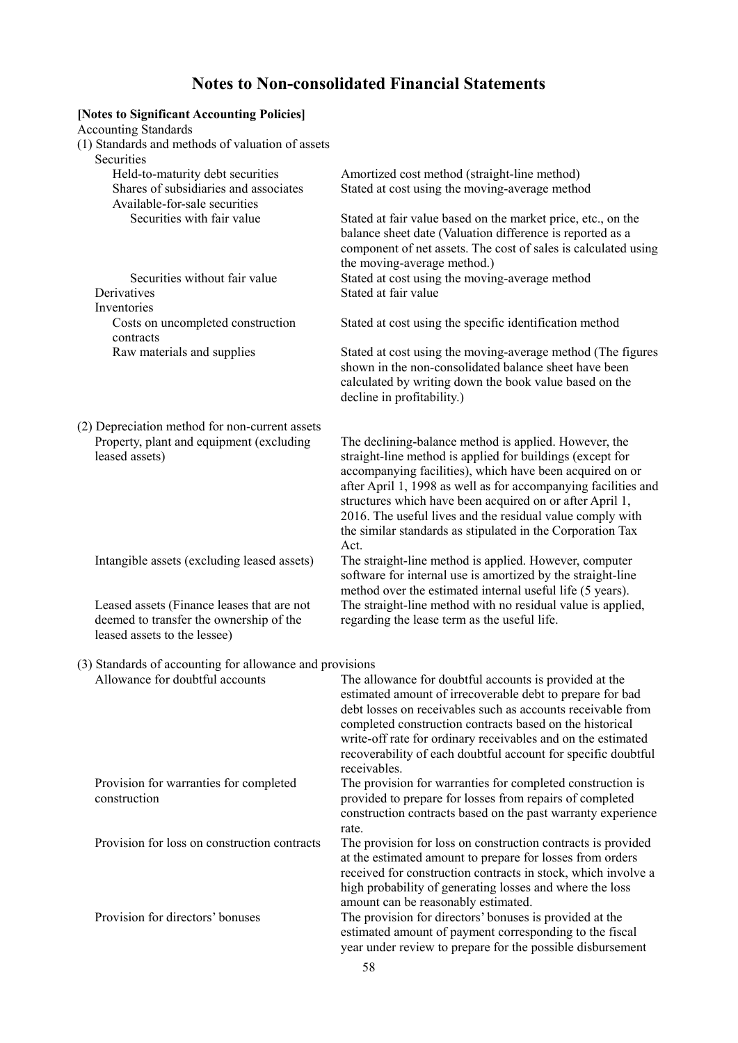# Notes to Non-consolidated Financial Statements

**[Notes to Significant Accounting Policies]**

Accounting Standards

(1) Standards and methods of valuation of assets

| Item | Method |
|---|---|
| **Securities** | |
| Held-to-maturity debt securities | Amortized cost method (straight-line method) |
| Shares of subsidiaries and associates | Stated at cost using the moving-average method |
| Available-for-sale securities | |
| Securities with fair value | Stated at fair value based on the market price, etc., on the balance sheet date (Valuation difference is reported as a component of net assets. The cost of sales is calculated using the moving-average method.) |
| Securities without fair value | Stated at cost using the moving-average method |
| **Derivatives** | Stated at fair value |
| **Inventories** | |
| Costs on uncompleted construction contracts | Stated at cost using the specific identification method |
| Raw materials and supplies | Stated at cost using the moving-average method (The figures shown in the non-consolidated balance sheet have been calculated by writing down the book value based on the decline in profitability.) |

(2) Depreciation method for non-current assets

| Item | Method |
|---|---|
| Property, plant and equipment (excluding leased assets) | The declining-balance method is applied. However, the straight-line method is applied for buildings (except for accompanying facilities), which have been acquired on or after April 1, 1998 as well as for accompanying facilities and structures which have been acquired on or after April 1, 2016. The useful lives and the residual value comply with the similar standards as stipulated in the Corporation Tax Act. |
| Intangible assets (excluding leased assets) | The straight-line method is applied. However, computer software for internal use is amortized by the straight-line method over the estimated internal useful life (5 years). |
| Leased assets (Finance leases that are not deemed to transfer the ownership of the leased assets to the lessee) | The straight-line method with no residual value is applied, regarding the lease term as the useful life. |

(3) Standards of accounting for allowance and provisions

| Item | Method |
|---|---|
| Allowance for doubtful accounts | The allowance for doubtful accounts is provided at the estimated amount of irrecoverable debt to prepare for bad debt losses on receivables such as accounts receivable from completed construction contracts based on the historical write-off rate for ordinary receivables and on the estimated recoverability of each doubtful account for specific doubtful receivables. |
| Provision for warranties for completed construction | The provision for warranties for completed construction is provided to prepare for losses from repairs of completed construction contracts based on the past warranty experience rate. |
| Provision for loss on construction contracts | The provision for loss on construction contracts is provided at the estimated amount to prepare for losses from orders received for construction contracts in stock, which involve a high probability of generating losses and where the loss amount can be reasonably estimated. |
| Provision for directors' bonuses | The provision for directors' bonuses is provided at the estimated amount of payment corresponding to the fiscal year under review to prepare for the possible disbursement |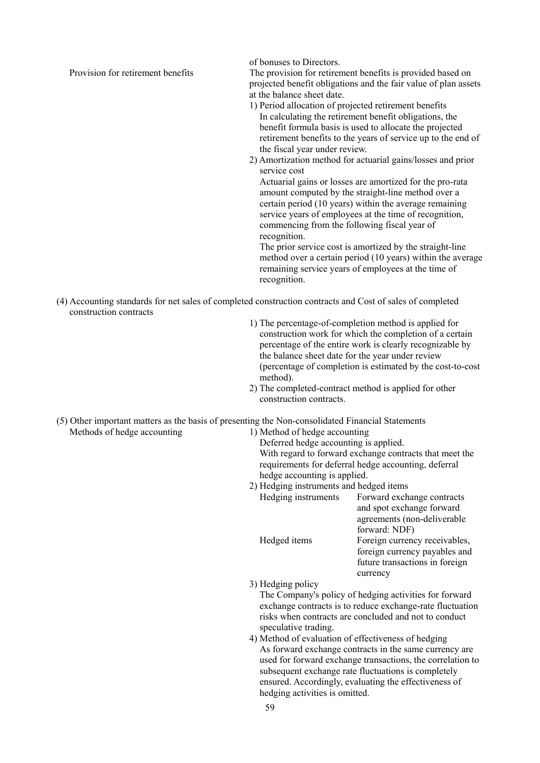of bonuses to Directors.

Provision for retirement benefits

The provision for retirement benefits is provided based on projected benefit obligations and the fair value of plan assets at the balance sheet date.

1) Period allocation of projected retirement benefits
   In calculating the retirement benefit obligations, the benefit formula basis is used to allocate the projected retirement benefits to the years of service up to the end of the fiscal year under review.
2) Amortization method for actuarial gains/losses and prior service cost
   Actuarial gains or losses are amortized for the pro-rata amount computed by the straight-line method over a certain period (10 years) within the average remaining service years of employees at the time of recognition, commencing from the following fiscal year of recognition.
   The prior service cost is amortized by the straight-line method over a certain period (10 years) within the average remaining service years of employees at the time of recognition.

(4) Accounting standards for net sales of completed construction contracts and Cost of sales of completed construction contracts

1) The percentage-of-completion method is applied for construction work for which the completion of a certain percentage of the entire work is clearly recognizable by the balance sheet date for the year under review (percentage of completion is estimated by the cost-to-cost method).
2) The completed-contract method is applied for other construction contracts.

(5) Other important matters as the basis of presenting the Non-consolidated Financial Statements

Methods of hedge accounting

1) Method of hedge accounting
   Deferred hedge accounting is applied.
   With regard to forward exchange contracts that meet the requirements for deferral hedge accounting, deferral hedge accounting is applied.
2) Hedging instruments and hedged items

| | |
|---|---|
| Hedging instruments | Forward exchange contracts and spot exchange forward agreements (non-deliverable forward: NDF) |
| Hedged items | Foreign currency receivables, foreign currency payables and future transactions in foreign currency |

3) Hedging policy
   The Company's policy of hedging activities for forward exchange contracts is to reduce exchange-rate fluctuation risks when contracts are concluded and not to conduct speculative trading.
4) Method of evaluation of effectiveness of hedging
   As forward exchange contracts in the same currency are used for forward exchange transactions, the correlation to subsequent exchange rate fluctuations is completely ensured. Accordingly, evaluating the effectiveness of hedging activities is omitted.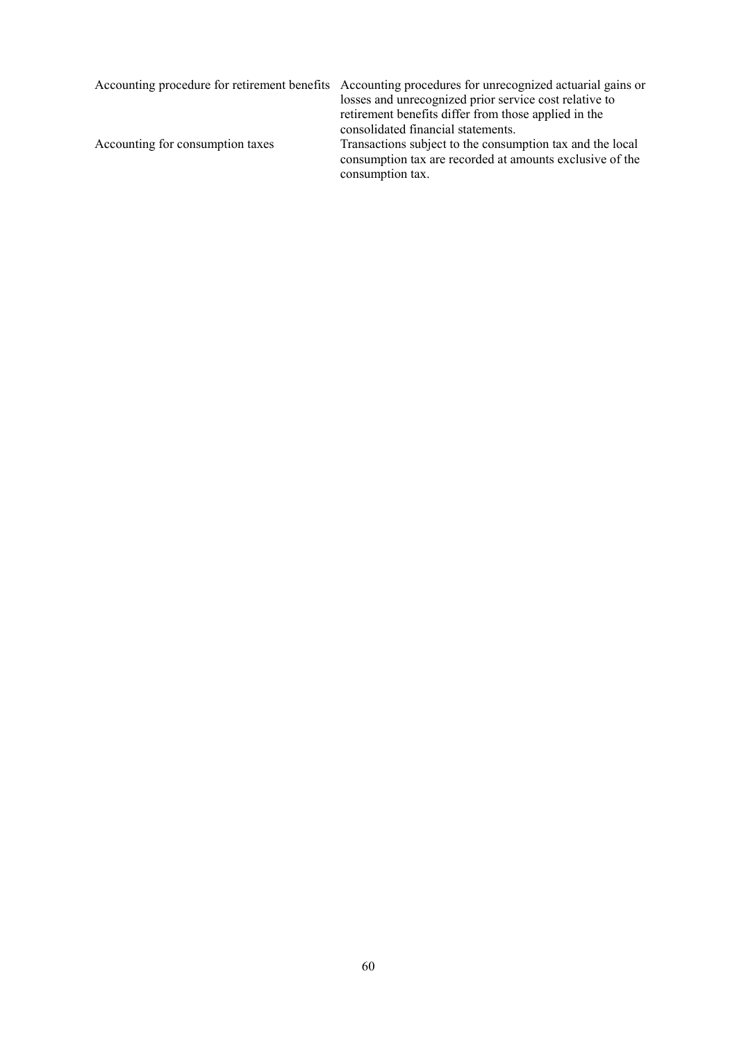| | |
|---|---|
| Accounting procedure for retirement benefits | Accounting procedures for unrecognized actuarial gains or losses and unrecognized prior service cost relative to retirement benefits differ from those applied in the consolidated financial statements. |
| Accounting for consumption taxes | Transactions subject to the consumption tax and the local consumption tax are recorded at amounts exclusive of the consumption tax. |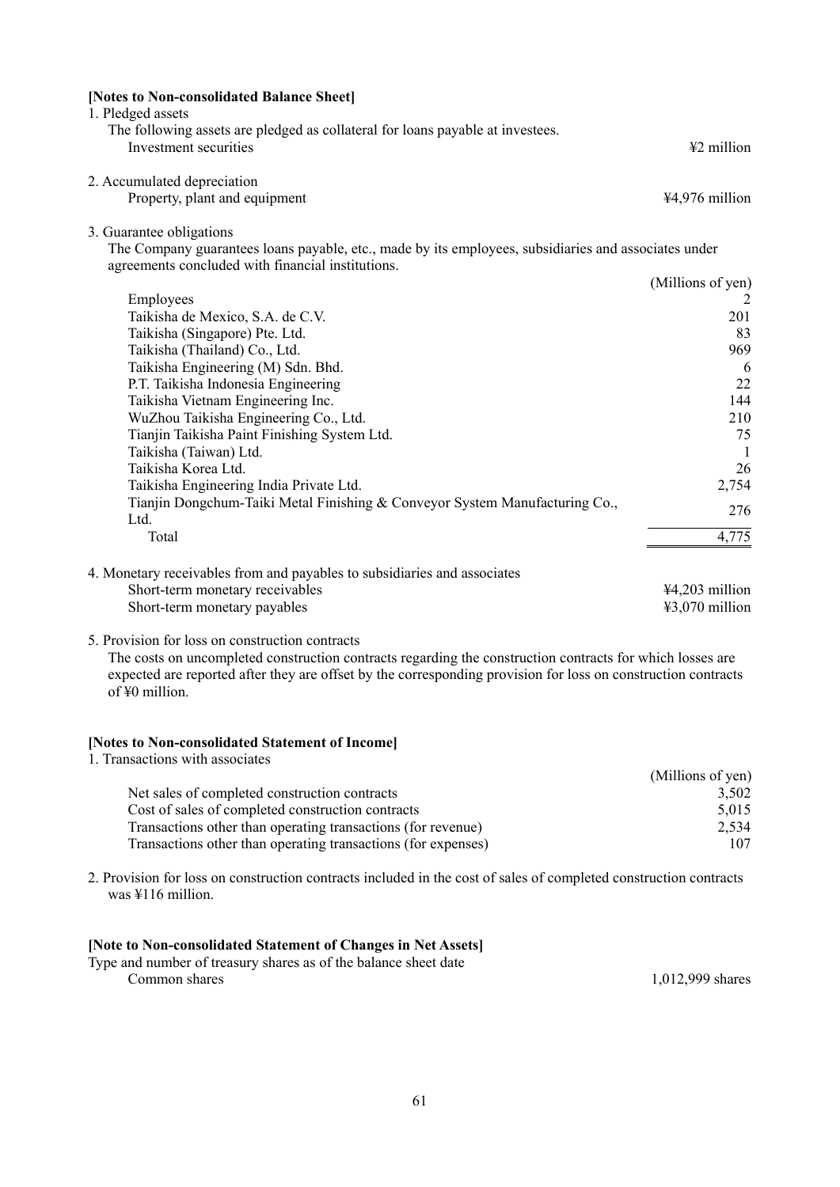**[Notes to Non-consolidated Balance Sheet]**

1. Pledged assets

   The following assets are pledged as collateral for loans payable at investees.

| | |
|---|---|
| Investment securities | ¥2 million |

2. Accumulated depreciation

| | |
|---|---|
| Property, plant and equipment | ¥4,976 million |

3. Guarantee obligations

   The Company guarantees loans payable, etc., made by its employees, subsidiaries and associates under agreements concluded with financial institutions.

| | (Millions of yen) |
|---|---|
| Employees | 2 |
| Taikisha de Mexico, S.A. de C.V. | 201 |
| Taikisha (Singapore) Pte. Ltd. | 83 |
| Taikisha (Thailand) Co., Ltd. | 969 |
| Taikisha Engineering (M) Sdn. Bhd. | 6 |
| P.T. Taikisha Indonesia Engineering | 22 |
| Taikisha Vietnam Engineering Inc. | 144 |
| WuZhou Taikisha Engineering Co., Ltd. | 210 |
| Tianjin Taikisha Paint Finishing System Ltd. | 75 |
| Taikisha (Taiwan) Ltd. | 1 |
| Taikisha Korea Ltd. | 26 |
| Taikisha Engineering India Private Ltd. | 2,754 |
| Tianjin Dongchum-Taiki Metal Finishing & Conveyor System Manufacturing Co., Ltd. | 276 |
| Total | 4,775 |

4. Monetary receivables from and payables to subsidiaries and associates

| | |
|---|---|
| Short-term monetary receivables | ¥4,203 million |
| Short-term monetary payables | ¥3,070 million |

5. Provision for loss on construction contracts

   The costs on uncompleted construction contracts regarding the construction contracts for which losses are expected are reported after they are offset by the corresponding provision for loss on construction contracts of ¥0 million.

**[Notes to Non-consolidated Statement of Income]**

1. Transactions with associates

| | (Millions of yen) |
|---|---|
| Net sales of completed construction contracts | 3,502 |
| Cost of sales of completed construction contracts | 5,015 |
| Transactions other than operating transactions (for revenue) | 2,534 |
| Transactions other than operating transactions (for expenses) | 107 |

2. Provision for loss on construction contracts included in the cost of sales of completed construction contracts was ¥116 million.

**[Note to Non-consolidated Statement of Changes in Net Assets]**

Type and number of treasury shares as of the balance sheet date

| | |
|---|---|
| Common shares | 1,012,999 shares |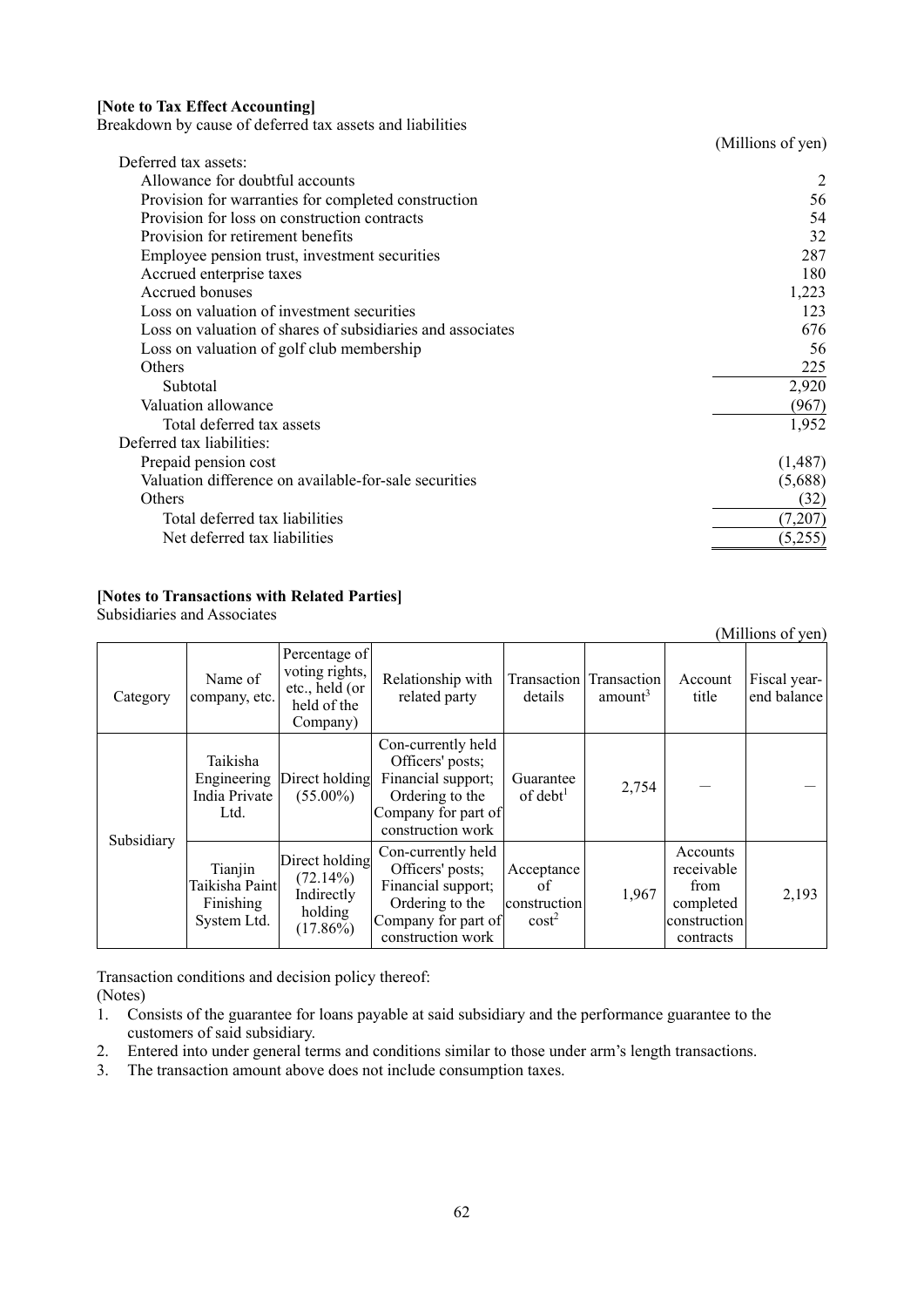**[Note to Tax Effect Accounting]**

Breakdown by cause of deferred tax assets and liabilities

(Millions of yen)

| | |
|---|---:|
| Deferred tax assets: | |
| Allowance for doubtful accounts | 2 |
| Provision for warranties for completed construction | 56 |
| Provision for loss on construction contracts | 54 |
| Provision for retirement benefits | 32 |
| Employee pension trust, investment securities | 287 |
| Accrued enterprise taxes | 180 |
| Accrued bonuses | 1,223 |
| Loss on valuation of investment securities | 123 |
| Loss on valuation of shares of subsidiaries and associates | 676 |
| Loss on valuation of golf club membership | 56 |
| Others | 225 |
| Subtotal | 2,920 |
| Valuation allowance | (967) |
| Total deferred tax assets | 1,952 |
| Deferred tax liabilities: | |
| Prepaid pension cost | (1,487) |
| Valuation difference on available-for-sale securities | (5,688) |
| Others | (32) |
| Total deferred tax liabilities | (7,207) |
| Net deferred tax liabilities | (5,255) |

**[Notes to Transactions with Related Parties]**

Subsidiaries and Associates

(Millions of yen)

| Category | Name of company, etc. | Percentage of voting rights, etc., held (or held of the Company) | Relationship with related party | Transaction details | Transaction amount[3] | Account title | Fiscal year-end balance |
|---|---|---|---|---|---|---|---|
| Subsidiary | Taikisha Engineering India Private Ltd. | Direct holding (55.00%) | Con-currently held Officers' posts; Financial support; Ordering to the Company for part of construction work | Guarantee of debt[1] | 2,754 | — | — |
| | Tianjin Taikisha Paint Finishing System Ltd. | Direct holding (72.14%) Indirectly holding (17.86%) | Con-currently held Officers' posts; Financial support; Ordering to the Company for part of construction work | Acceptance of construction cost[2] | 1,967 | Accounts receivable from completed construction contracts | 2,193 |

Transaction conditions and decision policy thereof:

(Notes)

1. Consists of the guarantee for loans payable at said subsidiary and the performance guarantee to the customers of said subsidiary.
2. Entered into under general terms and conditions similar to those under arm's length transactions.
3. The transaction amount above does not include consumption taxes.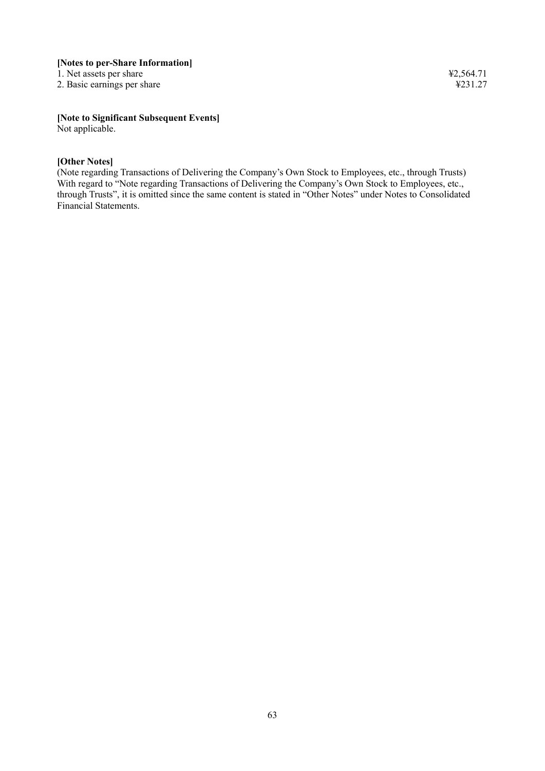**[Notes to per-Share Information]**

| | |
|---|---|
| 1. Net assets per share | ¥2,564.71 |
| 2. Basic earnings per share | ¥231.27 |

**[Note to Significant Subsequent Events]**

Not applicable.

**[Other Notes]**

(Note regarding Transactions of Delivering the Company's Own Stock to Employees, etc., through Trusts)
With regard to "Note regarding Transactions of Delivering the Company's Own Stock to Employees, etc., through Trusts", it is omitted since the same content is stated in "Other Notes" under Notes to Consolidated Financial Statements.